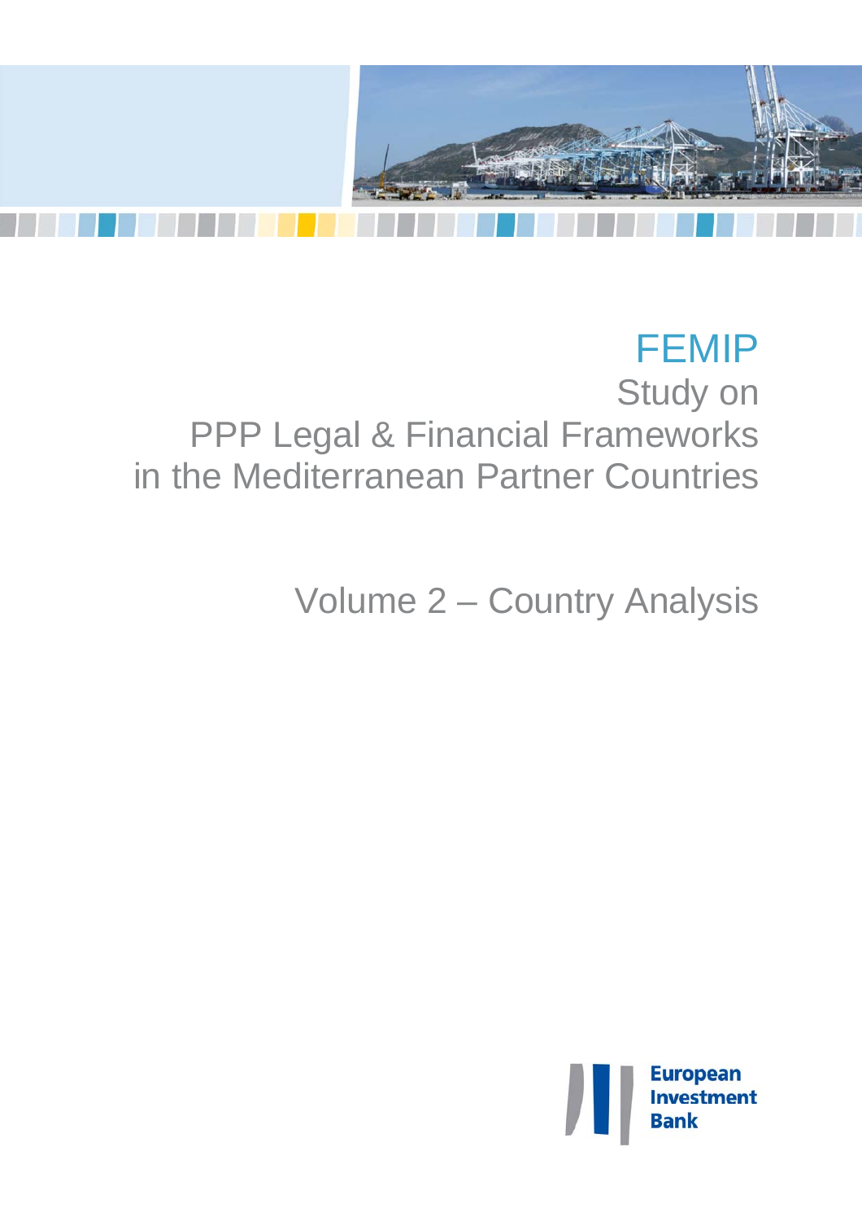# FEMIP

## Study on PPP Legal & Financial Frameworks in the Mediterranean Partner Countries

## Volume 2 – Country Analysis

European Investment Bank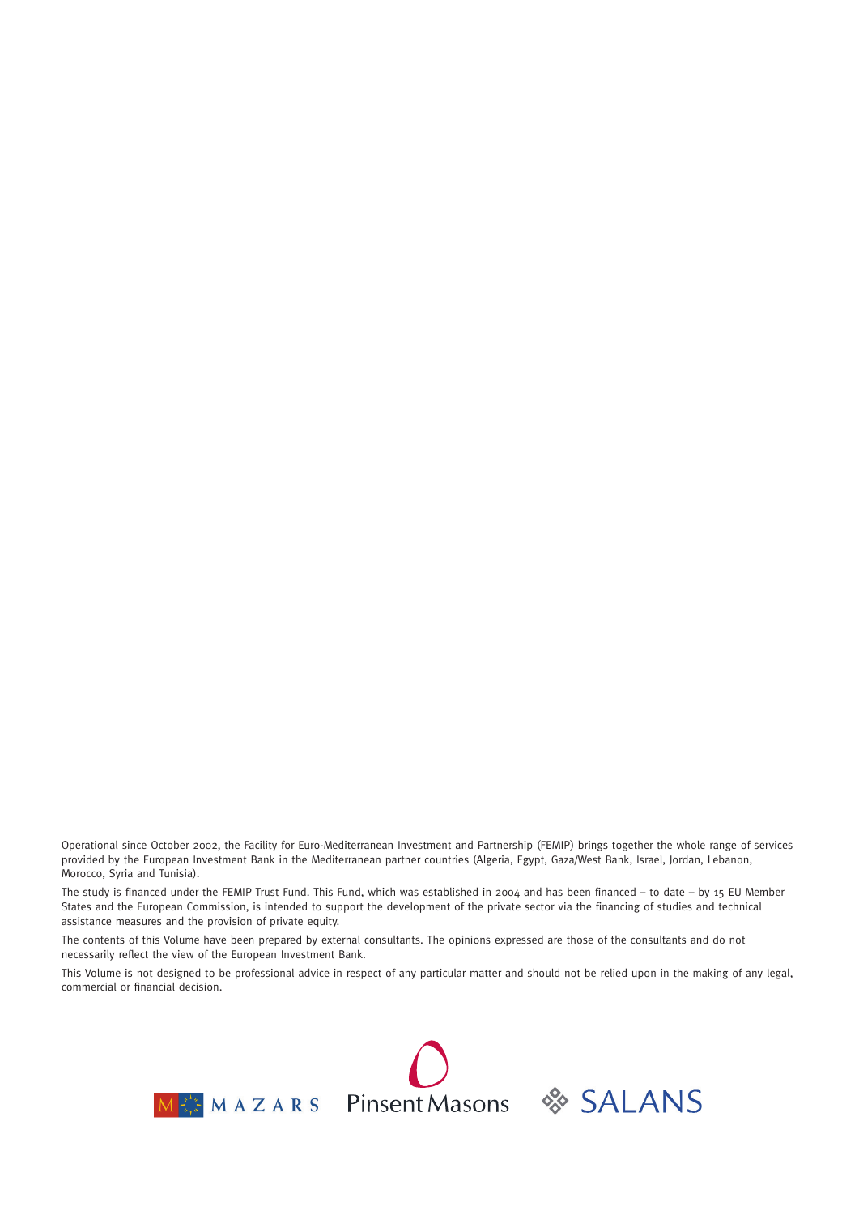Operational since October 2002, the Facility for Euro-Mediterranean Investment and Partnership (FEMIP) brings together the whole range of services provided by the European Investment Bank in the Mediterranean partner countries (Algeria, Egypt, Gaza/West Bank, Israel, Jordan, Lebanon, Morocco, Syria and Tunisia).

The study is financed under the FEMIP Trust Fund. This Fund, which was established in 2004 and has been financed – to date – by 15 EU Member States and the European Commission, is intended to support the development of the private sector via the financing of studies and technical assistance measures and the provision of private equity.

The contents of this Volume have been prepared by external consultants. The opinions expressed are those of the consultants and do not necessarily reflect the view of the European Investment Bank.

This Volume is not designed to be professional advice in respect of any particular matter and should not be relied upon in the making of any legal, commercial or financial decision.

MAZARS Pinsent Masons SALANS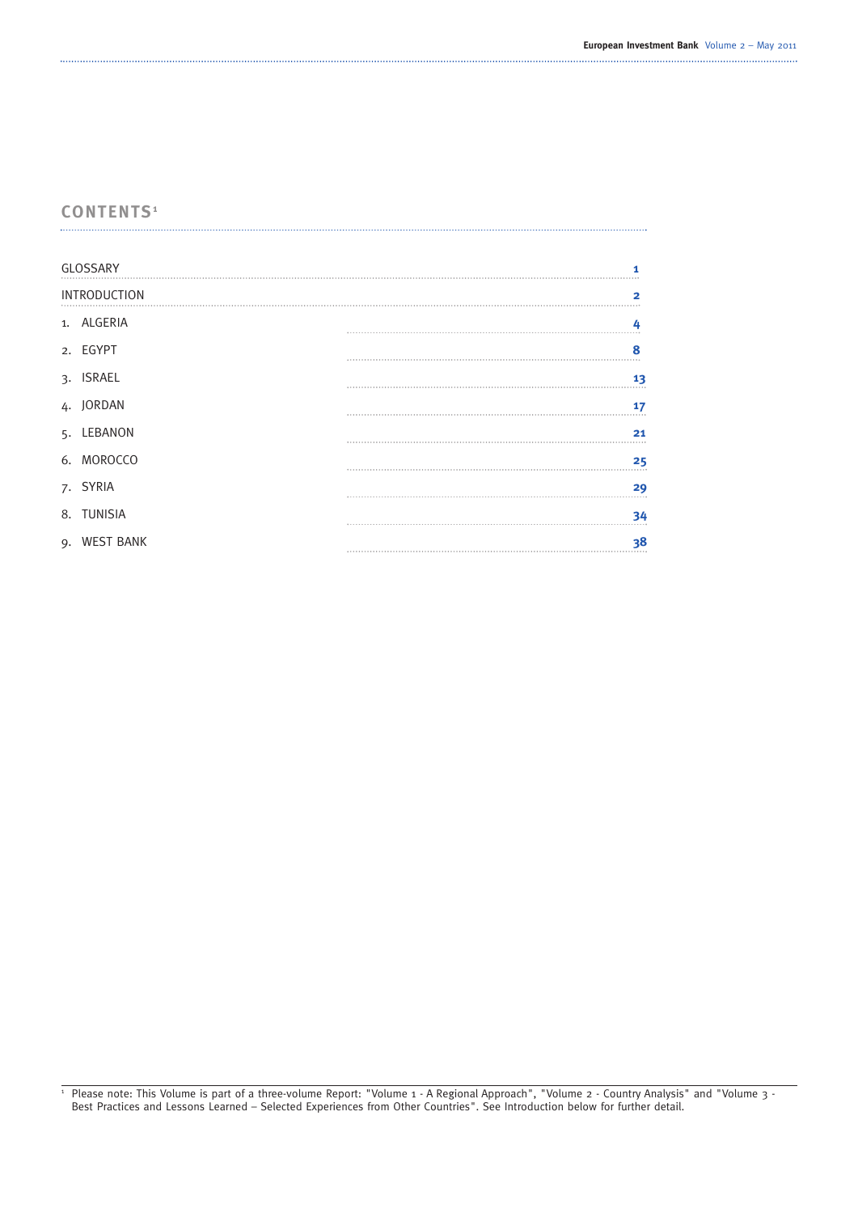# CONTENTS[1]

| | |
|---|---|
| GLOSSARY | 1 |
| INTRODUCTION | 2 |
| 1. ALGERIA | 4 |
| 2. EGYPT | 8 |
| 3. ISRAEL | 13 |
| 4. JORDAN | 17 |
| 5. LEBANON | 21 |
| 6. MOROCCO | 25 |
| 7. SYRIA | 29 |
| 8. TUNISIA | 34 |
| 9. WEST BANK | 38 |

[1] Please note: This Volume is part of a three-volume Report: "Volume 1 - A Regional Approach", "Volume 2 - Country Analysis" and "Volume 3 - Best Practices and Lessons Learned – Selected Experiences from Other Countries". See Introduction below for further detail.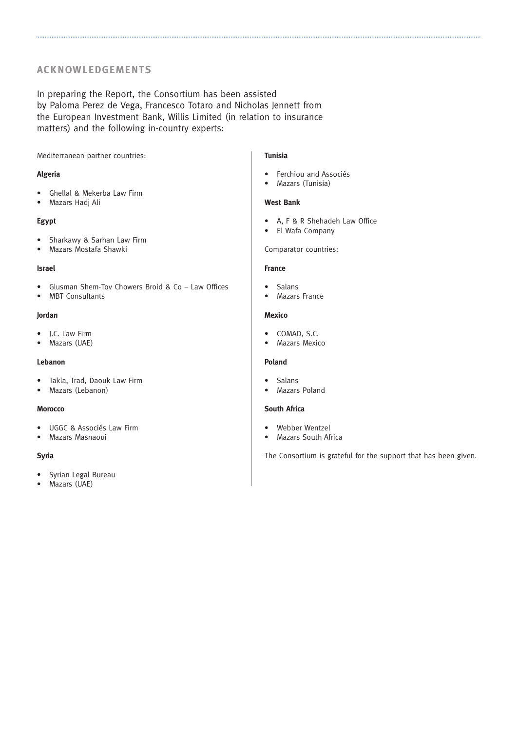## ACKNOWLEDGEMENTS

In preparing the Report, the Consortium has been assisted by Paloma Perez de Vega, Francesco Totaro and Nicholas Jennett from the European Investment Bank, Willis Limited (in relation to insurance matters) and the following in-country experts:

Mediterranean partner countries:

**Algeria**

- Ghellal & Mekerba Law Firm
- Mazars Hadj Ali

**Egypt**

- Sharkawy & Sarhan Law Firm
- Mazars Mostafa Shawki

**Israel**

- Glusman Shem-Tov Chowers Broid & Co – Law Offices
- MBT Consultants

**Jordan**

- J.C. Law Firm
- Mazars (UAE)

**Lebanon**

- Takla, Trad, Daouk Law Firm
- Mazars (Lebanon)

**Morocco**

- UGGC & Associés Law Firm
- Mazars Masnaoui

**Syria**

- Syrian Legal Bureau
- Mazars (UAE)

**Tunisia**

- Ferchiou and Associés
- Mazars (Tunisia)

**West Bank**

- A, F & R Shehadeh Law Office
- El Wafa Company

Comparator countries:

**France**

- Salans
- Mazars France

**Mexico**

- COMAD, S.C.
- Mazars Mexico

**Poland**

- Salans
- Mazars Poland

**South Africa**

- Webber Wentzel
- Mazars South Africa

The Consortium is grateful for the support that has been given.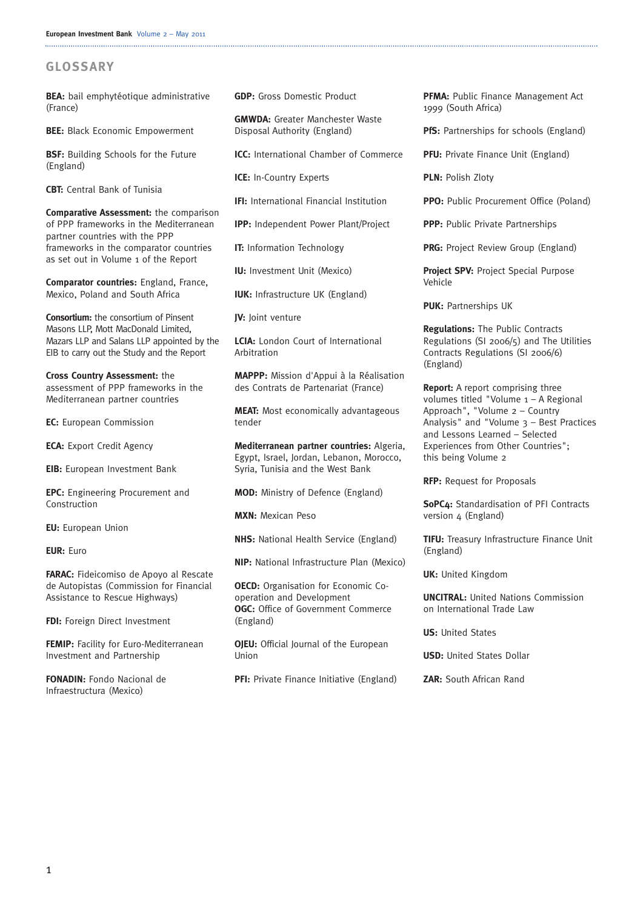## GLOSSARY

**BEA:** bail emphytéotique administrative (France)

**BEE:** Black Economic Empowerment

**BSF:** Building Schools for the Future (England)

**CBT:** Central Bank of Tunisia

**Comparative Assessment:** the comparison of PPP frameworks in the Mediterranean partner countries with the PPP frameworks in the comparator countries as set out in Volume 1 of the Report

**Comparator countries:** England, France, Mexico, Poland and South Africa

**Consortium:** the consortium of Pinsent Masons LLP, Mott MacDonald Limited, Mazars LLP and Salans LLP appointed by the EIB to carry out the Study and the Report

**Cross Country Assessment:** the assessment of PPP frameworks in the Mediterranean partner countries

**EC:** European Commission

**ECA:** Export Credit Agency

**EIB:** European Investment Bank

**EPC:** Engineering Procurement and Construction

**EU:** European Union

**EUR:** Euro

**FARAC:** Fideicomiso de Apoyo al Rescate de Autopistas (Commission for Financial Assistance to Rescue Highways)

**FDI:** Foreign Direct Investment

**FEMIP:** Facility for Euro-Mediterranean Investment and Partnership

**FONADIN:** Fondo Nacional de Infraestructura (Mexico)

**GDP:** Gross Domestic Product

**GMWDA:** Greater Manchester Waste Disposal Authority (England)

**ICC:** International Chamber of Commerce

**ICE:** In-Country Experts

**IFI:** International Financial Institution

**IPP:** Independent Power Plant/Project

**IT:** Information Technology

**IU:** Investment Unit (Mexico)

**IUK:** Infrastructure UK (England)

**JV:** Joint venture

**LCIA:** London Court of International Arbitration

**MAPPP:** Mission d'Appui à la Réalisation des Contrats de Partenariat (France)

**MEAT:** Most economically advantageous tender

**Mediterranean partner countries:** Algeria, Egypt, Israel, Jordan, Lebanon, Morocco, Syria, Tunisia and the West Bank

**MOD:** Ministry of Defence (England)

**MXN:** Mexican Peso

**NHS:** National Health Service (England)

**NIP:** National Infrastructure Plan (Mexico)

**OECD:** Organisation for Economic Co-operation and Development

**OGC:** Office of Government Commerce (England)

**OJEU:** Official Journal of the European Union

**PFI:** Private Finance Initiative (England)

**PFMA:** Public Finance Management Act 1999 (South Africa)

**PfS:** Partnerships for schools (England)

**PFU:** Private Finance Unit (England)

**PLN:** Polish Zloty

**PPO:** Public Procurement Office (Poland)

**PPP:** Public Private Partnerships

**PRG:** Project Review Group (England)

**Project SPV:** Project Special Purpose Vehicle

**PUK:** Partnerships UK

**Regulations:** The Public Contracts Regulations (SI 2006/5) and The Utilities Contracts Regulations (SI 2006/6) (England)

**Report:** A report comprising three volumes titled "Volume 1 – A Regional Approach", "Volume 2 – Country Analysis" and "Volume 3 – Best Practices and Lessons Learned – Selected Experiences from Other Countries"; this being Volume 2

**RFP:** Request for Proposals

**SoPC4:** Standardisation of PFI Contracts version 4 (England)

**TIFU:** Treasury Infrastructure Finance Unit (England)

**UK:** United Kingdom

**UNCITRAL:** United Nations Commission on International Trade Law

**US:** United States

**USD:** United States Dollar

**ZAR:** South African Rand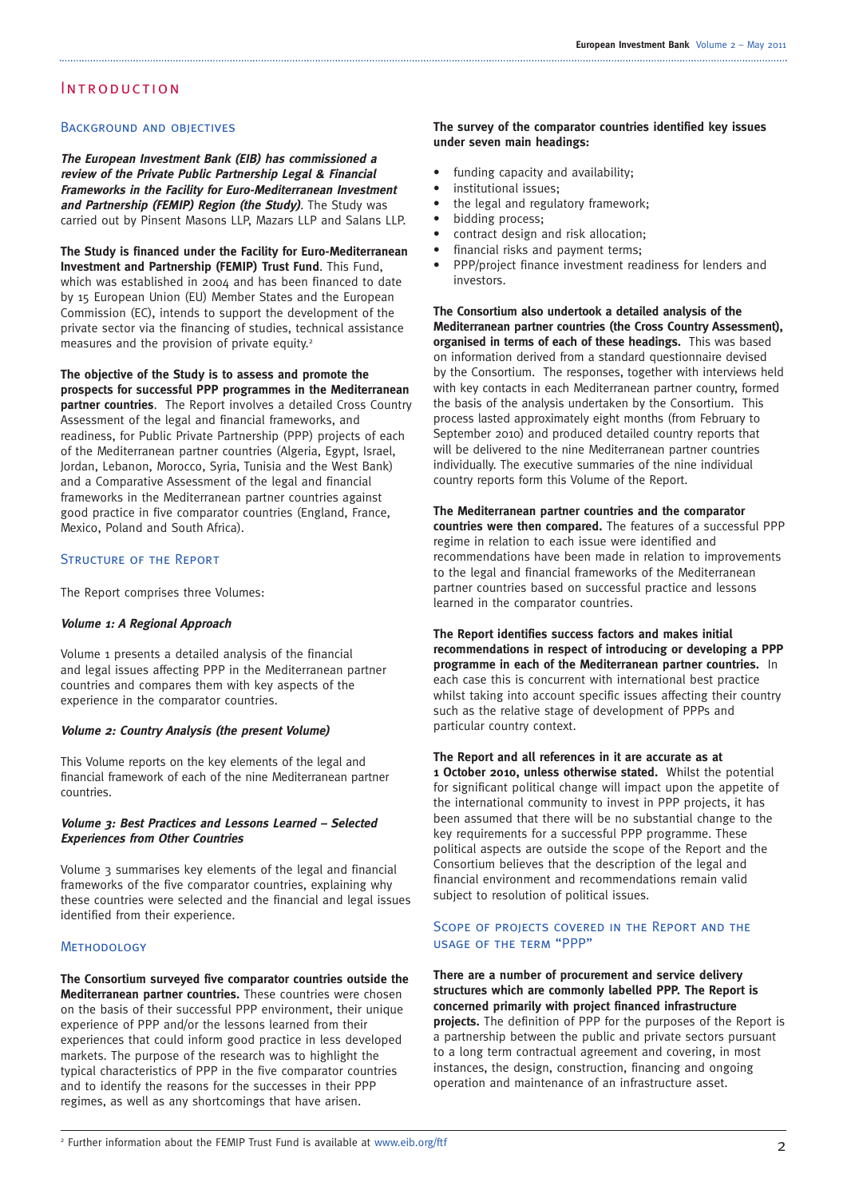# Introduction

## Background and objectives

***The European Investment Bank (EIB) has commissioned a review of the Private Public Partnership Legal & Financial Frameworks in the Facility for Euro-Mediterranean Investment and Partnership (FEMIP) Region (the Study)***. The Study was carried out by Pinsent Masons LLP, Mazars LLP and Salans LLP.

**The Study is financed under the Facility for Euro-Mediterranean Investment and Partnership (FEMIP) Trust Fund**. This Fund, which was established in 2004 and has been financed to date by 15 European Union (EU) Member States and the European Commission (EC), intends to support the development of the private sector via the financing of studies, technical assistance measures and the provision of private equity.[2]

**The objective of the Study is to assess and promote the prospects for successful PPP programmes in the Mediterranean partner countries**. The Report involves a detailed Cross Country Assessment of the legal and financial frameworks, and readiness, for Public Private Partnership (PPP) projects of each of the Mediterranean partner countries (Algeria, Egypt, Israel, Jordan, Lebanon, Morocco, Syria, Tunisia and the West Bank) and a Comparative Assessment of the legal and financial frameworks in the Mediterranean partner countries against good practice in five comparator countries (England, France, Mexico, Poland and South Africa).

## Structure of the Report

The Report comprises three Volumes:

***Volume 1: A Regional Approach***

Volume 1 presents a detailed analysis of the financial and legal issues affecting PPP in the Mediterranean partner countries and compares them with key aspects of the experience in the comparator countries.

***Volume 2: Country Analysis (the present Volume)***

This Volume reports on the key elements of the legal and financial framework of each of the nine Mediterranean partner countries.

***Volume 3: Best Practices and Lessons Learned – Selected Experiences from Other Countries***

Volume 3 summarises key elements of the legal and financial frameworks of the five comparator countries, explaining why these countries were selected and the financial and legal issues identified from their experience.

## Methodology

**The Consortium surveyed five comparator countries outside the Mediterranean partner countries.** These countries were chosen on the basis of their successful PPP environment, their unique experience of PPP and/or the lessons learned from their experiences that could inform good practice in less developed markets. The purpose of the research was to highlight the typical characteristics of PPP in the five comparator countries and to identify the reasons for the successes in their PPP regimes, as well as any shortcomings that have arisen.

**The survey of the comparator countries identified key issues under seven main headings:**

- funding capacity and availability;
- institutional issues;
- the legal and regulatory framework;
- bidding process;
- contract design and risk allocation;
- financial risks and payment terms;
- PPP/project finance investment readiness for lenders and investors.

**The Consortium also undertook a detailed analysis of the Mediterranean partner countries (the Cross Country Assessment), organised in terms of each of these headings.** This was based on information derived from a standard questionnaire devised by the Consortium. The responses, together with interviews held with key contacts in each Mediterranean partner country, formed the basis of the analysis undertaken by the Consortium. This process lasted approximately eight months (from February to September 2010) and produced detailed country reports that will be delivered to the nine Mediterranean partner countries individually. The executive summaries of the nine individual country reports form this Volume of the Report.

**The Mediterranean partner countries and the comparator countries were then compared.** The features of a successful PPP regime in relation to each issue were identified and recommendations have been made in relation to improvements to the legal and financial frameworks of the Mediterranean partner countries based on successful practice and lessons learned in the comparator countries.

**The Report identifies success factors and makes initial recommendations in respect of introducing or developing a PPP programme in each of the Mediterranean partner countries.** In each case this is concurrent with international best practice whilst taking into account specific issues affecting their country such as the relative stage of development of PPPs and particular country context.

**The Report and all references in it are accurate as at 1 October 2010, unless otherwise stated.** Whilst the potential for significant political change will impact upon the appetite of the international community to invest in PPP projects, it has been assumed that there will be no substantial change to the key requirements for a successful PPP programme. These political aspects are outside the scope of the Report and the Consortium believes that the description of the legal and financial environment and recommendations remain valid subject to resolution of political issues.

## Scope of projects covered in the Report and the usage of the term "PPP"

**There are a number of procurement and service delivery structures which are commonly labelled PPP. The Report is concerned primarily with project financed infrastructure projects.** The definition of PPP for the purposes of the Report is a partnership between the public and private sectors pursuant to a long term contractual agreement and covering, in most instances, the design, construction, financing and ongoing operation and maintenance of an infrastructure asset.

---

[2] Further information about the FEMIP Trust Fund is available at www.eib.org/ftf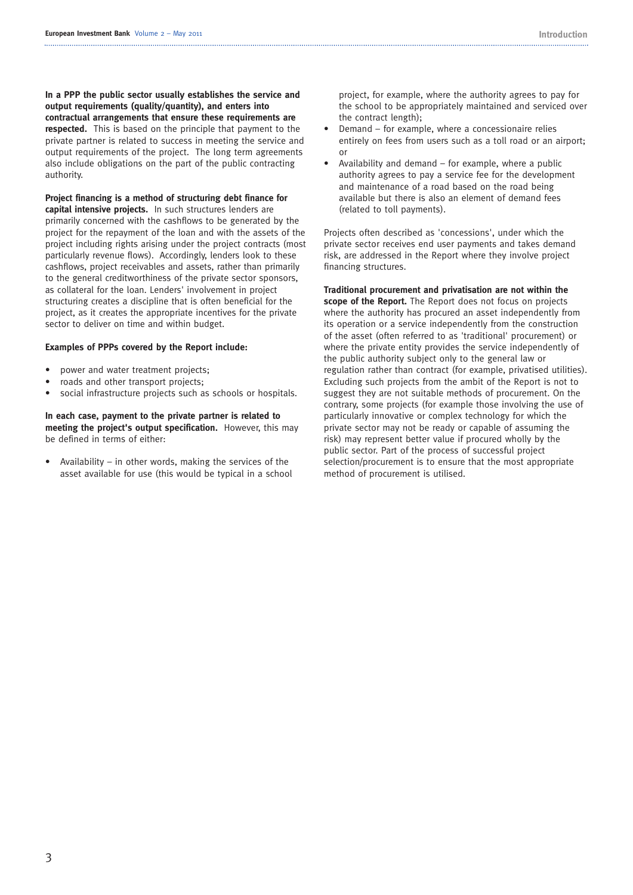**In a PPP the public sector usually establishes the service and output requirements (quality/quantity), and enters into contractual arrangements that ensure these requirements are respected.** This is based on the principle that payment to the private partner is related to success in meeting the service and output requirements of the project. The long term agreements also include obligations on the part of the public contracting authority.

**Project financing is a method of structuring debt finance for capital intensive projects.** In such structures lenders are primarily concerned with the cashflows to be generated by the project for the repayment of the loan and with the assets of the project including rights arising under the project contracts (most particularly revenue flows). Accordingly, lenders look to these cashflows, project receivables and assets, rather than primarily to the general creditworthiness of the private sector sponsors, as collateral for the loan. Lenders' involvement in project structuring creates a discipline that is often beneficial for the project, as it creates the appropriate incentives for the private sector to deliver on time and within budget.

**Examples of PPPs covered by the Report include:**

- power and water treatment projects;
- roads and other transport projects;
- social infrastructure projects such as schools or hospitals.

**In each case, payment to the private partner is related to meeting the project's output specification.** However, this may be defined in terms of either:

- Availability – in other words, making the services of the asset available for use (this would be typical in a school project, for example, where the authority agrees to pay for the school to be appropriately maintained and serviced over the contract length);
- Demand – for example, where a concessionaire relies entirely on fees from users such as a toll road or an airport; or
- Availability and demand – for example, where a public authority agrees to pay a service fee for the development and maintenance of a road based on the road being available but there is also an element of demand fees (related to toll payments).

Projects often described as 'concessions', under which the private sector receives end user payments and takes demand risk, are addressed in the Report where they involve project financing structures.

**Traditional procurement and privatisation are not within the scope of the Report.** The Report does not focus on projects where the authority has procured an asset independently from its operation or a service independently from the construction of the asset (often referred to as 'traditional' procurement) or where the private entity provides the service independently of the public authority subject only to the general law or regulation rather than contract (for example, privatised utilities). Excluding such projects from the ambit of the Report is not to suggest they are not suitable methods of procurement. On the contrary, some projects (for example those involving the use of particularly innovative or complex technology for which the private sector may not be ready or capable of assuming the risk) may represent better value if procured wholly by the public sector. Part of the process of successful project selection/procurement is to ensure that the most appropriate method of procurement is utilised.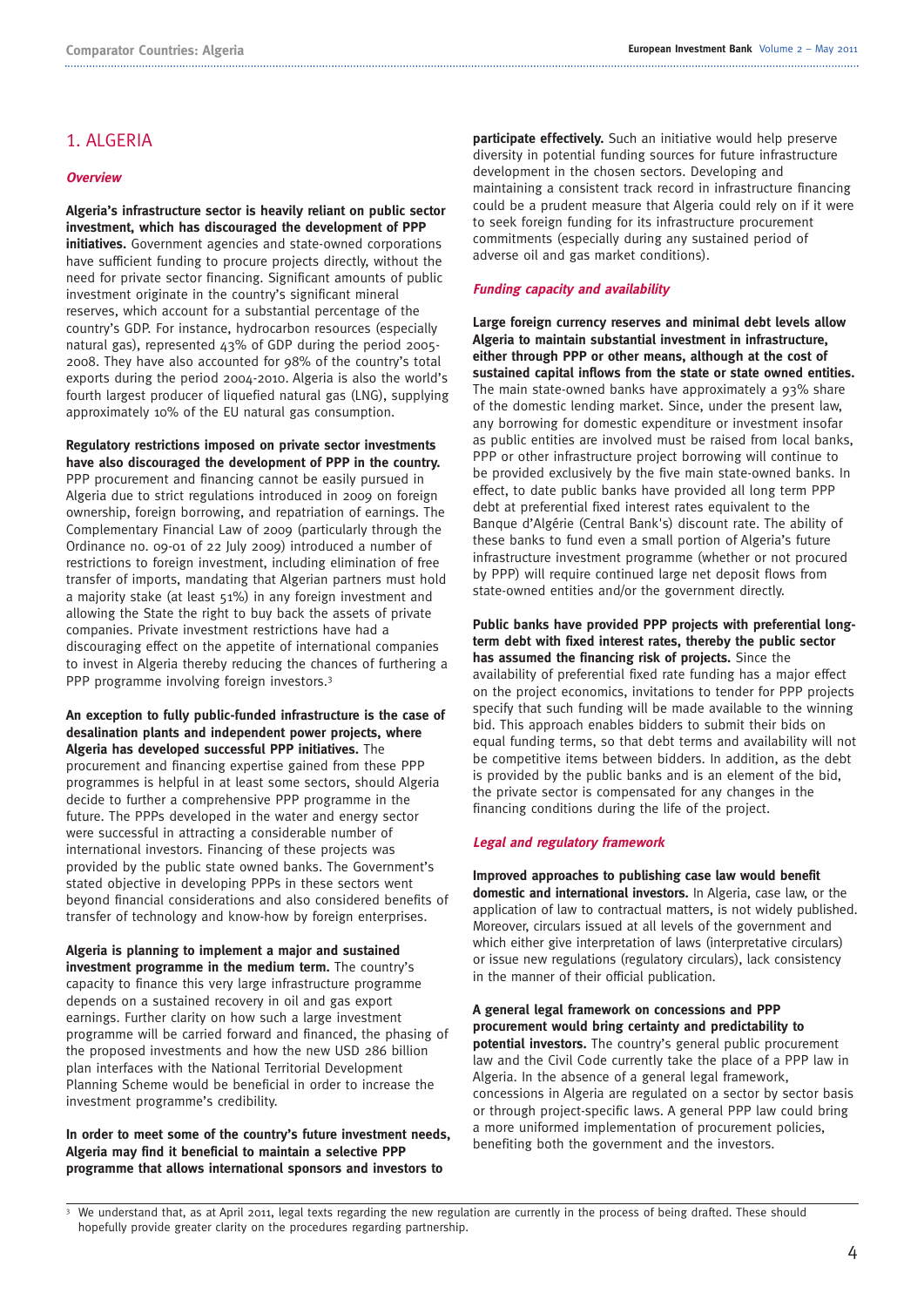# 1. ALGERIA

### *Overview*

**Algeria's infrastructure sector is heavily reliant on public sector investment, which has discouraged the development of PPP initiatives.** Government agencies and state-owned corporations have sufficient funding to procure projects directly, without the need for private sector financing. Significant amounts of public investment originate in the country's significant mineral reserves, which account for a substantial percentage of the country's GDP. For instance, hydrocarbon resources (especially natural gas), represented 43% of GDP during the period 2005-2008. They have also accounted for 98% of the country's total exports during the period 2004-2010. Algeria is also the world's fourth largest producer of liquefied natural gas (LNG), supplying approximately 10% of the EU natural gas consumption.

**Regulatory restrictions imposed on private sector investments have also discouraged the development of PPP in the country.** PPP procurement and financing cannot be easily pursued in Algeria due to strict regulations introduced in 2009 on foreign ownership, foreign borrowing, and repatriation of earnings. The Complementary Financial Law of 2009 (particularly through the Ordinance no. 09-01 of 22 July 2009) introduced a number of restrictions to foreign investment, including elimination of free transfer of imports, mandating that Algerian partners must hold a majority stake (at least 51%) in any foreign investment and allowing the State the right to buy back the assets of private companies. Private investment restrictions have had a discouraging effect on the appetite of international companies to invest in Algeria thereby reducing the chances of furthering a PPP programme involving foreign investors.[3]

**An exception to fully public-funded infrastructure is the case of desalination plants and independent power projects, where Algeria has developed successful PPP initiatives.** The procurement and financing expertise gained from these PPP programmes is helpful in at least some sectors, should Algeria decide to further a comprehensive PPP programme in the future. The PPPs developed in the water and energy sector were successful in attracting a considerable number of international investors. Financing of these projects was provided by the public state owned banks. The Government's stated objective in developing PPPs in these sectors went beyond financial considerations and also considered benefits of transfer of technology and know-how by foreign enterprises.

**Algeria is planning to implement a major and sustained investment programme in the medium term.** The country's capacity to finance this very large infrastructure programme depends on a sustained recovery in oil and gas export earnings. Further clarity on how such a large investment programme will be carried forward and financed, the phasing of the proposed investments and how the new USD 286 billion plan interfaces with the National Territorial Development Planning Scheme would be beneficial in order to increase the investment programme's credibility.

**In order to meet some of the country's future investment needs, Algeria may find it beneficial to maintain a selective PPP programme that allows international sponsors and investors to participate effectively.** Such an initiative would help preserve diversity in potential funding sources for future infrastructure development in the chosen sectors. Developing and maintaining a consistent track record in infrastructure financing could be a prudent measure that Algeria could rely on if it were to seek foreign funding for its infrastructure procurement commitments (especially during any sustained period of adverse oil and gas market conditions).

### *Funding capacity and availability*

**Large foreign currency reserves and minimal debt levels allow Algeria to maintain substantial investment in infrastructure, either through PPP or other means, although at the cost of sustained capital inflows from the state or state owned entities.** The main state-owned banks have approximately a 93% share of the domestic lending market. Since, under the present law, any borrowing for domestic expenditure or investment insofar as public entities are involved must be raised from local banks, PPP or other infrastructure project borrowing will continue to be provided exclusively by the five main state-owned banks. In effect, to date public banks have provided all long term PPP debt at preferential fixed interest rates equivalent to the Banque d'Algérie (Central Bank's) discount rate. The ability of these banks to fund even a small portion of Algeria's future infrastructure investment programme (whether or not procured by PPP) will require continued large net deposit flows from state-owned entities and/or the government directly.

**Public banks have provided PPP projects with preferential long-term debt with fixed interest rates, thereby the public sector has assumed the financing risk of projects.** Since the availability of preferential fixed rate funding has a major effect on the project economics, invitations to tender for PPP projects specify that such funding will be made available to the winning bid. This approach enables bidders to submit their bids on equal funding terms, so that debt terms and availability will not be competitive items between bidders. In addition, as the debt is provided by the public banks and is an element of the bid, the private sector is compensated for any changes in the financing conditions during the life of the project.

### *Legal and regulatory framework*

**Improved approaches to publishing case law would benefit domestic and international investors.** In Algeria, case law, or the application of law to contractual matters, is not widely published. Moreover, circulars issued at all levels of the government and which either give interpretation of laws (interpretative circulars) or issue new regulations (regulatory circulars), lack consistency in the manner of their official publication.

**A general legal framework on concessions and PPP procurement would bring certainty and predictability to potential investors.** The country's general public procurement law and the Civil Code currently take the place of a PPP law in Algeria. In the absence of a general legal framework, concessions in Algeria are regulated on a sector by sector basis or through project-specific laws. A general PPP law could bring a more uniformed implementation of procurement policies, benefiting both the government and the investors.

---

[3] We understand that, as at April 2011, legal texts regarding the new regulation are currently in the process of being drafted. These should hopefully provide greater clarity on the procedures regarding partnership.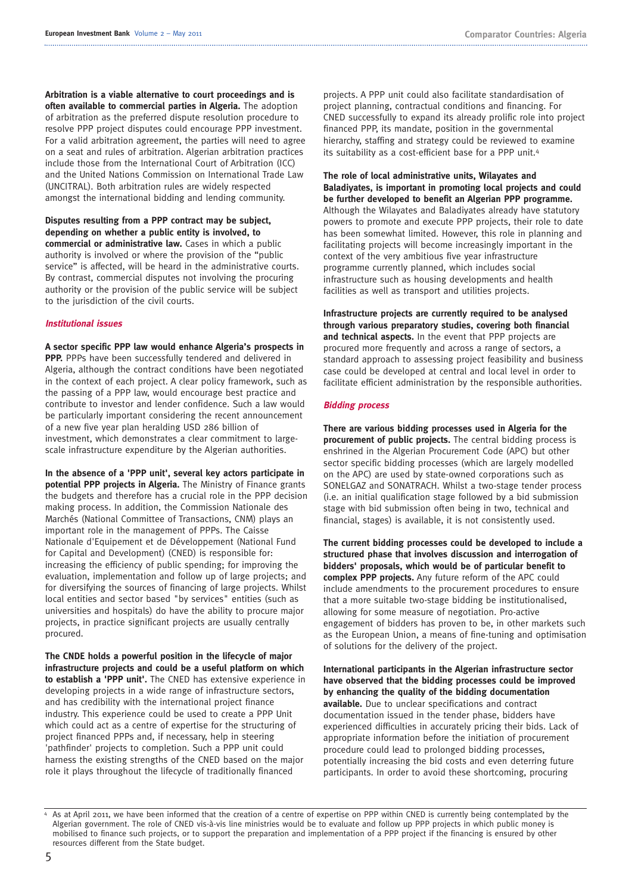**Arbitration is a viable alternative to court proceedings and is often available to commercial parties in Algeria.** The adoption of arbitration as the preferred dispute resolution procedure to resolve PPP project disputes could encourage PPP investment. For a valid arbitration agreement, the parties will need to agree on a seat and rules of arbitration. Algerian arbitration practices include those from the International Court of Arbitration (ICC) and the United Nations Commission on International Trade Law (UNCITRAL). Both arbitration rules are widely respected amongst the international bidding and lending community.

**Disputes resulting from a PPP contract may be subject, depending on whether a public entity is involved, to commercial or administrative law.** Cases in which a public authority is involved or where the provision of the "public service" is affected, will be heard in the administrative courts. By contrast, commercial disputes not involving the procuring authority or the provision of the public service will be subject to the jurisdiction of the civil courts.

### *Institutional issues*

**A sector specific PPP law would enhance Algeria's prospects in PPP.** PPPs have been successfully tendered and delivered in Algeria, although the contract conditions have been negotiated in the context of each project. A clear policy framework, such as the passing of a PPP law, would encourage best practice and contribute to investor and lender confidence. Such a law would be particularly important considering the recent announcement of a new five year plan heralding USD 286 billion of investment, which demonstrates a clear commitment to large-scale infrastructure expenditure by the Algerian authorities.

**In the absence of a 'PPP unit', several key actors participate in potential PPP projects in Algeria.** The Ministry of Finance grants the budgets and therefore has a crucial role in the PPP decision making process. In addition, the Commission Nationale des Marchés (National Committee of Transactions, CNM) plays an important role in the management of PPPs. The Caisse Nationale d'Equipement et de Développement (National Fund for Capital and Development) (CNED) is responsible for: increasing the efficiency of public spending; for improving the evaluation, implementation and follow up of large projects; and for diversifying the sources of financing of large projects. Whilst local entities and sector based "by services" entities (such as universities and hospitals) do have the ability to procure major projects, in practice significant projects are usually centrally procured.

**The CNDE holds a powerful position in the lifecycle of major infrastructure projects and could be a useful platform on which to establish a 'PPP unit'.** The CNED has extensive experience in developing projects in a wide range of infrastructure sectors, and has credibility with the international project finance industry. This experience could be used to create a PPP Unit which could act as a centre of expertise for the structuring of project financed PPPs and, if necessary, help in steering 'pathfinder' projects to completion. Such a PPP unit could harness the existing strengths of the CNED based on the major role it plays throughout the lifecycle of traditionally financed projects. A PPP unit could also facilitate standardisation of project planning, contractual conditions and financing. For CNED successfully to expand its already prolific role into project financed PPP, its mandate, position in the governmental hierarchy, staffing and strategy could be reviewed to examine its suitability as a cost-efficient base for a PPP unit.[4]

**The role of local administrative units, Wilayates and Baladiyates, is important in promoting local projects and could be further developed to benefit an Algerian PPP programme.** Although the Wilayates and Baladiyates already have statutory powers to promote and execute PPP projects, their role to date has been somewhat limited. However, this role in planning and facilitating projects will become increasingly important in the context of the very ambitious five year infrastructure programme currently planned, which includes social infrastructure such as housing developments and health facilities as well as transport and utilities projects.

**Infrastructure projects are currently required to be analysed through various preparatory studies, covering both financial and technical aspects.** In the event that PPP projects are procured more frequently and across a range of sectors, a standard approach to assessing project feasibility and business case could be developed at central and local level in order to facilitate efficient administration by the responsible authorities.

### *Bidding process*

**There are various bidding processes used in Algeria for the procurement of public projects.** The central bidding process is enshrined in the Algerian Procurement Code (APC) but other sector specific bidding processes (which are largely modelled on the APC) are used by state-owned corporations such as SONELGAZ and SONATRACH. Whilst a two-stage tender process (i.e. an initial qualification stage followed by a bid submission stage with bid submission often being in two, technical and financial, stages) is available, it is not consistently used.

**The current bidding processes could be developed to include a structured phase that involves discussion and interrogation of bidders' proposals, which would be of particular benefit to complex PPP projects.** Any future reform of the APC could include amendments to the procurement procedures to ensure that a more suitable two-stage bidding be institutionalised, allowing for some measure of negotiation. Pro-active engagement of bidders has proven to be, in other markets such as the European Union, a means of fine-tuning and optimisation of solutions for the delivery of the project.

**International participants in the Algerian infrastructure sector have observed that the bidding processes could be improved by enhancing the quality of the bidding documentation available.** Due to unclear specifications and contract documentation issued in the tender phase, bidders have experienced difficulties in accurately pricing their bids. Lack of appropriate information before the initiation of procurement procedure could lead to prolonged bidding processes, potentially increasing the bid costs and even deterring future participants. In order to avoid these shortcoming, procuring

---

[4] As at April 2011, we have been informed that the creation of a centre of expertise on PPP within CNED is currently being contemplated by the Algerian government. The role of CNED vis-à-vis line ministries would be to evaluate and follow up PPP projects in which public money is mobilised to finance such projects, or to support the preparation and implementation of a PPP project if the financing is ensured by other resources different from the State budget.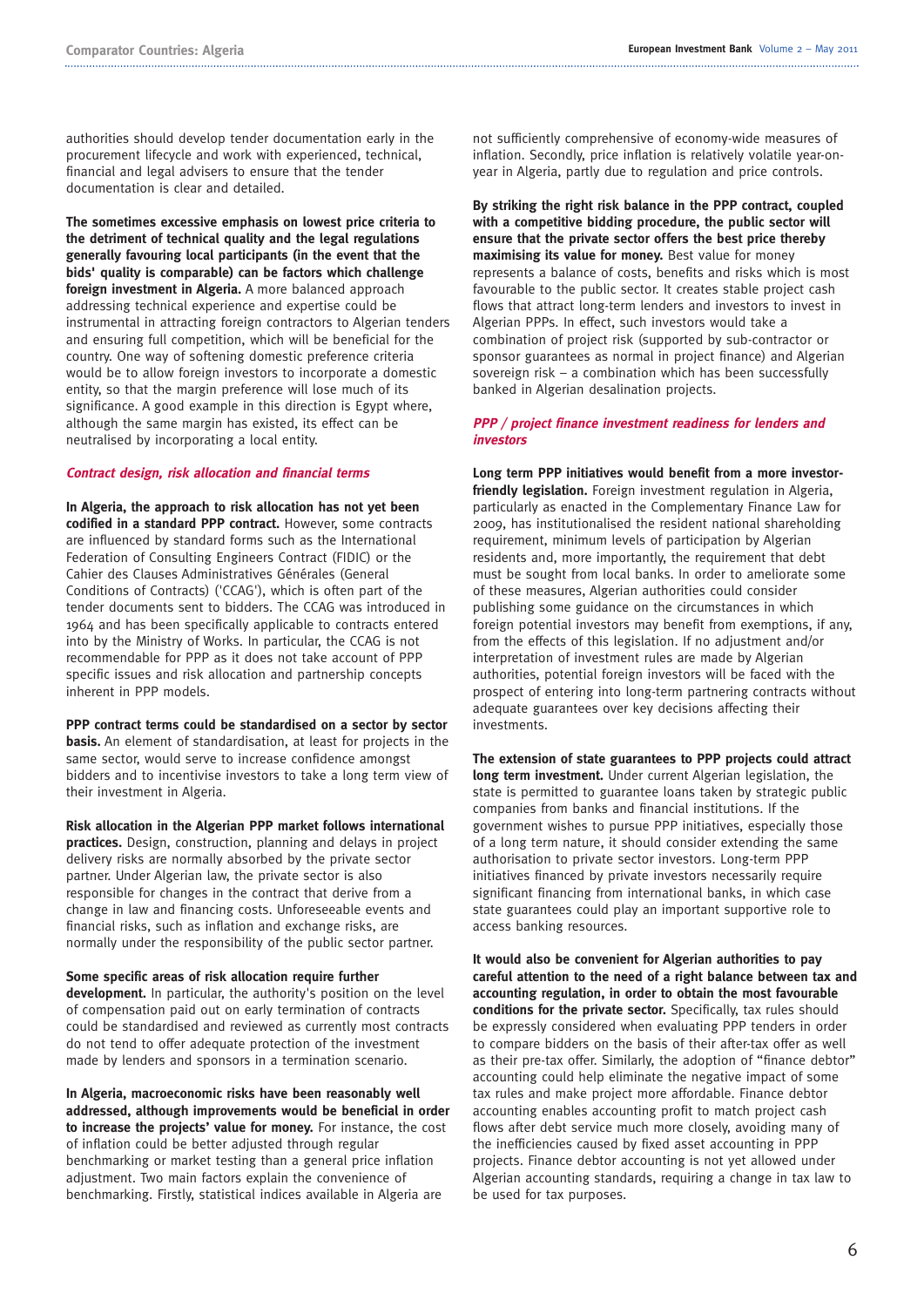authorities should develop tender documentation early in the procurement lifecycle and work with experienced, technical, financial and legal advisers to ensure that the tender documentation is clear and detailed.

**The sometimes excessive emphasis on lowest price criteria to the detriment of technical quality and the legal regulations generally favouring local participants (in the event that the bids' quality is comparable) can be factors which challenge foreign investment in Algeria.** A more balanced approach addressing technical experience and expertise could be instrumental in attracting foreign contractors to Algerian tenders and ensuring full competition, which will be beneficial for the country. One way of softening domestic preference criteria would be to allow foreign investors to incorporate a domestic entity, so that the margin preference will lose much of its significance. A good example in this direction is Egypt where, although the same margin has existed, its effect can be neutralised by incorporating a local entity.

### *Contract design, risk allocation and financial terms*

**In Algeria, the approach to risk allocation has not yet been codified in a standard PPP contract.** However, some contracts are influenced by standard forms such as the International Federation of Consulting Engineers Contract (FIDIC) or the Cahier des Clauses Administratives Générales (General Conditions of Contracts) ('CCAG'), which is often part of the tender documents sent to bidders. The CCAG was introduced in 1964 and has been specifically applicable to contracts entered into by the Ministry of Works. In particular, the CCAG is not recommendable for PPP as it does not take account of PPP specific issues and risk allocation and partnership concepts inherent in PPP models.

**PPP contract terms could be standardised on a sector by sector basis.** An element of standardisation, at least for projects in the same sector, would serve to increase confidence amongst bidders and to incentivise investors to take a long term view of their investment in Algeria.

**Risk allocation in the Algerian PPP market follows international practices.** Design, construction, planning and delays in project delivery risks are normally absorbed by the private sector partner. Under Algerian law, the private sector is also responsible for changes in the contract that derive from a change in law and financing costs. Unforeseeable events and financial risks, such as inflation and exchange risks, are normally under the responsibility of the public sector partner.

**Some specific areas of risk allocation require further development.** In particular, the authority's position on the level of compensation paid out on early termination of contracts could be standardised and reviewed as currently most contracts do not tend to offer adequate protection of the investment made by lenders and sponsors in a termination scenario.

**In Algeria, macroeconomic risks have been reasonably well addressed, although improvements would be beneficial in order to increase the projects' value for money.** For instance, the cost of inflation could be better adjusted through regular benchmarking or market testing than a general price inflation adjustment. Two main factors explain the convenience of benchmarking. Firstly, statistical indices available in Algeria are not sufficiently comprehensive of economy-wide measures of inflation. Secondly, price inflation is relatively volatile year-on-year in Algeria, partly due to regulation and price controls.

**By striking the right risk balance in the PPP contract, coupled with a competitive bidding procedure, the public sector will ensure that the private sector offers the best price thereby maximising its value for money.** Best value for money represents a balance of costs, benefits and risks which is most favourable to the public sector. It creates stable project cash flows that attract long-term lenders and investors to invest in Algerian PPPs. In effect, such investors would take a combination of project risk (supported by sub-contractor or sponsor guarantees as normal in project finance) and Algerian sovereign risk – a combination which has been successfully banked in Algerian desalination projects.

### *PPP / project finance investment readiness for lenders and investors*

**Long term PPP initiatives would benefit from a more investor-friendly legislation.** Foreign investment regulation in Algeria, particularly as enacted in the Complementary Finance Law for 2009, has institutionalised the resident national shareholding requirement, minimum levels of participation by Algerian residents and, more importantly, the requirement that debt must be sought from local banks. In order to ameliorate some of these measures, Algerian authorities could consider publishing some guidance on the circumstances in which foreign potential investors may benefit from exemptions, if any, from the effects of this legislation. If no adjustment and/or interpretation of investment rules are made by Algerian authorities, potential foreign investors will be faced with the prospect of entering into long-term partnering contracts without adequate guarantees over key decisions affecting their investments.

**The extension of state guarantees to PPP projects could attract long term investment.** Under current Algerian legislation, the state is permitted to guarantee loans taken by strategic public companies from banks and financial institutions. If the government wishes to pursue PPP initiatives, especially those of a long term nature, it should consider extending the same authorisation to private sector investors. Long-term PPP initiatives financed by private investors necessarily require significant financing from international banks, in which case state guarantees could play an important supportive role to access banking resources.

**It would also be convenient for Algerian authorities to pay careful attention to the need of a right balance between tax and accounting regulation, in order to obtain the most favourable conditions for the private sector.** Specifically, tax rules should be expressly considered when evaluating PPP tenders in order to compare bidders on the basis of their after-tax offer as well as their pre-tax offer. Similarly, the adoption of "finance debtor" accounting could help eliminate the negative impact of some tax rules and make project more affordable. Finance debtor accounting enables accounting profit to match project cash flows after debt service much more closely, avoiding many of the inefficiencies caused by fixed asset accounting in PPP projects. Finance debtor accounting is not yet allowed under Algerian accounting standards, requiring a change in tax law to be used for tax purposes.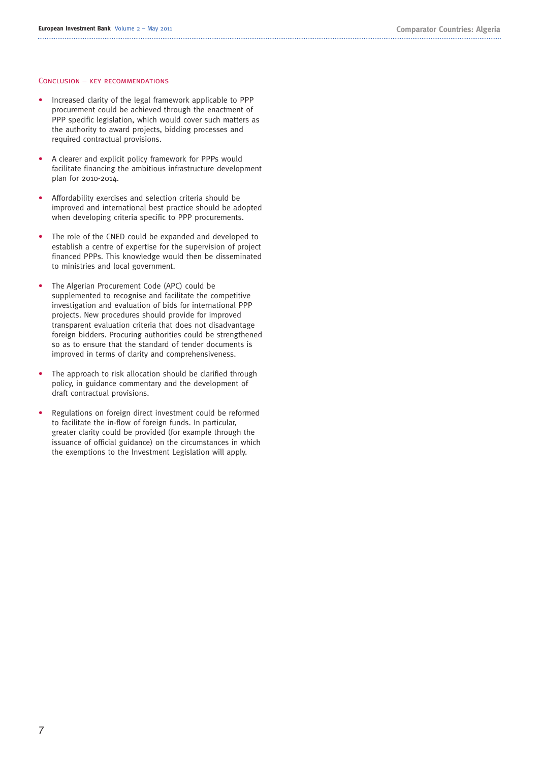## Conclusion – key recommendations

- Increased clarity of the legal framework applicable to PPP procurement could be achieved through the enactment of PPP specific legislation, which would cover such matters as the authority to award projects, bidding processes and required contractual provisions.

- A clearer and explicit policy framework for PPPs would facilitate financing the ambitious infrastructure development plan for 2010-2014.

- Affordability exercises and selection criteria should be improved and international best practice should be adopted when developing criteria specific to PPP procurements.

- The role of the CNED could be expanded and developed to establish a centre of expertise for the supervision of project financed PPPs. This knowledge would then be disseminated to ministries and local government.

- The Algerian Procurement Code (APC) could be supplemented to recognise and facilitate the competitive investigation and evaluation of bids for international PPP projects. New procedures should provide for improved transparent evaluation criteria that does not disadvantage foreign bidders. Procuring authorities could be strengthened so as to ensure that the standard of tender documents is improved in terms of clarity and comprehensiveness.

- The approach to risk allocation should be clarified through policy, in guidance commentary and the development of draft contractual provisions.

- Regulations on foreign direct investment could be reformed to facilitate the in-flow of foreign funds. In particular, greater clarity could be provided (for example through the issuance of official guidance) on the circumstances in which the exemptions to the Investment Legislation will apply.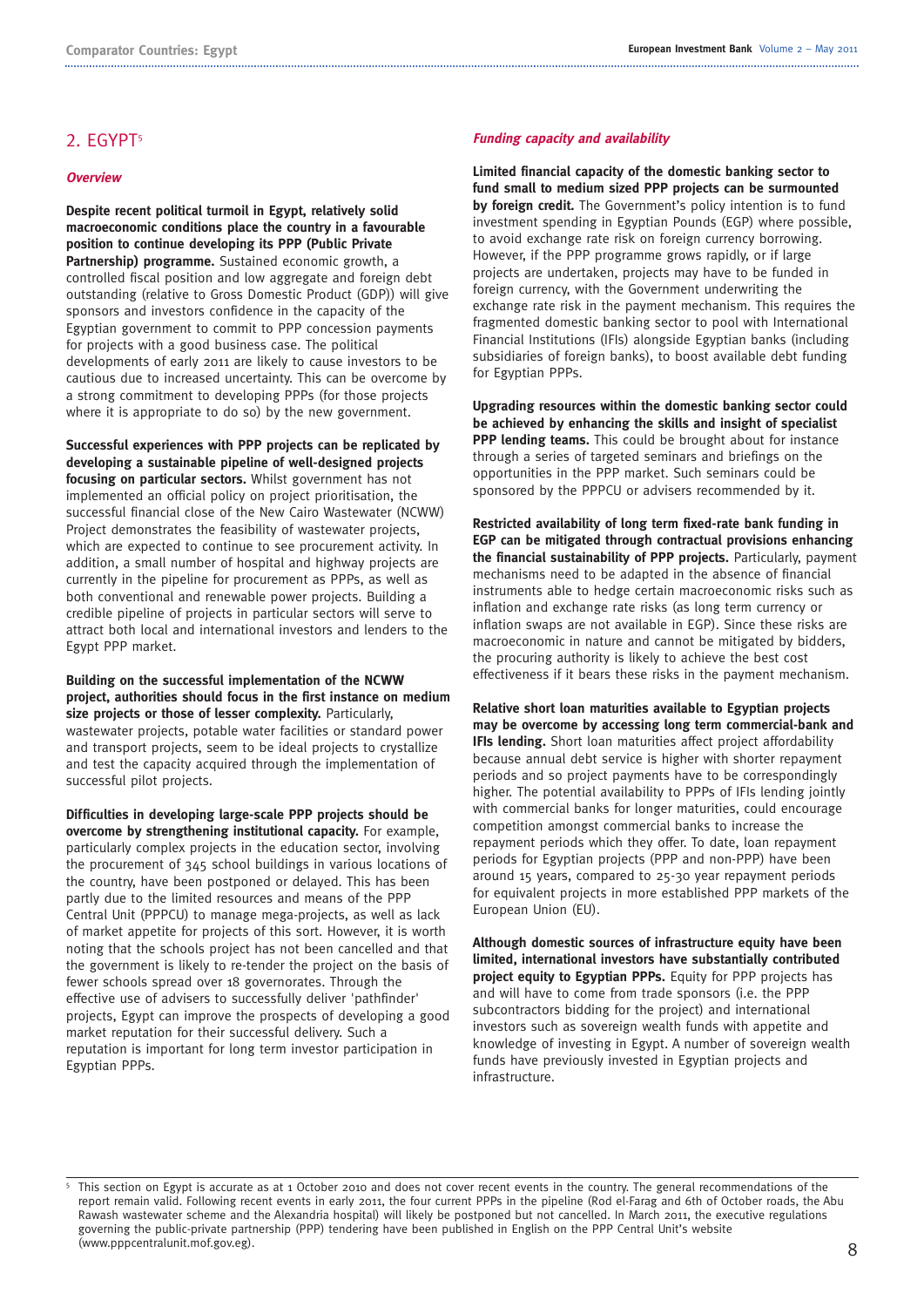## 2. EGYPT[5]

### *Overview*

**Despite recent political turmoil in Egypt, relatively solid macroeconomic conditions place the country in a favourable position to continue developing its PPP (Public Private Partnership) programme.** Sustained economic growth, a controlled fiscal position and low aggregate and foreign debt outstanding (relative to Gross Domestic Product (GDP)) will give sponsors and investors confidence in the capacity of the Egyptian government to commit to PPP concession payments for projects with a good business case. The political developments of early 2011 are likely to cause investors to be cautious due to increased uncertainty. This can be overcome by a strong commitment to developing PPPs (for those projects where it is appropriate to do so) by the new government.

**Successful experiences with PPP projects can be replicated by developing a sustainable pipeline of well-designed projects focusing on particular sectors.** Whilst government has not implemented an official policy on project prioritisation, the successful financial close of the New Cairo Wastewater (NCWW) Project demonstrates the feasibility of wastewater projects, which are expected to continue to see procurement activity. In addition, a small number of hospital and highway projects are currently in the pipeline for procurement as PPPs, as well as both conventional and renewable power projects. Building a credible pipeline of projects in particular sectors will serve to attract both local and international investors and lenders to the Egypt PPP market.

**Building on the successful implementation of the NCWW project, authorities should focus in the first instance on medium size projects or those of lesser complexity.** Particularly, wastewater projects, potable water facilities or standard power and transport projects, seem to be ideal projects to crystallize and test the capacity acquired through the implementation of successful pilot projects.

**Difficulties in developing large-scale PPP projects should be overcome by strengthening institutional capacity.** For example, particularly complex projects in the education sector, involving the procurement of 345 school buildings in various locations of the country, have been postponed or delayed. This has been partly due to the limited resources and means of the PPP Central Unit (PPPCU) to manage mega-projects, as well as lack of market appetite for projects of this sort. However, it is worth noting that the schools project has not been cancelled and that the government is likely to re-tender the project on the basis of fewer schools spread over 18 governorates. Through the effective use of advisers to successfully deliver 'pathfinder' projects, Egypt can improve the prospects of developing a good market reputation for their successful delivery. Such a reputation is important for long term investor participation in Egyptian PPPs.

### *Funding capacity and availability*

**Limited financial capacity of the domestic banking sector to fund small to medium sized PPP projects can be surmounted by foreign credit.** The Government's policy intention is to fund investment spending in Egyptian Pounds (EGP) where possible, to avoid exchange rate risk on foreign currency borrowing. However, if the PPP programme grows rapidly, or if large projects are undertaken, projects may have to be funded in foreign currency, with the Government underwriting the exchange rate risk in the payment mechanism. This requires the fragmented domestic banking sector to pool with International Financial Institutions (IFIs) alongside Egyptian banks (including subsidiaries of foreign banks), to boost available debt funding for Egyptian PPPs.

**Upgrading resources within the domestic banking sector could be achieved by enhancing the skills and insight of specialist PPP lending teams.** This could be brought about for instance through a series of targeted seminars and briefings on the opportunities in the PPP market. Such seminars could be sponsored by the PPPCU or advisers recommended by it.

**Restricted availability of long term fixed-rate bank funding in EGP can be mitigated through contractual provisions enhancing the financial sustainability of PPP projects.** Particularly, payment mechanisms need to be adapted in the absence of financial instruments able to hedge certain macroeconomic risks such as inflation and exchange rate risks (as long term currency or inflation swaps are not available in EGP). Since these risks are macroeconomic in nature and cannot be mitigated by bidders, the procuring authority is likely to achieve the best cost effectiveness if it bears these risks in the payment mechanism.

**Relative short loan maturities available to Egyptian projects may be overcome by accessing long term commercial-bank and IFIs lending.** Short loan maturities affect project affordability because annual debt service is higher with shorter repayment periods and so project payments have to be correspondingly higher. The potential availability to PPPs of IFIs lending jointly with commercial banks for longer maturities, could encourage competition amongst commercial banks to increase the repayment periods which they offer. To date, loan repayment periods for Egyptian projects (PPP and non-PPP) have been around 15 years, compared to 25-30 year repayment periods for equivalent projects in more established PPP markets of the European Union (EU).

**Although domestic sources of infrastructure equity have been limited, international investors have substantially contributed project equity to Egyptian PPPs.** Equity for PPP projects has and will have to come from trade sponsors (i.e. the PPP subcontractors bidding for the project) and international investors such as sovereign wealth funds with appetite and knowledge of investing in Egypt. A number of sovereign wealth funds have previously invested in Egyptian projects and infrastructure.

---

[5] This section on Egypt is accurate as at 1 October 2010 and does not cover recent events in the country. The general recommendations of the report remain valid. Following recent events in early 2011, the four current PPPs in the pipeline (Rod el-Farag and 6th of October roads, the Abu Rawash wastewater scheme and the Alexandria hospital) will likely be postponed but not cancelled. In March 2011, the executive regulations governing the public-private partnership (PPP) tendering have been published in English on the PPP Central Unit's website (www.pppcentralunit.mof.gov.eg).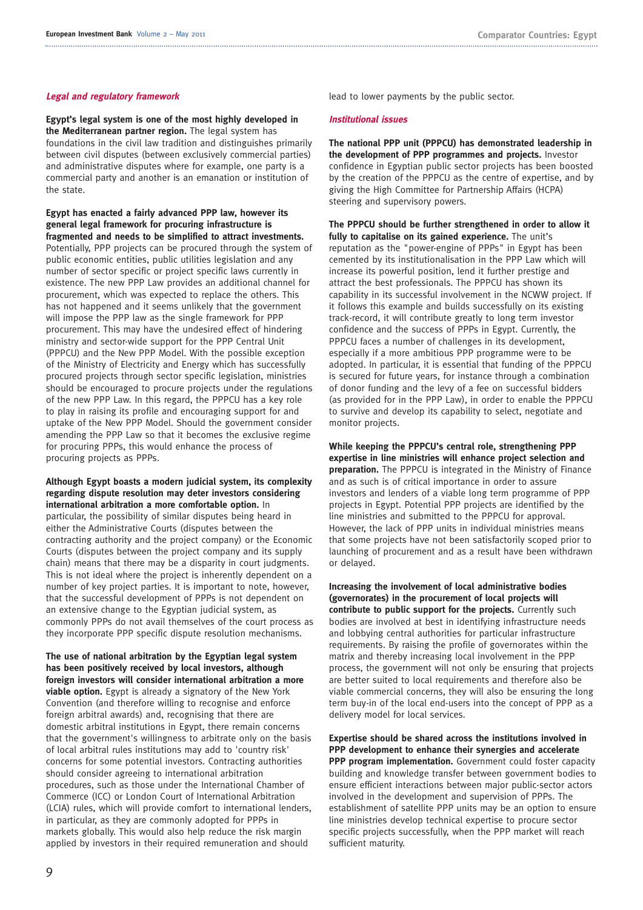### *Legal and regulatory framework*

**Egypt's legal system is one of the most highly developed in the Mediterranean partner region.** The legal system has foundations in the civil law tradition and distinguishes primarily between civil disputes (between exclusively commercial parties) and administrative disputes where for example, one party is a commercial party and another is an emanation or institution of the state.

**Egypt has enacted a fairly advanced PPP law, however its general legal framework for procuring infrastructure is fragmented and needs to be simplified to attract investments.** Potentially, PPP projects can be procured through the system of public economic entities, public utilities legislation and any number of sector specific or project specific laws currently in existence. The new PPP Law provides an additional channel for procurement, which was expected to replace the others. This has not happened and it seems unlikely that the government will impose the PPP law as the single framework for PPP procurement. This may have the undesired effect of hindering ministry and sector-wide support for the PPP Central Unit (PPPCU) and the New PPP Model. With the possible exception of the Ministry of Electricity and Energy which has successfully procured projects through sector specific legislation, ministries should be encouraged to procure projects under the regulations of the new PPP Law. In this regard, the PPPCU has a key role to play in raising its profile and encouraging support for and uptake of the New PPP Model. Should the government consider amending the PPP Law so that it becomes the exclusive regime for procuring PPPs, this would enhance the process of procuring projects as PPPs.

**Although Egypt boasts a modern judicial system, its complexity regarding dispute resolution may deter investors considering international arbitration a more comfortable option.** In particular, the possibility of similar disputes being heard in either the Administrative Courts (disputes between the contracting authority and the project company) or the Economic Courts (disputes between the project company and its supply chain) means that there may be a disparity in court judgments. This is not ideal where the project is inherently dependent on a number of key project parties. It is important to note, however, that the successful development of PPPs is not dependent on an extensive change to the Egyptian judicial system, as commonly PPPs do not avail themselves of the court process as they incorporate PPP specific dispute resolution mechanisms.

**The use of national arbitration by the Egyptian legal system has been positively received by local investors, although foreign investors will consider international arbitration a more viable option.** Egypt is already a signatory of the New York Convention (and therefore willing to recognise and enforce foreign arbitral awards) and, recognising that there are domestic arbitral institutions in Egypt, there remain concerns that the government's willingness to arbitrate only on the basis of local arbitral rules institutions may add to 'country risk' concerns for some potential investors. Contracting authorities should consider agreeing to international arbitration procedures, such as those under the International Chamber of Commerce (ICC) or London Court of International Arbitration (LCIA) rules, which will provide comfort to international lenders, in particular, as they are commonly adopted for PPPs in markets globally. This would also help reduce the risk margin applied by investors in their required remuneration and should lead to lower payments by the public sector.

### *Institutional issues*

**The national PPP unit (PPPCU) has demonstrated leadership in the development of PPP programmes and projects.** Investor confidence in Egyptian public sector projects has been boosted by the creation of the PPPCU as the centre of expertise, and by giving the High Committee for Partnership Affairs (HCPA) steering and supervisory powers.

**The PPPCU should be further strengthened in order to allow it fully to capitalise on its gained experience.** The unit's reputation as the "power-engine of PPPs" in Egypt has been cemented by its institutionalisation in the PPP Law which will increase its powerful position, lend it further prestige and attract the best professionals. The PPPCU has shown its capability in its successful involvement in the NCWW project. If it follows this example and builds successfully on its existing track-record, it will contribute greatly to long term investor confidence and the success of PPPs in Egypt. Currently, the PPPCU faces a number of challenges in its development, especially if a more ambitious PPP programme were to be adopted. In particular, it is essential that funding of the PPPCU is secured for future years, for instance through a combination of donor funding and the levy of a fee on successful bidders (as provided for in the PPP Law), in order to enable the PPPCU to survive and develop its capability to select, negotiate and monitor projects.

**While keeping the PPPCU's central role, strengthening PPP expertise in line ministries will enhance project selection and preparation.** The PPPCU is integrated in the Ministry of Finance and as such is of critical importance in order to assure investors and lenders of a viable long term programme of PPP projects in Egypt. Potential PPP projects are identified by the line ministries and submitted to the PPPCU for approval. However, the lack of PPP units in individual ministries means that some projects have not been satisfactorily scoped prior to launching of procurement and as a result have been withdrawn or delayed.

**Increasing the involvement of local administrative bodies (governorates) in the procurement of local projects will contribute to public support for the projects.** Currently such bodies are involved at best in identifying infrastructure needs and lobbying central authorities for particular infrastructure requirements. By raising the profile of governorates within the matrix and thereby increasing local involvement in the PPP process, the government will not only be ensuring that projects are better suited to local requirements and therefore also be viable commercial concerns, they will also be ensuring the long term buy-in of the local end-users into the concept of PPP as a delivery model for local services.

**Expertise should be shared across the institutions involved in PPP development to enhance their synergies and accelerate PPP program implementation.** Government could foster capacity building and knowledge transfer between government bodies to ensure efficient interactions between major public-sector actors involved in the development and supervision of PPPs. The establishment of satellite PPP units may be an option to ensure line ministries develop technical expertise to procure sector specific projects successfully, when the PPP market will reach sufficient maturity.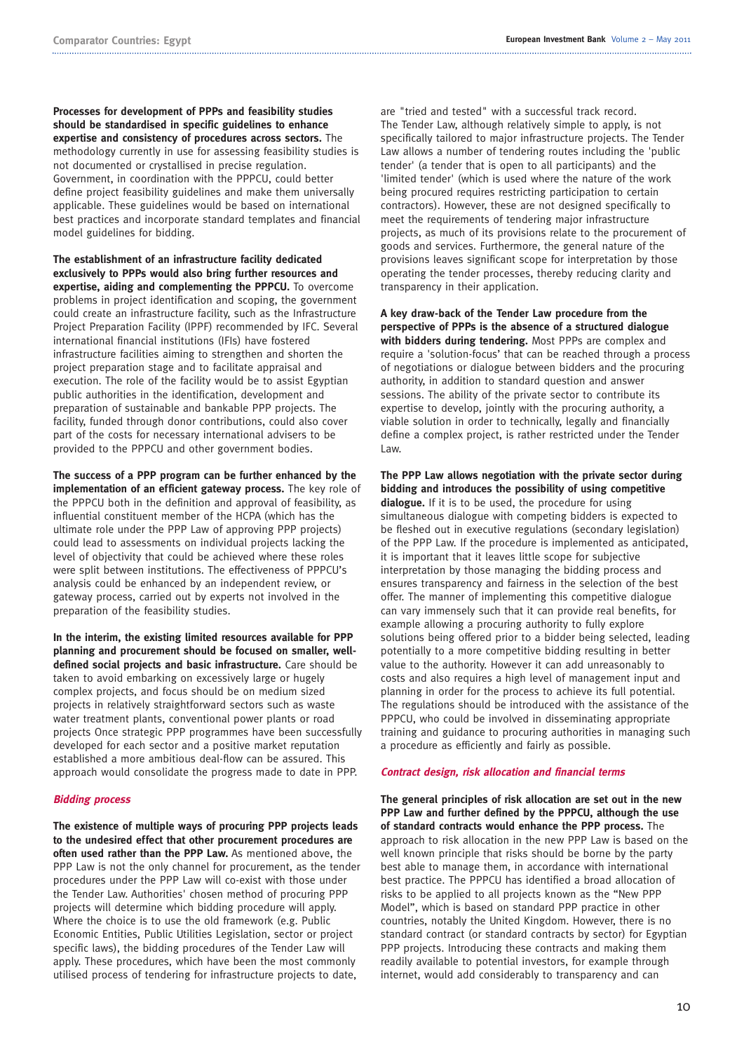**Processes for development of PPPs and feasibility studies should be standardised in specific guidelines to enhance expertise and consistency of procedures across sectors.** The methodology currently in use for assessing feasibility studies is not documented or crystallised in precise regulation. Government, in coordination with the PPPCU, could better define project feasibility guidelines and make them universally applicable. These guidelines would be based on international best practices and incorporate standard templates and financial model guidelines for bidding.

**The establishment of an infrastructure facility dedicated exclusively to PPPs would also bring further resources and expertise, aiding and complementing the PPPCU.** To overcome problems in project identification and scoping, the government could create an infrastructure facility, such as the Infrastructure Project Preparation Facility (IPPF) recommended by IFC. Several international financial institutions (IFIs) have fostered infrastructure facilities aiming to strengthen and shorten the project preparation stage and to facilitate appraisal and execution. The role of the facility would be to assist Egyptian public authorities in the identification, development and preparation of sustainable and bankable PPP projects. The facility, funded through donor contributions, could also cover part of the costs for necessary international advisers to be provided to the PPPCU and other government bodies.

**The success of a PPP program can be further enhanced by the implementation of an efficient gateway process.** The key role of the PPPCU both in the definition and approval of feasibility, as influential constituent member of the HCPA (which has the ultimate role under the PPP Law of approving PPP projects) could lead to assessments on individual projects lacking the level of objectivity that could be achieved where these roles were split between institutions. The effectiveness of PPPCU's analysis could be enhanced by an independent review, or gateway process, carried out by experts not involved in the preparation of the feasibility studies.

**In the interim, the existing limited resources available for PPP planning and procurement should be focused on smaller, well-defined social projects and basic infrastructure.** Care should be taken to avoid embarking on excessively large or hugely complex projects, and focus should be on medium sized projects in relatively straightforward sectors such as waste water treatment plants, conventional power plants or road projects Once strategic PPP programmes have been successfully developed for each sector and a positive market reputation established a more ambitious deal-flow can be assured. This approach would consolidate the progress made to date in PPP.

### *Bidding process*

**The existence of multiple ways of procuring PPP projects leads to the undesired effect that other procurement procedures are often used rather than the PPP Law.** As mentioned above, the PPP Law is not the only channel for procurement, as the tender procedures under the PPP Law will co-exist with those under the Tender Law. Authorities' chosen method of procuring PPP projects will determine which bidding procedure will apply. Where the choice is to use the old framework (e.g. Public Economic Entities, Public Utilities Legislation, sector or project specific laws), the bidding procedures of the Tender Law will apply. These procedures, which have been the most commonly utilised process of tendering for infrastructure projects to date, are "tried and tested" with a successful track record. The Tender Law, although relatively simple to apply, is not specifically tailored to major infrastructure projects. The Tender Law allows a number of tendering routes including the 'public tender' (a tender that is open to all participants) and the 'limited tender' (which is used where the nature of the work being procured requires restricting participation to certain contractors). However, these are not designed specifically to meet the requirements of tendering major infrastructure projects, as much of its provisions relate to the procurement of goods and services. Furthermore, the general nature of the provisions leaves significant scope for interpretation by those operating the tender processes, thereby reducing clarity and transparency in their application.

**A key draw-back of the Tender Law procedure from the perspective of PPPs is the absence of a structured dialogue with bidders during tendering.** Most PPPs are complex and require a 'solution-focus' that can be reached through a process of negotiations or dialogue between bidders and the procuring authority, in addition to standard question and answer sessions. The ability of the private sector to contribute its expertise to develop, jointly with the procuring authority, a viable solution in order to technically, legally and financially define a complex project, is rather restricted under the Tender Law.

**The PPP Law allows negotiation with the private sector during bidding and introduces the possibility of using competitive dialogue.** If it is to be used, the procedure for using simultaneous dialogue with competing bidders is expected to be fleshed out in executive regulations (secondary legislation) of the PPP Law. If the procedure is implemented as anticipated, it is important that it leaves little scope for subjective interpretation by those managing the bidding process and ensures transparency and fairness in the selection of the best offer. The manner of implementing this competitive dialogue can vary immensely such that it can provide real benefits, for example allowing a procuring authority to fully explore solutions being offered prior to a bidder being selected, leading potentially to a more competitive bidding resulting in better value to the authority. However it can add unreasonably to costs and also requires a high level of management input and planning in order for the process to achieve its full potential. The regulations should be introduced with the assistance of the PPPCU, who could be involved in disseminating appropriate training and guidance to procuring authorities in managing such a procedure as efficiently and fairly as possible.

### *Contract design, risk allocation and financial terms*

**The general principles of risk allocation are set out in the new PPP Law and further defined by the PPPCU, although the use of standard contracts would enhance the PPP process.** The approach to risk allocation in the new PPP Law is based on the well known principle that risks should be borne by the party best able to manage them, in accordance with international best practice. The PPPCU has identified a broad allocation of risks to be applied to all projects known as the "New PPP Model", which is based on standard PPP practice in other countries, notably the United Kingdom. However, there is no standard contract (or standard contracts by sector) for Egyptian PPP projects. Introducing these contracts and making them readily available to potential investors, for example through internet, would add considerably to transparency and can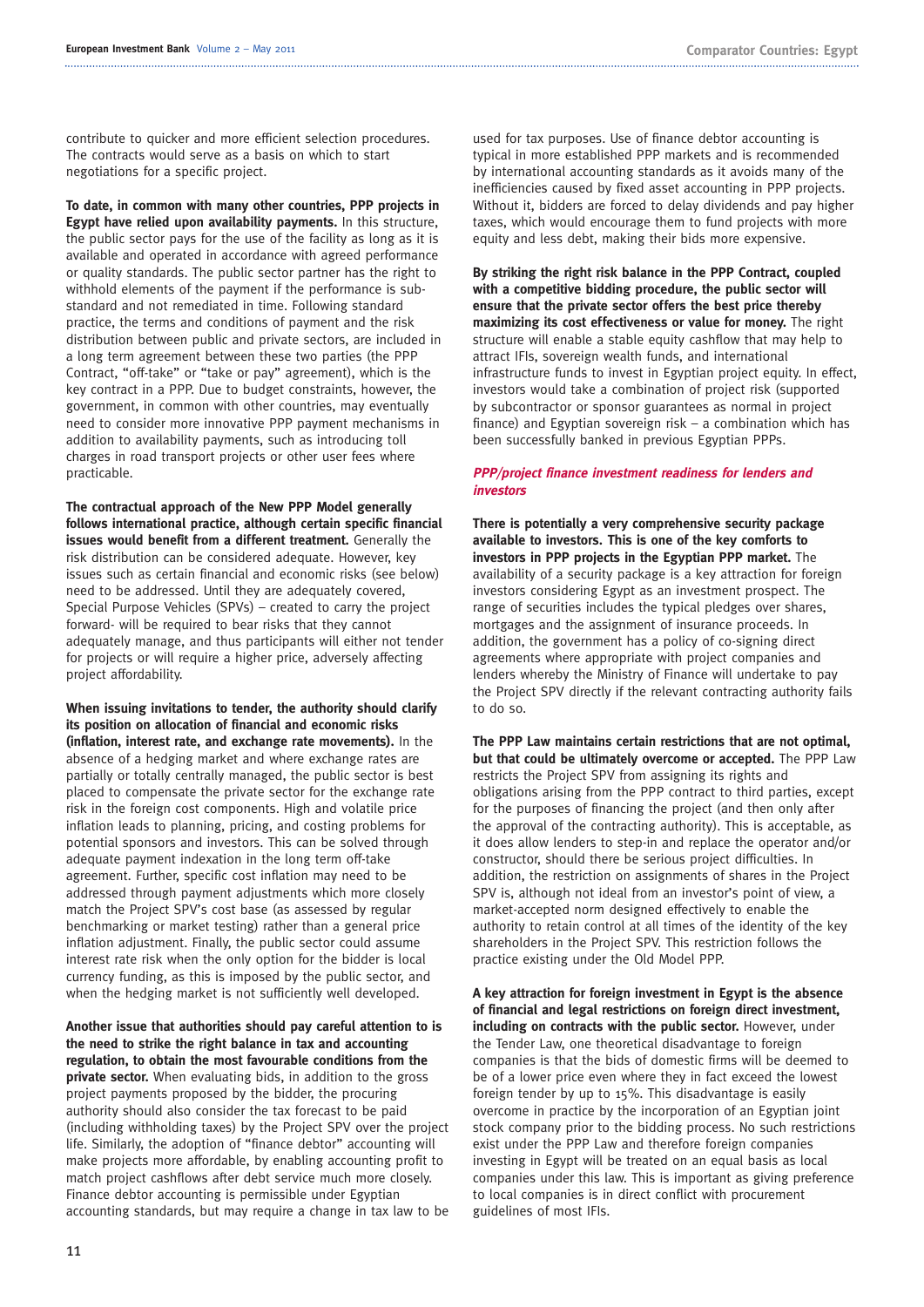contribute to quicker and more efficient selection procedures. The contracts would serve as a basis on which to start negotiations for a specific project.

**To date, in common with many other countries, PPP projects in Egypt have relied upon availability payments.** In this structure, the public sector pays for the use of the facility as long as it is available and operated in accordance with agreed performance or quality standards. The public sector partner has the right to withhold elements of the payment if the performance is sub-standard and not remediated in time. Following standard practice, the terms and conditions of payment and the risk distribution between public and private sectors, are included in a long term agreement between these two parties (the PPP Contract, "off-take" or "take or pay" agreement), which is the key contract in a PPP. Due to budget constraints, however, the government, in common with other countries, may eventually need to consider more innovative PPP payment mechanisms in addition to availability payments, such as introducing toll charges in road transport projects or other user fees where practicable.

**The contractual approach of the New PPP Model generally follows international practice, although certain specific financial issues would benefit from a different treatment.** Generally the risk distribution can be considered adequate. However, key issues such as certain financial and economic risks (see below) need to be addressed. Until they are adequately covered, Special Purpose Vehicles (SPVs) – created to carry the project forward- will be required to bear risks that they cannot adequately manage, and thus participants will either not tender for projects or will require a higher price, adversely affecting project affordability.

**When issuing invitations to tender, the authority should clarify its position on allocation of financial and economic risks (inflation, interest rate, and exchange rate movements).** In the absence of a hedging market and where exchange rates are partially or totally centrally managed, the public sector is best placed to compensate the private sector for the exchange rate risk in the foreign cost components. High and volatile price inflation leads to planning, pricing, and costing problems for potential sponsors and investors. This can be solved through adequate payment indexation in the long term off-take agreement. Further, specific cost inflation may need to be addressed through payment adjustments which more closely match the Project SPV's cost base (as assessed by regular benchmarking or market testing) rather than a general price inflation adjustment. Finally, the public sector could assume interest rate risk when the only option for the bidder is local currency funding, as this is imposed by the public sector, and when the hedging market is not sufficiently well developed.

**Another issue that authorities should pay careful attention to is the need to strike the right balance in tax and accounting regulation, to obtain the most favourable conditions from the private sector.** When evaluating bids, in addition to the gross project payments proposed by the bidder, the procuring authority should also consider the tax forecast to be paid (including withholding taxes) by the Project SPV over the project life. Similarly, the adoption of "finance debtor" accounting will make projects more affordable, by enabling accounting profit to match project cashflows after debt service much more closely. Finance debtor accounting is permissible under Egyptian accounting standards, but may require a change in tax law to be used for tax purposes. Use of finance debtor accounting is typical in more established PPP markets and is recommended by international accounting standards as it avoids many of the inefficiencies caused by fixed asset accounting in PPP projects. Without it, bidders are forced to delay dividends and pay higher taxes, which would encourage them to fund projects with more equity and less debt, making their bids more expensive.

**By striking the right risk balance in the PPP Contract, coupled with a competitive bidding procedure, the public sector will ensure that the private sector offers the best price thereby maximizing its cost effectiveness or value for money.** The right structure will enable a stable equity cashflow that may help to attract IFIs, sovereign wealth funds, and international infrastructure funds to invest in Egyptian project equity. In effect, investors would take a combination of project risk (supported by subcontractor or sponsor guarantees as normal in project finance) and Egyptian sovereign risk – a combination which has been successfully banked in previous Egyptian PPPs.

### *PPP/project finance investment readiness for lenders and investors*

**There is potentially a very comprehensive security package available to investors. This is one of the key comforts to investors in PPP projects in the Egyptian PPP market.** The availability of a security package is a key attraction for foreign investors considering Egypt as an investment prospect. The range of securities includes the typical pledges over shares, mortgages and the assignment of insurance proceeds. In addition, the government has a policy of co-signing direct agreements where appropriate with project companies and lenders whereby the Ministry of Finance will undertake to pay the Project SPV directly if the relevant contracting authority fails to do so.

**The PPP Law maintains certain restrictions that are not optimal, but that could be ultimately overcome or accepted.** The PPP Law restricts the Project SPV from assigning its rights and obligations arising from the PPP contract to third parties, except for the purposes of financing the project (and then only after the approval of the contracting authority). This is acceptable, as it does allow lenders to step-in and replace the operator and/or constructor, should there be serious project difficulties. In addition, the restriction on assignments of shares in the Project SPV is, although not ideal from an investor's point of view, a market-accepted norm designed effectively to enable the authority to retain control at all times of the identity of the key shareholders in the Project SPV. This restriction follows the practice existing under the Old Model PPP.

**A key attraction for foreign investment in Egypt is the absence of financial and legal restrictions on foreign direct investment, including on contracts with the public sector.** However, under the Tender Law, one theoretical disadvantage to foreign companies is that the bids of domestic firms will be deemed to be of a lower price even where they in fact exceed the lowest foreign tender by up to 15%. This disadvantage is easily overcome in practice by the incorporation of an Egyptian joint stock company prior to the bidding process. No such restrictions exist under the PPP Law and therefore foreign companies investing in Egypt will be treated on an equal basis as local companies under this law. This is important as giving preference to local companies is in direct conflict with procurement guidelines of most IFIs.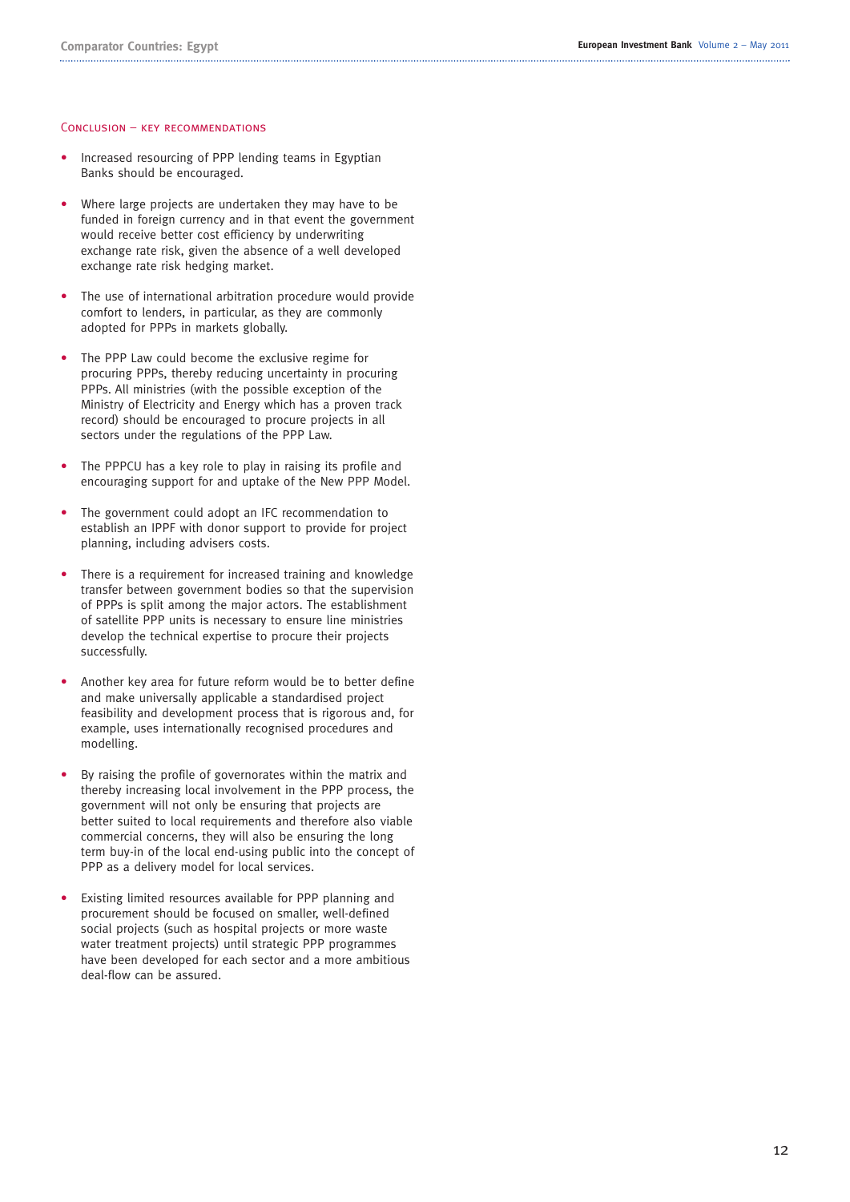## Conclusion – key recommendations

- Increased resourcing of PPP lending teams in Egyptian Banks should be encouraged.

- Where large projects are undertaken they may have to be funded in foreign currency and in that event the government would receive better cost efficiency by underwriting exchange rate risk, given the absence of a well developed exchange rate risk hedging market.

- The use of international arbitration procedure would provide comfort to lenders, in particular, as they are commonly adopted for PPPs in markets globally.

- The PPP Law could become the exclusive regime for procuring PPPs, thereby reducing uncertainty in procuring PPPs. All ministries (with the possible exception of the Ministry of Electricity and Energy which has a proven track record) should be encouraged to procure projects in all sectors under the regulations of the PPP Law.

- The PPPCU has a key role to play in raising its profile and encouraging support for and uptake of the New PPP Model.

- The government could adopt an IFC recommendation to establish an IPPF with donor support to provide for project planning, including advisers costs.

- There is a requirement for increased training and knowledge transfer between government bodies so that the supervision of PPPs is split among the major actors. The establishment of satellite PPP units is necessary to ensure line ministries develop the technical expertise to procure their projects successfully.

- Another key area for future reform would be to better define and make universally applicable a standardised project feasibility and development process that is rigorous and, for example, uses internationally recognised procedures and modelling.

- By raising the profile of governorates within the matrix and thereby increasing local involvement in the PPP process, the government will not only be ensuring that projects are better suited to local requirements and therefore also viable commercial concerns, they will also be ensuring the long term buy-in of the local end-using public into the concept of PPP as a delivery model for local services.

- Existing limited resources available for PPP planning and procurement should be focused on smaller, well-defined social projects (such as hospital projects or more waste water treatment projects) until strategic PPP programmes have been developed for each sector and a more ambitious deal-flow can be assured.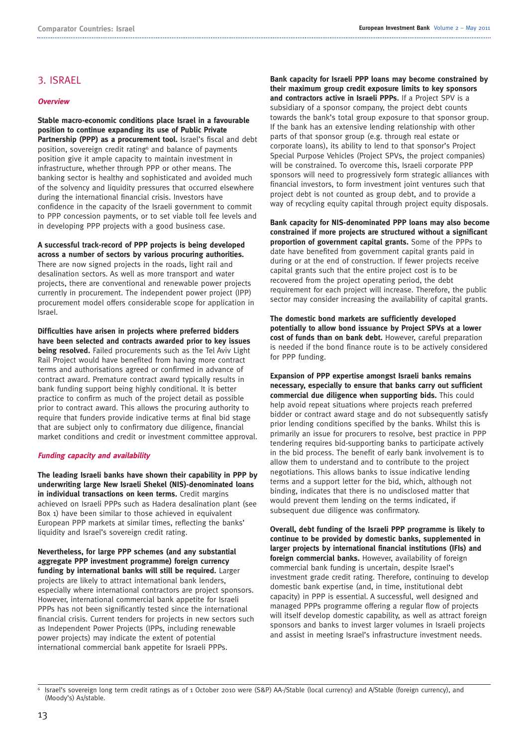# 3. ISRAEL

## *Overview*

**Stable macro-economic conditions place Israel in a favourable position to continue expanding its use of Public Private Partnership (PPP) as a procurement tool.** Israel's fiscal and debt position, sovereign credit rating[6] and balance of payments position give it ample capacity to maintain investment in infrastructure, whether through PPP or other means. The banking sector is healthy and sophisticated and avoided much of the solvency and liquidity pressures that occurred elsewhere during the international financial crisis. Investors have confidence in the capacity of the Israeli government to commit to PPP concession payments, or to set viable toll fee levels and in developing PPP projects with a good business case.

**A successful track-record of PPP projects is being developed across a number of sectors by various procuring authorities.** There are now signed projects in the roads, light rail and desalination sectors. As well as more transport and water projects, there are conventional and renewable power projects currently in procurement. The independent power project (IPP) procurement model offers considerable scope for application in Israel.

**Difficulties have arisen in projects where preferred bidders have been selected and contracts awarded prior to key issues being resolved.** Failed procurements such as the Tel Aviv Light Rail Project would have benefited from having more contract terms and authorisations agreed or confirmed in advance of contract award. Premature contract award typically results in bank funding support being highly conditional. It is better practice to confirm as much of the project detail as possible prior to contract award. This allows the procuring authority to require that funders provide indicative terms at final bid stage that are subject only to confirmatory due diligence, financial market conditions and credit or investment committee approval.

## *Funding capacity and availability*

**The leading Israeli banks have shown their capability in PPP by underwriting large New Israeli Shekel (NIS)-denominated loans in individual transactions on keen terms.** Credit margins achieved on Israeli PPPs such as Hadera desalination plant (see Box 1) have been similar to those achieved in equivalent European PPP markets at similar times, reflecting the banks' liquidity and Israel's sovereign credit rating.

**Nevertheless, for large PPP schemes (and any substantial aggregate PPP investment programme) foreign currency funding by international banks will still be required.** Larger projects are likely to attract international bank lenders, especially where international contractors are project sponsors. However, international commercial bank appetite for Israeli PPPs has not been significantly tested since the international financial crisis. Current tenders for projects in new sectors such as Independent Power Projects (IPPs, including renewable power projects) may indicate the extent of potential international commercial bank appetite for Israeli PPPs.

**Bank capacity for Israeli PPP loans may become constrained by their maximum group credit exposure limits to key sponsors and contractors active in Israeli PPPs.** If a Project SPV is a subsidiary of a sponsor company, the project debt counts towards the bank's total group exposure to that sponsor group. If the bank has an extensive lending relationship with other parts of that sponsor group (e.g. through real estate or corporate loans), its ability to lend to that sponsor's Project Special Purpose Vehicles (Project SPVs, the project companies) will be constrained. To overcome this, Israeli corporate PPP sponsors will need to progressively form strategic alliances with financial investors, to form investment joint ventures such that project debt is not counted as group debt, and to provide a way of recycling equity capital through project equity disposals.

**Bank capacity for NIS-denominated PPP loans may also become constrained if more projects are structured without a significant proportion of government capital grants.** Some of the PPPs to date have benefited from government capital grants paid in during or at the end of construction. If fewer projects receive capital grants such that the entire project cost is to be recovered from the project operating period, the debt requirement for each project will increase. Therefore, the public sector may consider increasing the availability of capital grants.

**The domestic bond markets are sufficiently developed potentially to allow bond issuance by Project SPVs at a lower cost of funds than on bank debt.** However, careful preparation is needed if the bond finance route is to be actively considered for PPP funding.

**Expansion of PPP expertise amongst Israeli banks remains necessary, especially to ensure that banks carry out sufficient commercial due diligence when supporting bids.** This could help avoid repeat situations where projects reach preferred bidder or contract award stage and do not subsequently satisfy prior lending conditions specified by the banks. Whilst this is primarily an issue for procurers to resolve, best practice in PPP tendering requires bid-supporting banks to participate actively in the bid process. The benefit of early bank involvement is to allow them to understand and to contribute to the project negotiations. This allows banks to issue indicative lending terms and a support letter for the bid, which, although not binding, indicates that there is no undisclosed matter that would prevent them lending on the terms indicated, if subsequent due diligence was confirmatory.

**Overall, debt funding of the Israeli PPP programme is likely to continue to be provided by domestic banks, supplemented in larger projects by international financial institutions (IFIs) and foreign commercial banks.** However, availability of foreign commercial bank funding is uncertain, despite Israel's investment grade credit rating. Therefore, continuing to develop domestic bank expertise (and, in time, institutional debt capacity) in PPP is essential. A successful, well designed and managed PPPs programme offering a regular flow of projects will itself develop domestic capability, as well as attract foreign sponsors and banks to invest larger volumes in Israeli projects and assist in meeting Israel's infrastructure investment needs.

---

[6] Israel's sovereign long term credit ratings as of 1 October 2010 were (S&P) AA-/Stable (local currency) and A/Stable (foreign currency), and (Moody's) A1/stable.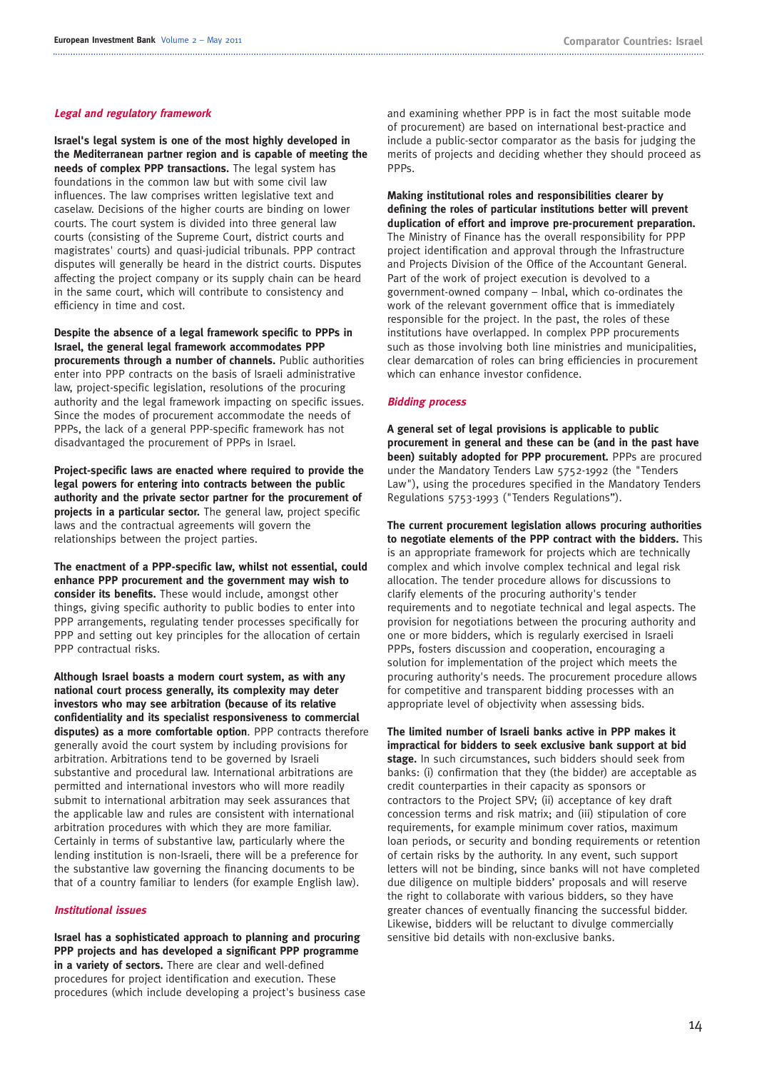### *Legal and regulatory framework*

**Israel's legal system is one of the most highly developed in the Mediterranean partner region and is capable of meeting the needs of complex PPP transactions.** The legal system has foundations in the common law but with some civil law influences. The law comprises written legislative text and caselaw. Decisions of the higher courts are binding on lower courts. The court system is divided into three general law courts (consisting of the Supreme Court, district courts and magistrates' courts) and quasi-judicial tribunals. PPP contract disputes will generally be heard in the district courts. Disputes affecting the project company or its supply chain can be heard in the same court, which will contribute to consistency and efficiency in time and cost.

**Despite the absence of a legal framework specific to PPPs in Israel, the general legal framework accommodates PPP procurements through a number of channels.** Public authorities enter into PPP contracts on the basis of Israeli administrative law, project-specific legislation, resolutions of the procuring authority and the legal framework impacting on specific issues. Since the modes of procurement accommodate the needs of PPPs, the lack of a general PPP-specific framework has not disadvantaged the procurement of PPPs in Israel.

**Project-specific laws are enacted where required to provide the legal powers for entering into contracts between the public authority and the private sector partner for the procurement of projects in a particular sector.** The general law, project specific laws and the contractual agreements will govern the relationships between the project parties.

**The enactment of a PPP-specific law, whilst not essential, could enhance PPP procurement and the government may wish to consider its benefits.** These would include, amongst other things, giving specific authority to public bodies to enter into PPP arrangements, regulating tender processes specifically for PPP and setting out key principles for the allocation of certain PPP contractual risks.

**Although Israel boasts a modern court system, as with any national court process generally, its complexity may deter investors who may see arbitration (because of its relative confidentiality and its specialist responsiveness to commercial disputes) as a more comfortable option**. PPP contracts therefore generally avoid the court system by including provisions for arbitration. Arbitrations tend to be governed by Israeli substantive and procedural law. International arbitrations are permitted and international investors who will more readily submit to international arbitration may seek assurances that the applicable law and rules are consistent with international arbitration procedures with which they are more familiar. Certainly in terms of substantive law, particularly where the lending institution is non-Israeli, there will be a preference for the substantive law governing the financing documents to be that of a country familiar to lenders (for example English law).

### *Institutional issues*

**Israel has a sophisticated approach to planning and procuring PPP projects and has developed a significant PPP programme in a variety of sectors.** There are clear and well-defined procedures for project identification and execution. These procedures (which include developing a project's business case and examining whether PPP is in fact the most suitable mode of procurement) are based on international best-practice and include a public-sector comparator as the basis for judging the merits of projects and deciding whether they should proceed as PPPs.

**Making institutional roles and responsibilities clearer by defining the roles of particular institutions better will prevent duplication of effort and improve pre-procurement preparation.** The Ministry of Finance has the overall responsibility for PPP project identification and approval through the Infrastructure and Projects Division of the Office of the Accountant General. Part of the work of project execution is devolved to a government-owned company – Inbal, which co-ordinates the work of the relevant government office that is immediately responsible for the project. In the past, the roles of these institutions have overlapped. In complex PPP procurements such as those involving both line ministries and municipalities, clear demarcation of roles can bring efficiencies in procurement which can enhance investor confidence.

### *Bidding process*

**A general set of legal provisions is applicable to public procurement in general and these can be (and in the past have been) suitably adopted for PPP procurement.** PPPs are procured under the Mandatory Tenders Law 5752-1992 (the "Tenders Law"), using the procedures specified in the Mandatory Tenders Regulations 5753-1993 ("Tenders Regulations").

**The current procurement legislation allows procuring authorities to negotiate elements of the PPP contract with the bidders.** This is an appropriate framework for projects which are technically complex and which involve complex technical and legal risk allocation. The tender procedure allows for discussions to clarify elements of the procuring authority's tender requirements and to negotiate technical and legal aspects. The provision for negotiations between the procuring authority and one or more bidders, which is regularly exercised in Israeli PPPs, fosters discussion and cooperation, encouraging a solution for implementation of the project which meets the procuring authority's needs. The procurement procedure allows for competitive and transparent bidding processes with an appropriate level of objectivity when assessing bids.

**The limited number of Israeli banks active in PPP makes it impractical for bidders to seek exclusive bank support at bid stage.** In such circumstances, such bidders should seek from banks: (i) confirmation that they (the bidder) are acceptable as credit counterparties in their capacity as sponsors or contractors to the Project SPV; (ii) acceptance of key draft concession terms and risk matrix; and (iii) stipulation of core requirements, for example minimum cover ratios, maximum loan periods, or security and bonding requirements or retention of certain risks by the authority. In any event, such support letters will not be binding, since banks will not have completed due diligence on multiple bidders' proposals and will reserve the right to collaborate with various bidders, so they have greater chances of eventually financing the successful bidder. Likewise, bidders will be reluctant to divulge commercially sensitive bid details with non-exclusive banks.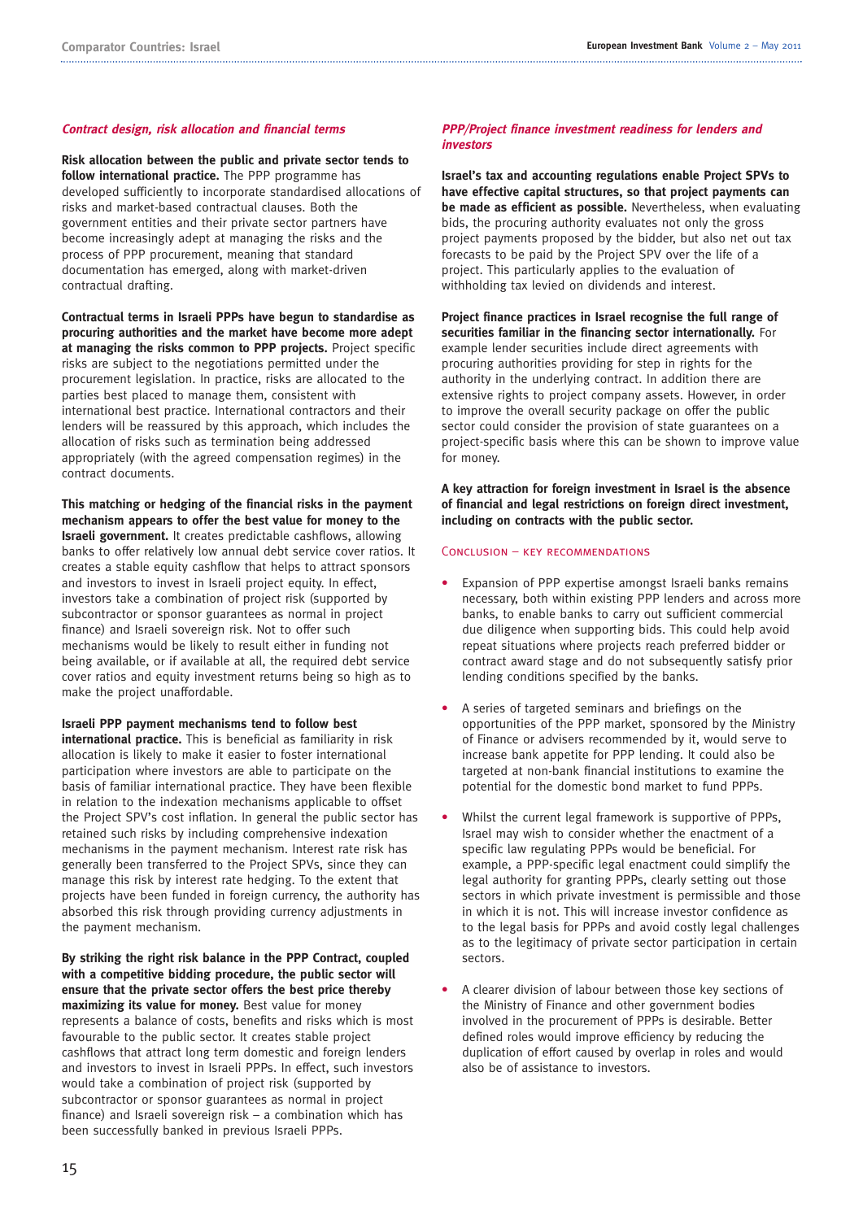### *Contract design, risk allocation and financial terms*

**Risk allocation between the public and private sector tends to follow international practice.** The PPP programme has developed sufficiently to incorporate standardised allocations of risks and market-based contractual clauses. Both the government entities and their private sector partners have become increasingly adept at managing the risks and the process of PPP procurement, meaning that standard documentation has emerged, along with market-driven contractual drafting.

**Contractual terms in Israeli PPPs have begun to standardise as procuring authorities and the market have become more adept at managing the risks common to PPP projects.** Project specific risks are subject to the negotiations permitted under the procurement legislation. In practice, risks are allocated to the parties best placed to manage them, consistent with international best practice. International contractors and their lenders will be reassured by this approach, which includes the allocation of risks such as termination being addressed appropriately (with the agreed compensation regimes) in the contract documents.

**This matching or hedging of the financial risks in the payment mechanism appears to offer the best value for money to the Israeli government.** It creates predictable cashflows, allowing banks to offer relatively low annual debt service cover ratios. It creates a stable equity cashflow that helps to attract sponsors and investors to invest in Israeli project equity. In effect, investors take a combination of project risk (supported by subcontractor or sponsor guarantees as normal in project finance) and Israeli sovereign risk. Not to offer such mechanisms would be likely to result either in funding not being available, or if available at all, the required debt service cover ratios and equity investment returns being so high as to make the project unaffordable.

**Israeli PPP payment mechanisms tend to follow best international practice.** This is beneficial as familiarity in risk allocation is likely to make it easier to foster international participation where investors are able to participate on the basis of familiar international practice. They have been flexible in relation to the indexation mechanisms applicable to offset the Project SPV's cost inflation. In general the public sector has retained such risks by including comprehensive indexation mechanisms in the payment mechanism. Interest rate risk has generally been transferred to the Project SPVs, since they can manage this risk by interest rate hedging. To the extent that projects have been funded in foreign currency, the authority has absorbed this risk through providing currency adjustments in the payment mechanism.

**By striking the right risk balance in the PPP Contract, coupled with a competitive bidding procedure, the public sector will ensure that the private sector offers the best price thereby maximizing its value for money.** Best value for money represents a balance of costs, benefits and risks which is most favourable to the public sector. It creates stable project cashflows that attract long term domestic and foreign lenders and investors to invest in Israeli PPPs. In effect, such investors would take a combination of project risk (supported by subcontractor or sponsor guarantees as normal in project finance) and Israeli sovereign risk – a combination which has been successfully banked in previous Israeli PPPs.

### *PPP/Project finance investment readiness for lenders and investors*

**Israel's tax and accounting regulations enable Project SPVs to have effective capital structures, so that project payments can be made as efficient as possible.** Nevertheless, when evaluating bids, the procuring authority evaluates not only the gross project payments proposed by the bidder, but also net out tax forecasts to be paid by the Project SPV over the life of a project. This particularly applies to the evaluation of withholding tax levied on dividends and interest.

**Project finance practices in Israel recognise the full range of securities familiar in the financing sector internationally.** For example lender securities include direct agreements with procuring authorities providing for step in rights for the authority in the underlying contract. In addition there are extensive rights to project company assets. However, in order to improve the overall security package on offer the public sector could consider the provision of state guarantees on a project-specific basis where this can be shown to improve value for money.

**A key attraction for foreign investment in Israel is the absence of financial and legal restrictions on foreign direct investment, including on contracts with the public sector.**

### Conclusion – key recommendations

- Expansion of PPP expertise amongst Israeli banks remains necessary, both within existing PPP lenders and across more banks, to enable banks to carry out sufficient commercial due diligence when supporting bids. This could help avoid repeat situations where projects reach preferred bidder or contract award stage and do not subsequently satisfy prior lending conditions specified by the banks.
- A series of targeted seminars and briefings on the opportunities of the PPP market, sponsored by the Ministry of Finance or advisers recommended by it, would serve to increase bank appetite for PPP lending. It could also be targeted at non-bank financial institutions to examine the potential for the domestic bond market to fund PPPs.
- Whilst the current legal framework is supportive of PPPs, Israel may wish to consider whether the enactment of a specific law regulating PPPs would be beneficial. For example, a PPP-specific legal enactment could simplify the legal authority for granting PPPs, clearly setting out those sectors in which private investment is permissible and those in which it is not. This will increase investor confidence as to the legal basis for PPPs and avoid costly legal challenges as to the legitimacy of private sector participation in certain sectors.
- A clearer division of labour between those key sections of the Ministry of Finance and other government bodies involved in the procurement of PPPs is desirable. Better defined roles would improve efficiency by reducing the duplication of effort caused by overlap in roles and would also be of assistance to investors.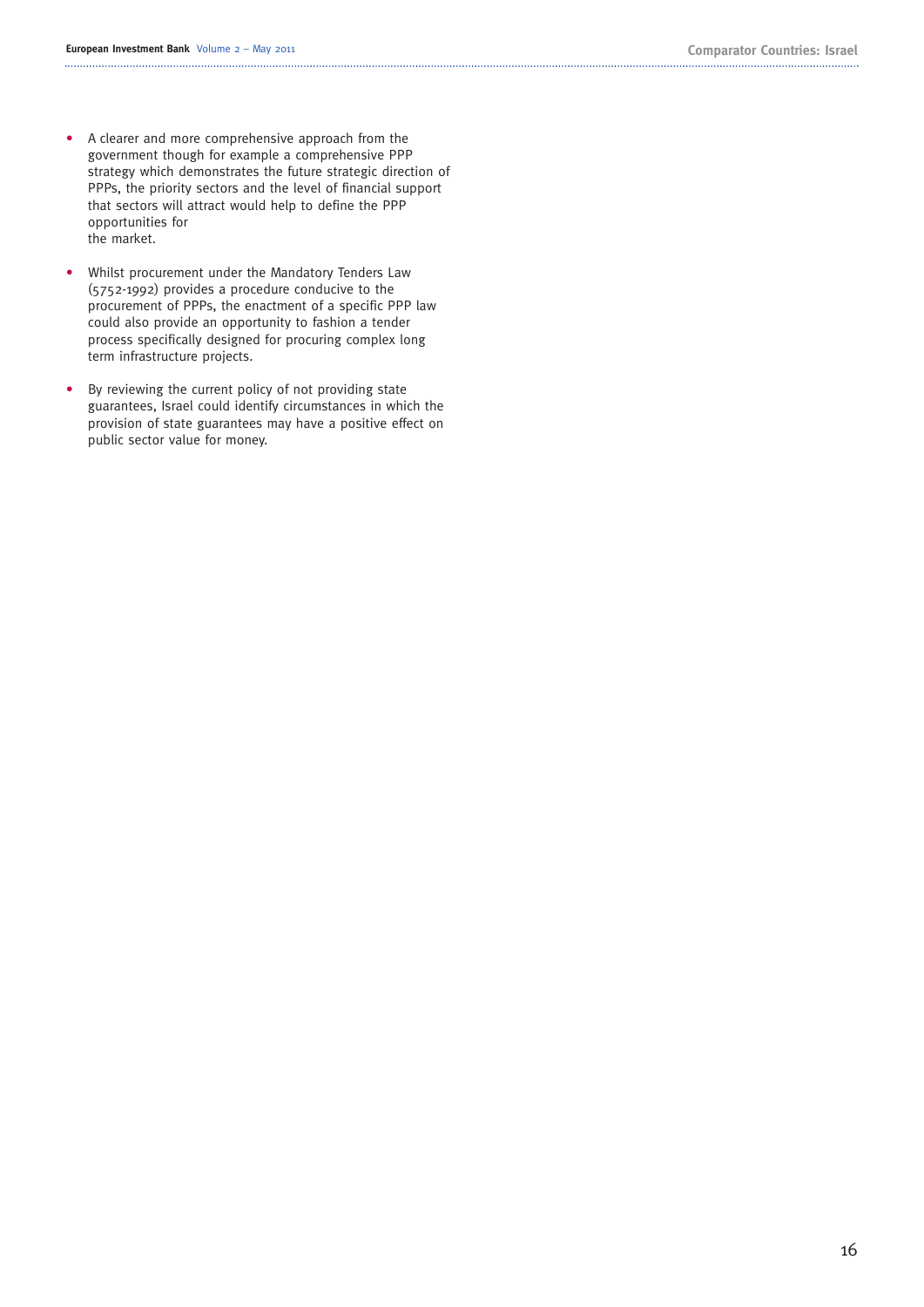- A clearer and more comprehensive approach from the government though for example a comprehensive PPP strategy which demonstrates the future strategic direction of PPPs, the priority sectors and the level of financial support that sectors will attract would help to define the PPP opportunities for the market.

- Whilst procurement under the Mandatory Tenders Law (5752-1992) provides a procedure conducive to the procurement of PPPs, the enactment of a specific PPP law could also provide an opportunity to fashion a tender process specifically designed for procuring complex long term infrastructure projects.

- By reviewing the current policy of not providing state guarantees, Israel could identify circumstances in which the provision of state guarantees may have a positive effect on public sector value for money.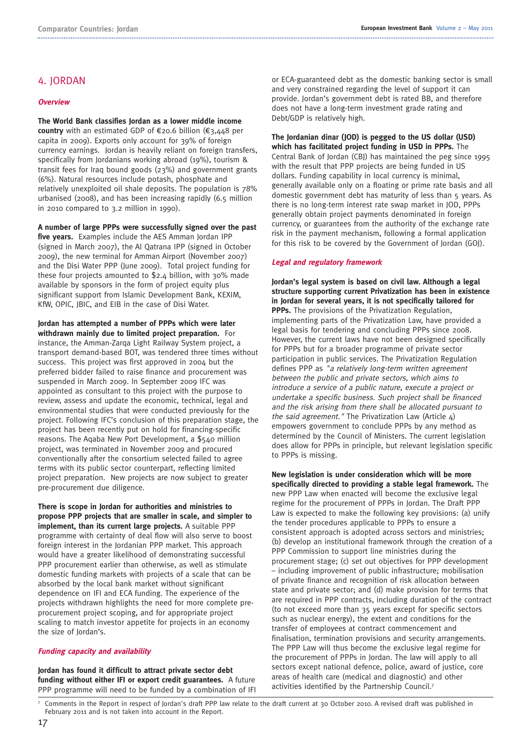## 4. JORDAN

### *Overview*

**The World Bank classifies Jordan as a lower middle income country** with an estimated GDP of €20.6 billion (€3,448 per capita in 2009). Exports only account for 39% of foreign currency earnings. Jordan is heavily reliant on foreign transfers, specifically from Jordanians working abroad (19%), tourism & transit fees for Iraq bound goods (23%) and government grants (6%). Natural resources include potash, phosphate and relatively unexploited oil shale deposits. The population is 78% urbanised (2008), and has been increasing rapidly (6.5 million in 2010 compared to 3.2 million in 1990).

**A number of large PPPs were successfully signed over the past five years.** Examples include the AES Amman Jordan IPP (signed in March 2007), the Al Qatrana IPP (signed in October 2009), the new terminal for Amman Airport (November 2007) and the Disi Water PPP (June 2009). Total project funding for these four projects amounted to $2.4 billion, with 30% made available by sponsors in the form of project equity plus significant support from Islamic Development Bank, KEXIM, KfW, OPIC, JBIC, and EIB in the case of Disi Water.

**Jordan has attempted a number of PPPs which were later withdrawn mainly due to limited project preparation.** For instance, the Amman-Zarqa Light Railway System project, a transport demand-based BOT, was tendered three times without success. This project was first approved in 2004 but the preferred bidder failed to raise finance and procurement was suspended in March 2009. In September 2009 IFC was appointed as consultant to this project with the purpose to review, assess and update the economic, technical, legal and environmental studies that were conducted previously for the project. Following IFC's conclusion of this preparation stage, the project has been recently put on hold for financing-specific reasons. The Aqaba New Port Development, a $540 million project, was terminated in November 2009 and procured conventionally after the consortium selected failed to agree terms with its public sector counterpart, reflecting limited project preparation. New projects are now subject to greater pre-procurement due diligence.

**There is scope in Jordan for authorities and ministries to propose PPP projects that are smaller in scale, and simpler to implement, than its current large projects.** A suitable PPP programme with certainty of deal flow will also serve to boost foreign interest in the Jordanian PPP market. This approach would have a greater likelihood of demonstrating successful PPP procurement earlier than otherwise, as well as stimulate domestic funding markets with projects of a scale that can be absorbed by the local bank market without significant dependence on IFI and ECA funding. The experience of the projects withdrawn highlights the need for more complete pre-procurement project scoping, and for appropriate project scaling to match investor appetite for projects in an economy the size of Jordan's.

### *Funding capacity and availability*

**Jordan has found it difficult to attract private sector debt funding without either IFI or export credit guarantees.** A future PPP programme will need to be funded by a combination of IFI or ECA-guaranteed debt as the domestic banking sector is small and very constrained regarding the level of support it can provide. Jordan's government debt is rated BB, and therefore does not have a long-term investment grade rating and Debt/GDP is relatively high.

**The Jordanian dinar (JOD) is pegged to the US dollar (USD) which has facilitated project funding in USD in PPPs.** The Central Bank of Jordan (CBJ) has maintained the peg since 1995 with the result that PPP projects are being funded in US dollars. Funding capability in local currency is minimal, generally available only on a floating or prime rate basis and all domestic government debt has maturity of less than 5 years. As there is no long-term interest rate swap market in JOD, PPPs generally obtain project payments denominated in foreign currency, or guarantees from the authority of the exchange rate risk in the payment mechanism, following a formal application for this risk to be covered by the Government of Jordan (GOJ).

### *Legal and regulatory framework*

**Jordan's legal system is based on civil law. Although a legal structure supporting current Privatization has been in existence in Jordan for several years, it is not specifically tailored for PPPs.** The provisions of the Privatization Regulation, implementing parts of the Privatization Law, have provided a legal basis for tendering and concluding PPPs since 2008. However, the current laws have not been designed specifically for PPPs but for a broader programme of private sector participation in public services. The Privatization Regulation defines PPP as *"a relatively long-term written agreement between the public and private sectors, which aims to introduce a service of a public nature, execute a project or undertake a specific business. Such project shall be financed and the risk arising from there shall be allocated pursuant to the said agreement."* The Privatization Law (Article 4) empowers government to conclude PPPs by any method as determined by the Council of Ministers. The current legislation does allow for PPPs in principle, but relevant legislation specific to PPPs is missing.

**New legislation is under consideration which will be more specifically directed to providing a stable legal framework.** The new PPP Law when enacted will become the exclusive legal regime for the procurement of PPPs in Jordan. The Draft PPP Law is expected to make the following key provisions: (a) unify the tender procedures applicable to PPPs to ensure a consistent approach is adopted across sectors and ministries; (b) develop an institutional framework through the creation of a PPP Commission to support line ministries during the procurement stage; (c) set out objectives for PPP development – including improvement of public infrastructure; mobilisation of private finance and recognition of risk allocation between the public and private sector; and (d) make provision for terms that are required in PPP contracts, including duration of the contract (to not exceed more than 35 years except for specific sectors such as nuclear energy), the extent and conditions for the transfer of employees at contract commencement and finalisation, termination provisions and security arrangements. The PPP Law will thus become the exclusive legal regime for the procurement of PPPs in Jordan. The law will apply to all sectors except national defence, police, award of justice, core areas of health care (medical and diagnostic) and other activities identified by the Partnership Council.[7]

[7] Comments in the Report in respect of Jordan's draft PPP law relate to the draft current at 30 October 2010. A revised draft was published in February 2011 and is not taken into account in the Report.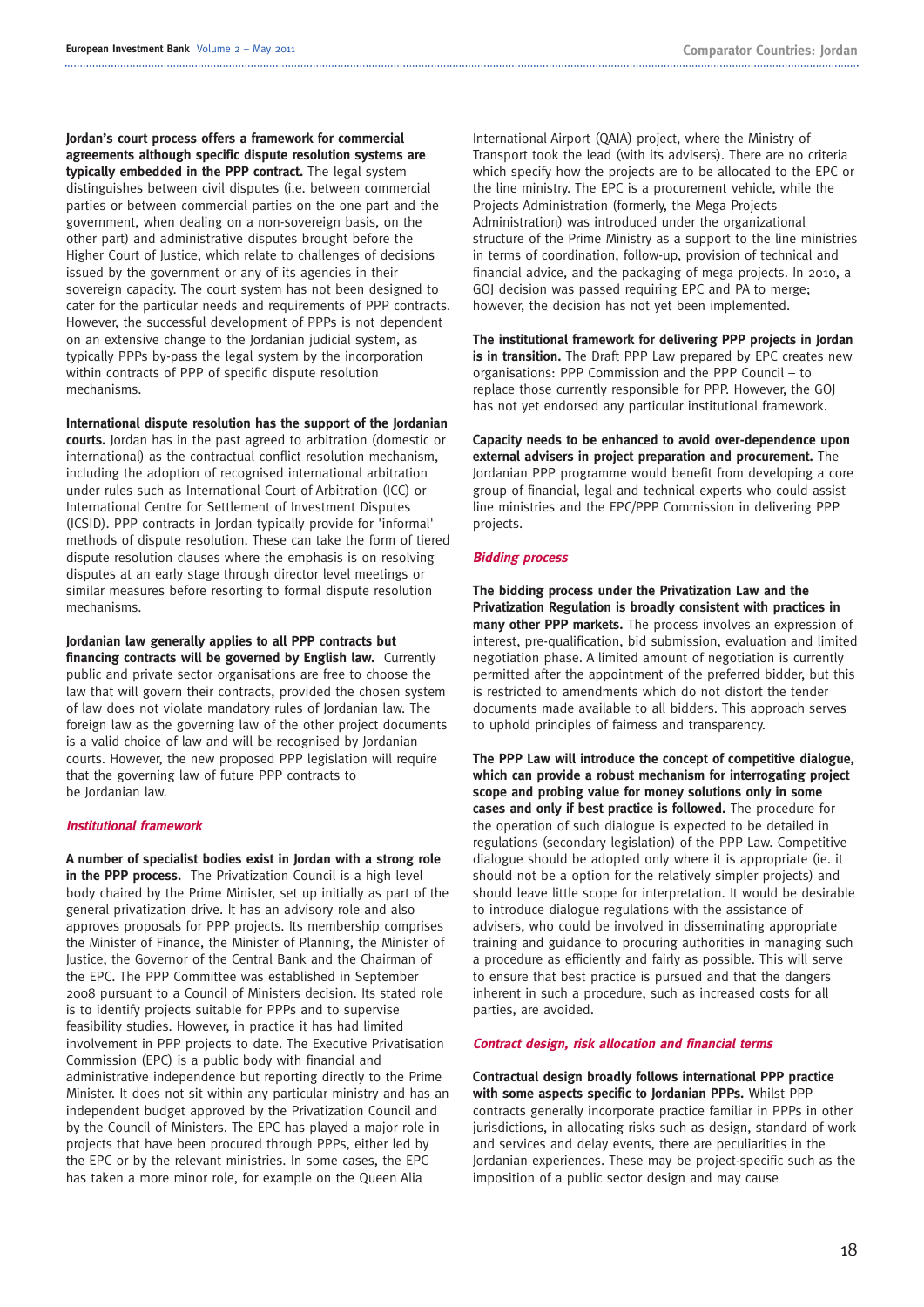**Jordan's court process offers a framework for commercial agreements although specific dispute resolution systems are typically embedded in the PPP contract.** The legal system distinguishes between civil disputes (i.e. between commercial parties or between commercial parties on the one part and the government, when dealing on a non-sovereign basis, on the other part) and administrative disputes brought before the Higher Court of Justice, which relate to challenges of decisions issued by the government or any of its agencies in their sovereign capacity. The court system has not been designed to cater for the particular needs and requirements of PPP contracts. However, the successful development of PPPs is not dependent on an extensive change to the Jordanian judicial system, as typically PPPs by-pass the legal system by the incorporation within contracts of PPP of specific dispute resolution mechanisms.

**International dispute resolution has the support of the Jordanian courts.** Jordan has in the past agreed to arbitration (domestic or international) as the contractual conflict resolution mechanism, including the adoption of recognised international arbitration under rules such as International Court of Arbitration (ICC) or International Centre for Settlement of Investment Disputes (ICSID). PPP contracts in Jordan typically provide for 'informal' methods of dispute resolution. These can take the form of tiered dispute resolution clauses where the emphasis is on resolving disputes at an early stage through director level meetings or similar measures before resorting to formal dispute resolution mechanisms.

**Jordanian law generally applies to all PPP contracts but financing contracts will be governed by English law.** Currently public and private sector organisations are free to choose the law that will govern their contracts, provided the chosen system of law does not violate mandatory rules of Jordanian law. The foreign law as the governing law of the other project documents is a valid choice of law and will be recognised by Jordanian courts. However, the new proposed PPP legislation will require that the governing law of future PPP contracts to be Jordanian law.

### *Institutional framework*

**A number of specialist bodies exist in Jordan with a strong role in the PPP process.** The Privatization Council is a high level body chaired by the Prime Minister, set up initially as part of the general privatization drive. It has an advisory role and also approves proposals for PPP projects. Its membership comprises the Minister of Finance, the Minister of Planning, the Minister of Justice, the Governor of the Central Bank and the Chairman of the EPC. The PPP Committee was established in September 2008 pursuant to a Council of Ministers decision. Its stated role is to identify projects suitable for PPPs and to supervise feasibility studies. However, in practice it has had limited involvement in PPP projects to date. The Executive Privatisation Commission (EPC) is a public body with financial and administrative independence but reporting directly to the Prime Minister. It does not sit within any particular ministry and has an independent budget approved by the Privatization Council and by the Council of Ministers. The EPC has played a major role in projects that have been procured through PPPs, either led by the EPC or by the relevant ministries. In some cases, the EPC has taken a more minor role, for example on the Queen Alia International Airport (QAIA) project, where the Ministry of Transport took the lead (with its advisers). There are no criteria which specify how the projects are to be allocated to the EPC or the line ministry. The EPC is a procurement vehicle, while the Projects Administration (formerly, the Mega Projects Administration) was introduced under the organizational structure of the Prime Ministry as a support to the line ministries in terms of coordination, follow-up, provision of technical and financial advice, and the packaging of mega projects. In 2010, a GOJ decision was passed requiring EPC and PA to merge; however, the decision has not yet been implemented.

**The institutional framework for delivering PPP projects in Jordan is in transition.** The Draft PPP Law prepared by EPC creates new organisations: PPP Commission and the PPP Council – to replace those currently responsible for PPP. However, the GOJ has not yet endorsed any particular institutional framework.

**Capacity needs to be enhanced to avoid over-dependence upon external advisers in project preparation and procurement.** The Jordanian PPP programme would benefit from developing a core group of financial, legal and technical experts who could assist line ministries and the EPC/PPP Commission in delivering PPP projects.

### *Bidding process*

**The bidding process under the Privatization Law and the Privatization Regulation is broadly consistent with practices in many other PPP markets.** The process involves an expression of interest, pre-qualification, bid submission, evaluation and limited negotiation phase. A limited amount of negotiation is currently permitted after the appointment of the preferred bidder, but this is restricted to amendments which do not distort the tender documents made available to all bidders. This approach serves to uphold principles of fairness and transparency.

**The PPP Law will introduce the concept of competitive dialogue, which can provide a robust mechanism for interrogating project scope and probing value for money solutions only in some cases and only if best practice is followed.** The procedure for the operation of such dialogue is expected to be detailed in regulations (secondary legislation) of the PPP Law. Competitive dialogue should be adopted only where it is appropriate (ie. it should not be a option for the relatively simpler projects) and should leave little scope for interpretation. It would be desirable to introduce dialogue regulations with the assistance of advisers, who could be involved in disseminating appropriate training and guidance to procuring authorities in managing such a procedure as efficiently and fairly as possible. This will serve to ensure that best practice is pursued and that the dangers inherent in such a procedure, such as increased costs for all parties, are avoided.

### *Contract design, risk allocation and financial terms*

**Contractual design broadly follows international PPP practice with some aspects specific to Jordanian PPPs.** Whilst PPP contracts generally incorporate practice familiar in PPPs in other jurisdictions, in allocating risks such as design, standard of work and services and delay events, there are peculiarities in the Jordanian experiences. These may be project-specific such as the imposition of a public sector design and may cause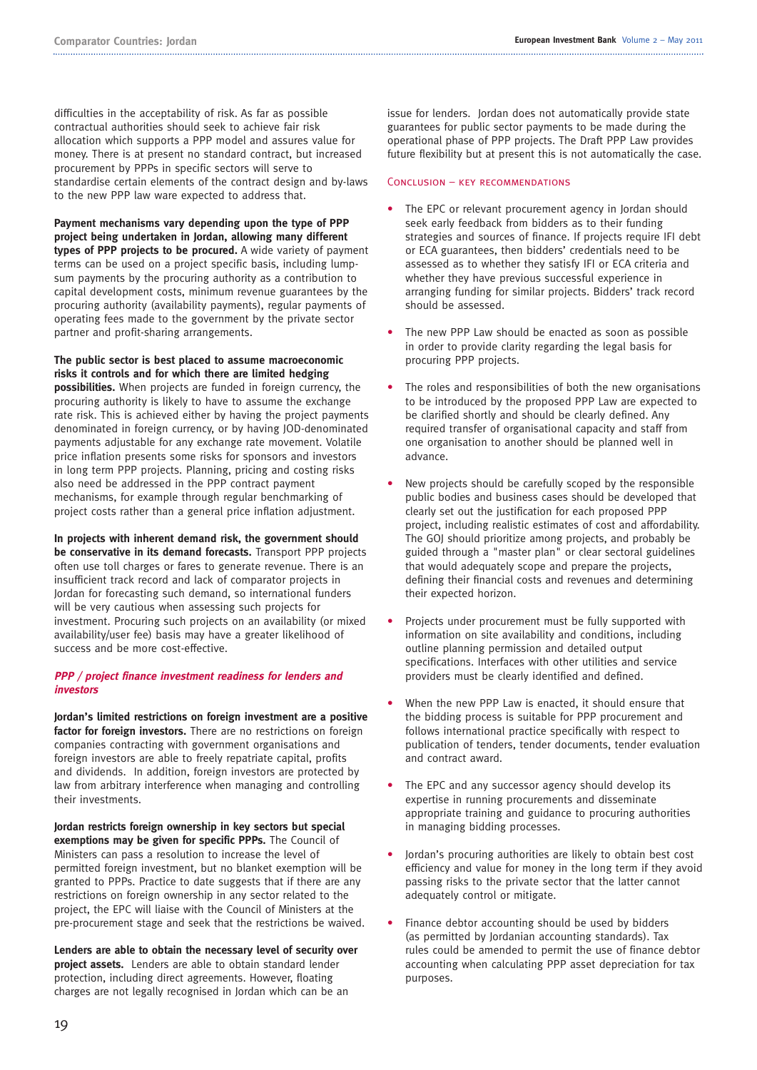difficulties in the acceptability of risk. As far as possible contractual authorities should seek to achieve fair risk allocation which supports a PPP model and assures value for money. There is at present no standard contract, but increased procurement by PPPs in specific sectors will serve to standardise certain elements of the contract design and by-laws to the new PPP law ware expected to address that.

**Payment mechanisms vary depending upon the type of PPP project being undertaken in Jordan, allowing many different types of PPP projects to be procured.** A wide variety of payment terms can be used on a project specific basis, including lump-sum payments by the procuring authority as a contribution to capital development costs, minimum revenue guarantees by the procuring authority (availability payments), regular payments of operating fees made to the government by the private sector partner and profit-sharing arrangements.

**The public sector is best placed to assume macroeconomic risks it controls and for which there are limited hedging possibilities.** When projects are funded in foreign currency, the procuring authority is likely to have to assume the exchange rate risk. This is achieved either by having the project payments denominated in foreign currency, or by having JOD-denominated payments adjustable for any exchange rate movement. Volatile price inflation presents some risks for sponsors and investors in long term PPP projects. Planning, pricing and costing risks also need be addressed in the PPP contract payment mechanisms, for example through regular benchmarking of project costs rather than a general price inflation adjustment.

**In projects with inherent demand risk, the government should be conservative in its demand forecasts.** Transport PPP projects often use toll charges or fares to generate revenue. There is an insufficient track record and lack of comparator projects in Jordan for forecasting such demand, so international funders will be very cautious when assessing such projects for investment. Procuring such projects on an availability (or mixed availability/user fee) basis may have a greater likelihood of success and be more cost-effective.

### *PPP / project finance investment readiness for lenders and investors*

**Jordan's limited restrictions on foreign investment are a positive factor for foreign investors.** There are no restrictions on foreign companies contracting with government organisations and foreign investors are able to freely repatriate capital, profits and dividends. In addition, foreign investors are protected by law from arbitrary interference when managing and controlling their investments.

**Jordan restricts foreign ownership in key sectors but special exemptions may be given for specific PPPs.** The Council of Ministers can pass a resolution to increase the level of permitted foreign investment, but no blanket exemption will be granted to PPPs. Practice to date suggests that if there are any restrictions on foreign ownership in any sector related to the project, the EPC will liaise with the Council of Ministers at the pre-procurement stage and seek that the restrictions be waived.

**Lenders are able to obtain the necessary level of security over project assets.** Lenders are able to obtain standard lender protection, including direct agreements. However, floating charges are not legally recognised in Jordan which can be an issue for lenders. Jordan does not automatically provide state guarantees for public sector payments to be made during the operational phase of PPP projects. The Draft PPP Law provides future flexibility but at present this is not automatically the case.

### Conclusion – key recommendations

- The EPC or relevant procurement agency in Jordan should seek early feedback from bidders as to their funding strategies and sources of finance. If projects require IFI debt or ECA guarantees, then bidders' credentials need to be assessed as to whether they satisfy IFI or ECA criteria and whether they have previous successful experience in arranging funding for similar projects. Bidders' track record should be assessed.
- The new PPP Law should be enacted as soon as possible in order to provide clarity regarding the legal basis for procuring PPP projects.
- The roles and responsibilities of both the new organisations to be introduced by the proposed PPP Law are expected to be clarified shortly and should be clearly defined. Any required transfer of organisational capacity and staff from one organisation to another should be planned well in advance.
- New projects should be carefully scoped by the responsible public bodies and business cases should be developed that clearly set out the justification for each proposed PPP project, including realistic estimates of cost and affordability. The GOJ should prioritize among projects, and probably be guided through a "master plan" or clear sectoral guidelines that would adequately scope and prepare the projects, defining their financial costs and revenues and determining their expected horizon.
- Projects under procurement must be fully supported with information on site availability and conditions, including outline planning permission and detailed output specifications. Interfaces with other utilities and service providers must be clearly identified and defined.
- When the new PPP Law is enacted, it should ensure that the bidding process is suitable for PPP procurement and follows international practice specifically with respect to publication of tenders, tender documents, tender evaluation and contract award.
- The EPC and any successor agency should develop its expertise in running procurements and disseminate appropriate training and guidance to procuring authorities in managing bidding processes.
- Jordan's procuring authorities are likely to obtain best cost efficiency and value for money in the long term if they avoid passing risks to the private sector that the latter cannot adequately control or mitigate.
- Finance debtor accounting should be used by bidders (as permitted by Jordanian accounting standards). Tax rules could be amended to permit the use of finance debtor accounting when calculating PPP asset depreciation for tax purposes.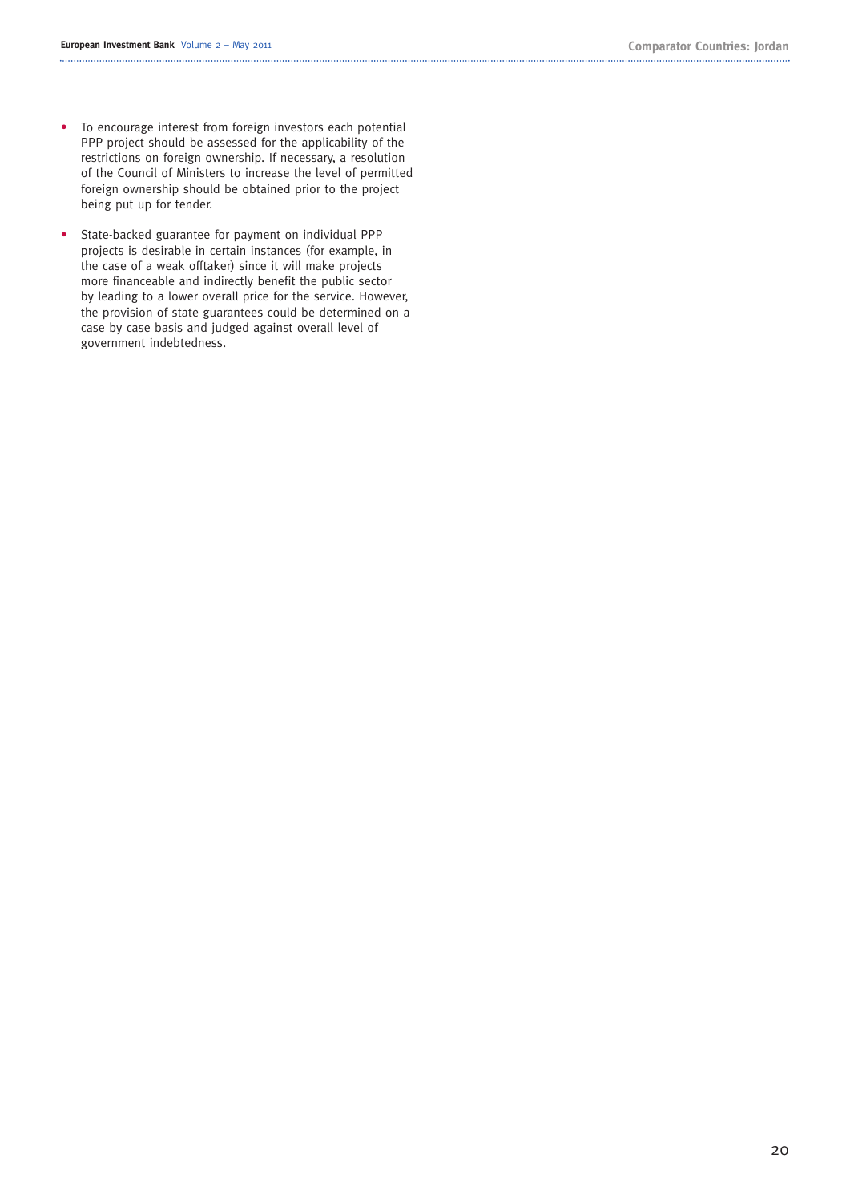- To encourage interest from foreign investors each potential PPP project should be assessed for the applicability of the restrictions on foreign ownership. If necessary, a resolution of the Council of Ministers to increase the level of permitted foreign ownership should be obtained prior to the project being put up for tender.

- State-backed guarantee for payment on individual PPP projects is desirable in certain instances (for example, in the case of a weak offtaker) since it will make projects more financeable and indirectly benefit the public sector by leading to a lower overall price for the service. However, the provision of state guarantees could be determined on a case by case basis and judged against overall level of government indebtedness.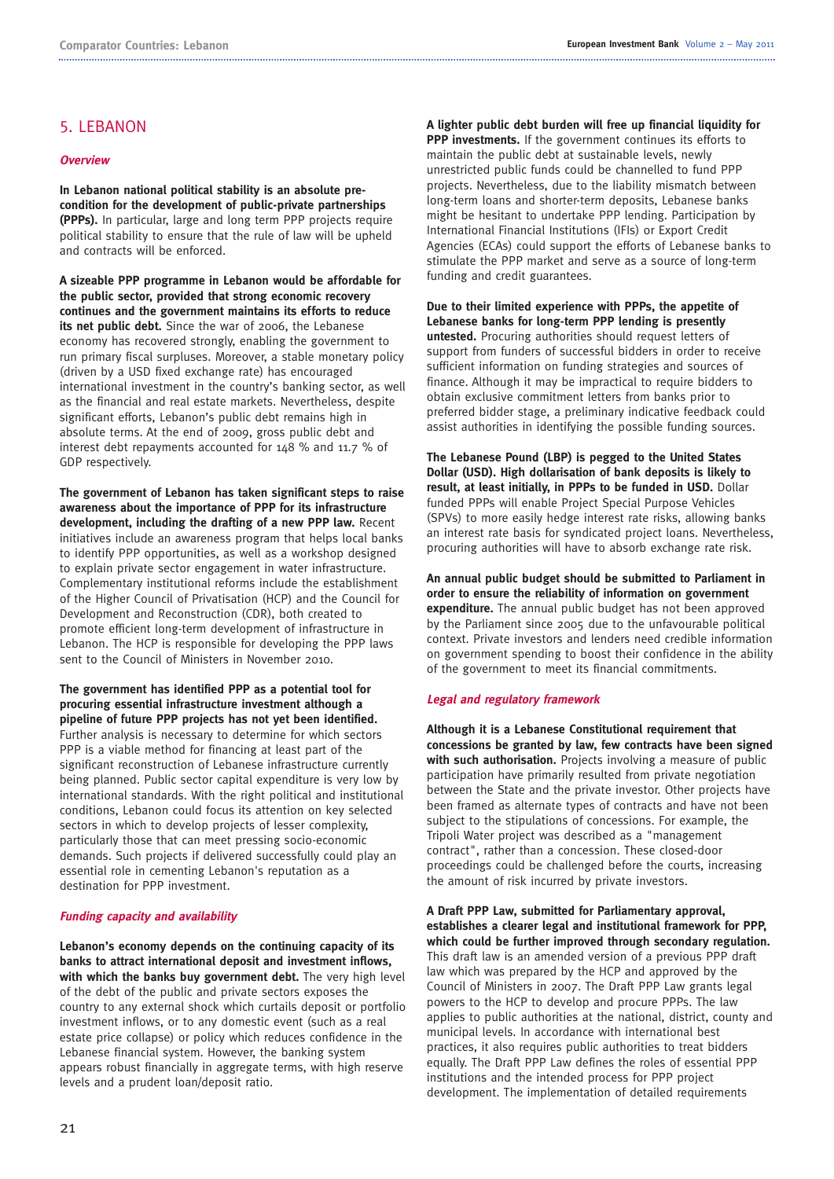## 5. LEBANON

### *Overview*

**In Lebanon national political stability is an absolute pre-condition for the development of public-private partnerships (PPPs).** In particular, large and long term PPP projects require political stability to ensure that the rule of law will be upheld and contracts will be enforced.

**A sizeable PPP programme in Lebanon would be affordable for the public sector, provided that strong economic recovery continues and the government maintains its efforts to reduce its net public debt.** Since the war of 2006, the Lebanese economy has recovered strongly, enabling the government to run primary fiscal surpluses. Moreover, a stable monetary policy (driven by a USD fixed exchange rate) has encouraged international investment in the country's banking sector, as well as the financial and real estate markets. Nevertheless, despite significant efforts, Lebanon's public debt remains high in absolute terms. At the end of 2009, gross public debt and interest debt repayments accounted for 148 % and 11.7 % of GDP respectively.

**The government of Lebanon has taken significant steps to raise awareness about the importance of PPP for its infrastructure development, including the drafting of a new PPP law.** Recent initiatives include an awareness program that helps local banks to identify PPP opportunities, as well as a workshop designed to explain private sector engagement in water infrastructure. Complementary institutional reforms include the establishment of the Higher Council of Privatisation (HCP) and the Council for Development and Reconstruction (CDR), both created to promote efficient long-term development of infrastructure in Lebanon. The HCP is responsible for developing the PPP laws sent to the Council of Ministers in November 2010.

**The government has identified PPP as a potential tool for procuring essential infrastructure investment although a pipeline of future PPP projects has not yet been identified.** Further analysis is necessary to determine for which sectors PPP is a viable method for financing at least part of the significant reconstruction of Lebanese infrastructure currently being planned. Public sector capital expenditure is very low by international standards. With the right political and institutional conditions, Lebanon could focus its attention on key selected sectors in which to develop projects of lesser complexity, particularly those that can meet pressing socio-economic demands. Such projects if delivered successfully could play an essential role in cementing Lebanon's reputation as a destination for PPP investment.

### *Funding capacity and availability*

**Lebanon's economy depends on the continuing capacity of its banks to attract international deposit and investment inflows, with which the banks buy government debt.** The very high level of the debt of the public and private sectors exposes the country to any external shock which curtails deposit or portfolio investment inflows, or to any domestic event (such as a real estate price collapse) or policy which reduces confidence in the Lebanese financial system. However, the banking system appears robust financially in aggregate terms, with high reserve levels and a prudent loan/deposit ratio.

**A lighter public debt burden will free up financial liquidity for PPP investments.** If the government continues its efforts to maintain the public debt at sustainable levels, newly unrestricted public funds could be channelled to fund PPP projects. Nevertheless, due to the liability mismatch between long-term loans and shorter-term deposits, Lebanese banks might be hesitant to undertake PPP lending. Participation by International Financial Institutions (IFIs) or Export Credit Agencies (ECAs) could support the efforts of Lebanese banks to stimulate the PPP market and serve as a source of long-term funding and credit guarantees.

**Due to their limited experience with PPPs, the appetite of Lebanese banks for long-term PPP lending is presently untested.** Procuring authorities should request letters of support from funders of successful bidders in order to receive sufficient information on funding strategies and sources of finance. Although it may be impractical to require bidders to obtain exclusive commitment letters from banks prior to preferred bidder stage, a preliminary indicative feedback could assist authorities in identifying the possible funding sources.

**The Lebanese Pound (LBP) is pegged to the United States Dollar (USD). High dollarisation of bank deposits is likely to result, at least initially, in PPPs to be funded in USD.** Dollar funded PPPs will enable Project Special Purpose Vehicles (SPVs) to more easily hedge interest rate risks, allowing banks an interest rate basis for syndicated project loans. Nevertheless, procuring authorities will have to absorb exchange rate risk.

**An annual public budget should be submitted to Parliament in order to ensure the reliability of information on government expenditure.** The annual public budget has not been approved by the Parliament since 2005 due to the unfavourable political context. Private investors and lenders need credible information on government spending to boost their confidence in the ability of the government to meet its financial commitments.

### *Legal and regulatory framework*

**Although it is a Lebanese Constitutional requirement that concessions be granted by law, few contracts have been signed with such authorisation.** Projects involving a measure of public participation have primarily resulted from private negotiation between the State and the private investor. Other projects have been framed as alternate types of contracts and have not been subject to the stipulations of concessions. For example, the Tripoli Water project was described as a "management contract", rather than a concession. These closed-door proceedings could be challenged before the courts, increasing the amount of risk incurred by private investors.

**A Draft PPP Law, submitted for Parliamentary approval, establishes a clearer legal and institutional framework for PPP, which could be further improved through secondary regulation.** This draft law is an amended version of a previous PPP draft law which was prepared by the HCP and approved by the Council of Ministers in 2007. The Draft PPP Law grants legal powers to the HCP to develop and procure PPPs. The law applies to public authorities at the national, district, county and municipal levels. In accordance with international best practices, it also requires public authorities to treat bidders equally. The Draft PPP Law defines the roles of essential PPP institutions and the intended process for PPP project development. The implementation of detailed requirements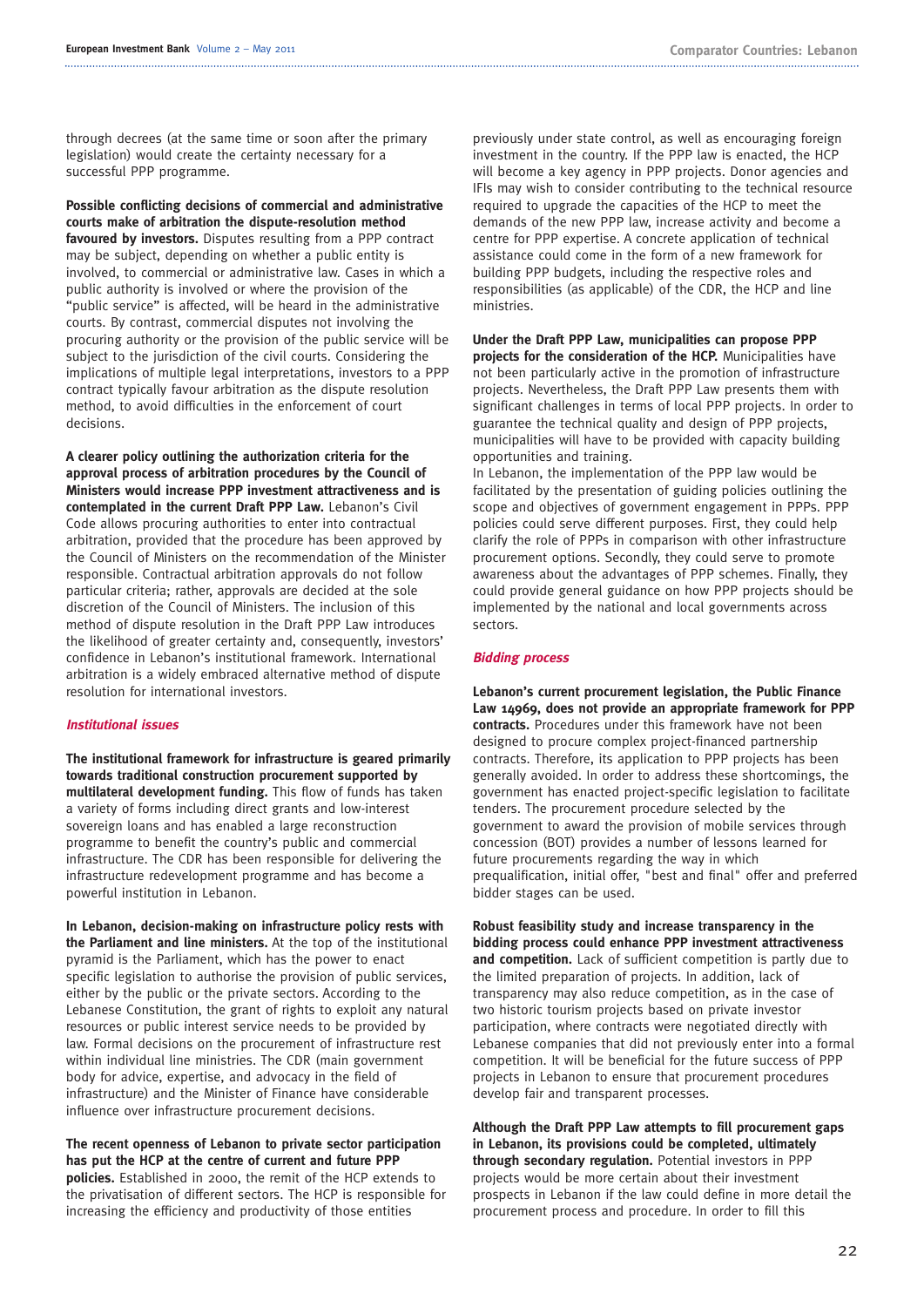through decrees (at the same time or soon after the primary legislation) would create the certainty necessary for a successful PPP programme.

**Possible conflicting decisions of commercial and administrative courts make of arbitration the dispute-resolution method favoured by investors.** Disputes resulting from a PPP contract may be subject, depending on whether a public entity is involved, to commercial or administrative law. Cases in which a public authority is involved or where the provision of the "public service" is affected, will be heard in the administrative courts. By contrast, commercial disputes not involving the procuring authority or the provision of the public service will be subject to the jurisdiction of the civil courts. Considering the implications of multiple legal interpretations, investors to a PPP contract typically favour arbitration as the dispute resolution method, to avoid difficulties in the enforcement of court decisions.

**A clearer policy outlining the authorization criteria for the approval process of arbitration procedures by the Council of Ministers would increase PPP investment attractiveness and is contemplated in the current Draft PPP Law.** Lebanon's Civil Code allows procuring authorities to enter into contractual arbitration, provided that the procedure has been approved by the Council of Ministers on the recommendation of the Minister responsible. Contractual arbitration approvals do not follow particular criteria; rather, approvals are decided at the sole discretion of the Council of Ministers. The inclusion of this method of dispute resolution in the Draft PPP Law introduces the likelihood of greater certainty and, consequently, investors' confidence in Lebanon's institutional framework. International arbitration is a widely embraced alternative method of dispute resolution for international investors.

### *Institutional issues*

**The institutional framework for infrastructure is geared primarily towards traditional construction procurement supported by multilateral development funding.** This flow of funds has taken a variety of forms including direct grants and low-interest sovereign loans and has enabled a large reconstruction programme to benefit the country's public and commercial infrastructure. The CDR has been responsible for delivering the infrastructure redevelopment programme and has become a powerful institution in Lebanon.

**In Lebanon, decision-making on infrastructure policy rests with the Parliament and line ministers.** At the top of the institutional pyramid is the Parliament, which has the power to enact specific legislation to authorise the provision of public services, either by the public or the private sectors. According to the Lebanese Constitution, the grant of rights to exploit any natural resources or public interest service needs to be provided by law. Formal decisions on the procurement of infrastructure rest within individual line ministries. The CDR (main government body for advice, expertise, and advocacy in the field of infrastructure) and the Minister of Finance have considerable influence over infrastructure procurement decisions.

**The recent openness of Lebanon to private sector participation has put the HCP at the centre of current and future PPP policies.** Established in 2000, the remit of the HCP extends to the privatisation of different sectors. The HCP is responsible for increasing the efficiency and productivity of those entities previously under state control, as well as encouraging foreign investment in the country. If the PPP law is enacted, the HCP will become a key agency in PPP projects. Donor agencies and IFIs may wish to consider contributing to the technical resource required to upgrade the capacities of the HCP to meet the demands of the new PPP law, increase activity and become a centre for PPP expertise. A concrete application of technical assistance could come in the form of a new framework for building PPP budgets, including the respective roles and responsibilities (as applicable) of the CDR, the HCP and line ministries.

**Under the Draft PPP Law, municipalities can propose PPP projects for the consideration of the HCP.** Municipalities have not been particularly active in the promotion of infrastructure projects. Nevertheless, the Draft PPP Law presents them with significant challenges in terms of local PPP projects. In order to guarantee the technical quality and design of PPP projects, municipalities will have to be provided with capacity building opportunities and training.

In Lebanon, the implementation of the PPP law would be facilitated by the presentation of guiding policies outlining the scope and objectives of government engagement in PPPs. PPP policies could serve different purposes. First, they could help clarify the role of PPPs in comparison with other infrastructure procurement options. Secondly, they could serve to promote awareness about the advantages of PPP schemes. Finally, they could provide general guidance on how PPP projects should be implemented by the national and local governments across sectors.

### *Bidding process*

**Lebanon's current procurement legislation, the Public Finance Law 14969, does not provide an appropriate framework for PPP contracts.** Procedures under this framework have not been designed to procure complex project-financed partnership contracts. Therefore, its application to PPP projects has been generally avoided. In order to address these shortcomings, the government has enacted project-specific legislation to facilitate tenders. The procurement procedure selected by the government to award the provision of mobile services through concession (BOT) provides a number of lessons learned for future procurements regarding the way in which prequalification, initial offer, "best and final" offer and preferred bidder stages can be used.

**Robust feasibility study and increase transparency in the bidding process could enhance PPP investment attractiveness and competition.** Lack of sufficient competition is partly due to the limited preparation of projects. In addition, lack of transparency may also reduce competition, as in the case of two historic tourism projects based on private investor participation, where contracts were negotiated directly with Lebanese companies that did not previously enter into a formal competition. It will be beneficial for the future success of PPP projects in Lebanon to ensure that procurement procedures develop fair and transparent processes.

**Although the Draft PPP Law attempts to fill procurement gaps in Lebanon, its provisions could be completed, ultimately through secondary regulation.** Potential investors in PPP projects would be more certain about their investment prospects in Lebanon if the law could define in more detail the procurement process and procedure. In order to fill this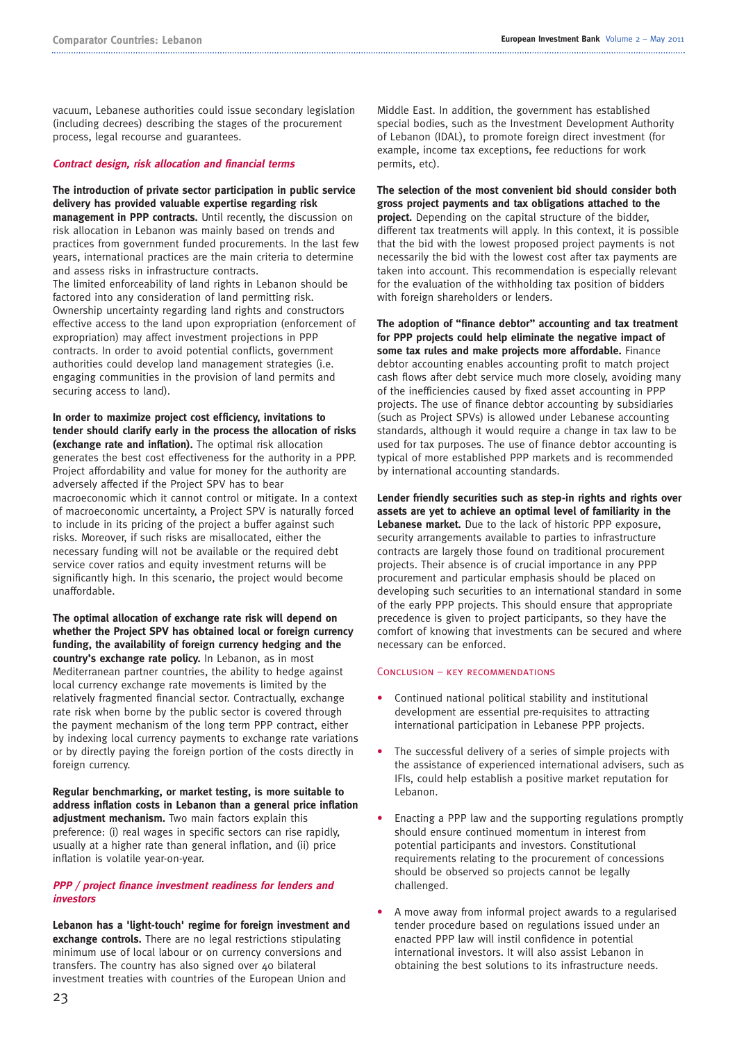vacuum, Lebanese authorities could issue secondary legislation (including decrees) describing the stages of the procurement process, legal recourse and guarantees.

### *Contract design, risk allocation and financial terms*

**The introduction of private sector participation in public service delivery has provided valuable expertise regarding risk management in PPP contracts.** Until recently, the discussion on risk allocation in Lebanon was mainly based on trends and practices from government funded procurements. In the last few years, international practices are the main criteria to determine and assess risks in infrastructure contracts.
The limited enforceability of land rights in Lebanon should be factored into any consideration of land permitting risk. Ownership uncertainty regarding land rights and constructors effective access to the land upon expropriation (enforcement of expropriation) may affect investment projections in PPP contracts. In order to avoid potential conflicts, government authorities could develop land management strategies (i.e. engaging communities in the provision of land permits and securing access to land).

**In order to maximize project cost efficiency, invitations to tender should clarify early in the process the allocation of risks (exchange rate and inflation).** The optimal risk allocation generates the best cost effectiveness for the authority in a PPP. Project affordability and value for money for the authority are adversely affected if the Project SPV has to bear macroeconomic which it cannot control or mitigate. In a context of macroeconomic uncertainty, a Project SPV is naturally forced to include in its pricing of the project a buffer against such risks. Moreover, if such risks are misallocated, either the necessary funding will not be available or the required debt service cover ratios and equity investment returns will be significantly high. In this scenario, the project would become unaffordable.

**The optimal allocation of exchange rate risk will depend on whether the Project SPV has obtained local or foreign currency funding, the availability of foreign currency hedging and the country's exchange rate policy.** In Lebanon, as in most Mediterranean partner countries, the ability to hedge against local currency exchange rate movements is limited by the relatively fragmented financial sector. Contractually, exchange rate risk when borne by the public sector is covered through the payment mechanism of the long term PPP contract, either by indexing local currency payments to exchange rate variations or by directly paying the foreign portion of the costs directly in foreign currency.

**Regular benchmarking, or market testing, is more suitable to address inflation costs in Lebanon than a general price inflation adjustment mechanism.** Two main factors explain this preference: (i) real wages in specific sectors can rise rapidly, usually at a higher rate than general inflation, and (ii) price inflation is volatile year-on-year.

### *PPP / project finance investment readiness for lenders and investors*

**Lebanon has a 'light-touch' regime for foreign investment and exchange controls.** There are no legal restrictions stipulating minimum use of local labour or on currency conversions and transfers. The country has also signed over 40 bilateral investment treaties with countries of the European Union and Middle East. In addition, the government has established special bodies, such as the Investment Development Authority of Lebanon (IDAL), to promote foreign direct investment (for example, income tax exceptions, fee reductions for work permits, etc).

**The selection of the most convenient bid should consider both gross project payments and tax obligations attached to the project.** Depending on the capital structure of the bidder, different tax treatments will apply. In this context, it is possible that the bid with the lowest proposed project payments is not necessarily the bid with the lowest cost after tax payments are taken into account. This recommendation is especially relevant for the evaluation of the withholding tax position of bidders with foreign shareholders or lenders.

**The adoption of "finance debtor" accounting and tax treatment for PPP projects could help eliminate the negative impact of some tax rules and make projects more affordable.** Finance debtor accounting enables accounting profit to match project cash flows after debt service much more closely, avoiding many of the inefficiencies caused by fixed asset accounting in PPP projects. The use of finance debtor accounting by subsidiaries (such as Project SPVs) is allowed under Lebanese accounting standards, although it would require a change in tax law to be used for tax purposes. The use of finance debtor accounting is typical of more established PPP markets and is recommended by international accounting standards.

**Lender friendly securities such as step-in rights and rights over assets are yet to achieve an optimal level of familiarity in the Lebanese market.** Due to the lack of historic PPP exposure, security arrangements available to parties to infrastructure contracts are largely those found on traditional procurement projects. Their absence is of crucial importance in any PPP procurement and particular emphasis should be placed on developing such securities to an international standard in some of the early PPP projects. This should ensure that appropriate precedence is given to project participants, so they have the comfort of knowing that investments can be secured and where necessary can be enforced.

### Conclusion – key recommendations

- Continued national political stability and institutional development are essential pre-requisites to attracting international participation in Lebanese PPP projects.
- The successful delivery of a series of simple projects with the assistance of experienced international advisers, such as IFIs, could help establish a positive market reputation for Lebanon.
- Enacting a PPP law and the supporting regulations promptly should ensure continued momentum in interest from potential participants and investors. Constitutional requirements relating to the procurement of concessions should be observed so projects cannot be legally challenged.
- A move away from informal project awards to a regularised tender procedure based on regulations issued under an enacted PPP law will instil confidence in potential international investors. It will also assist Lebanon in obtaining the best solutions to its infrastructure needs.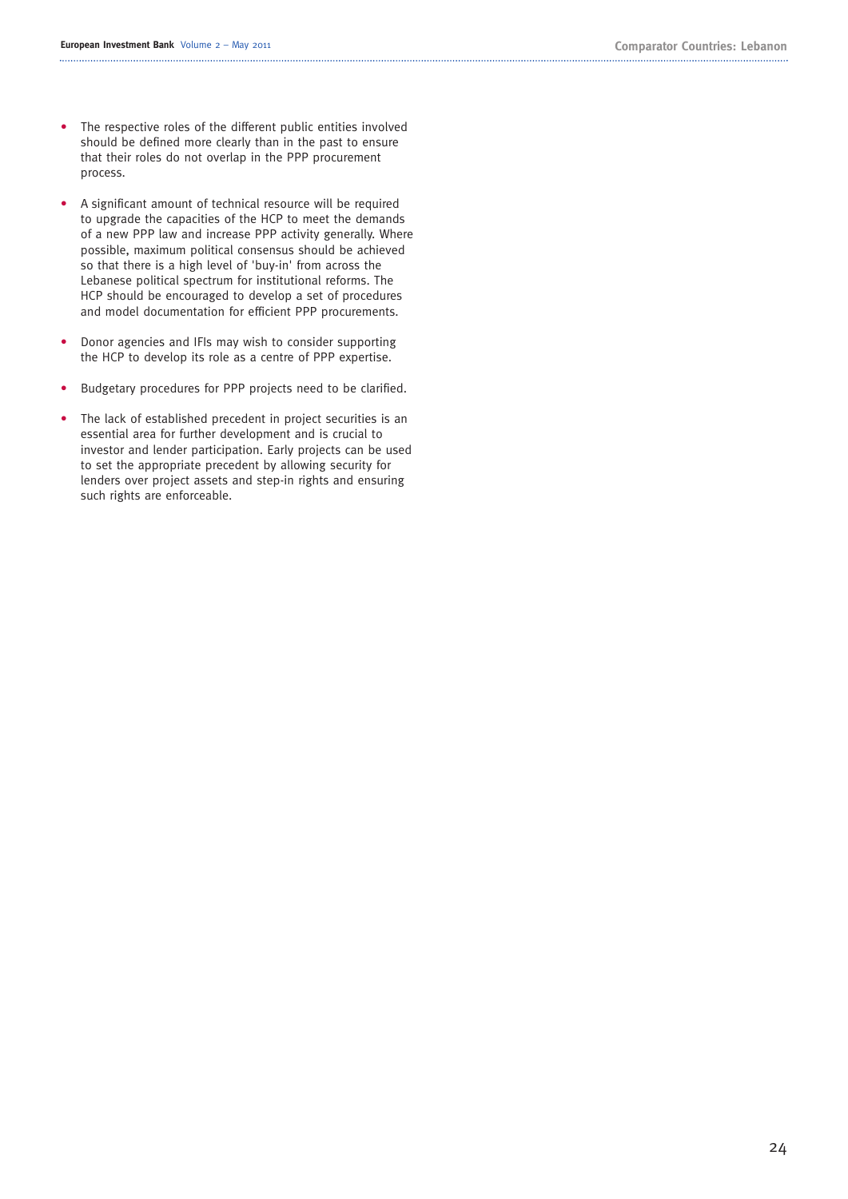- The respective roles of the different public entities involved should be defined more clearly than in the past to ensure that their roles do not overlap in the PPP procurement process.

- A significant amount of technical resource will be required to upgrade the capacities of the HCP to meet the demands of a new PPP law and increase PPP activity generally. Where possible, maximum political consensus should be achieved so that there is a high level of 'buy-in' from across the Lebanese political spectrum for institutional reforms. The HCP should be encouraged to develop a set of procedures and model documentation for efficient PPP procurements.

- Donor agencies and IFIs may wish to consider supporting the HCP to develop its role as a centre of PPP expertise.

- Budgetary procedures for PPP projects need to be clarified.

- The lack of established precedent in project securities is an essential area for further development and is crucial to investor and lender participation. Early projects can be used to set the appropriate precedent by allowing security for lenders over project assets and step-in rights and ensuring such rights are enforceable.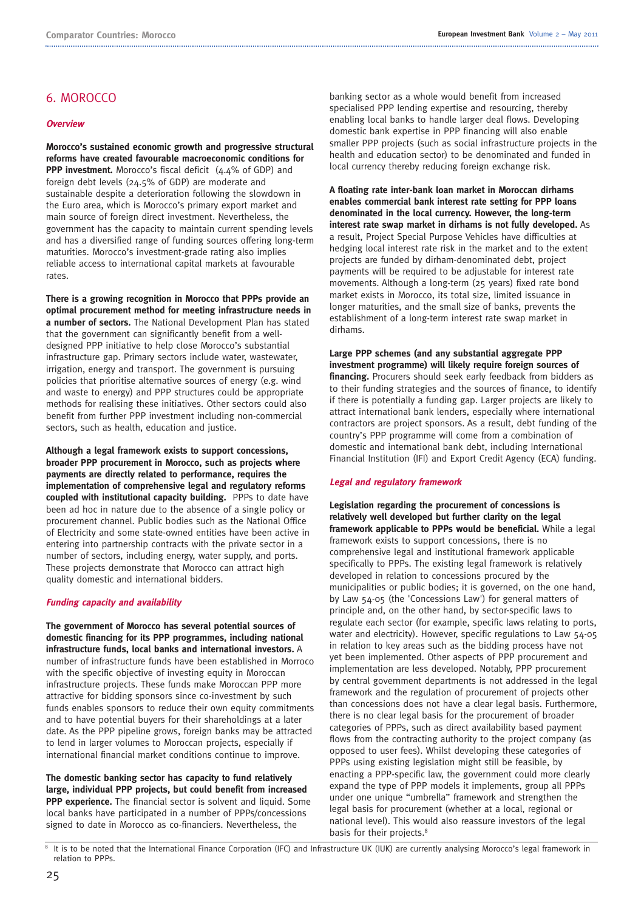## 6. MOROCCO

### *Overview*

**Morocco's sustained economic growth and progressive structural reforms have created favourable macroeconomic conditions for PPP investment.** Morocco's fiscal deficit (4.4% of GDP) and foreign debt levels (24.5% of GDP) are moderate and sustainable despite a deterioration following the slowdown in the Euro area, which is Morocco's primary export market and main source of foreign direct investment. Nevertheless, the government has the capacity to maintain current spending levels and has a diversified range of funding sources offering long-term maturities. Morocco's investment-grade rating also implies reliable access to international capital markets at favourable rates.

**There is a growing recognition in Morocco that PPPs provide an optimal procurement method for meeting infrastructure needs in a number of sectors.** The National Development Plan has stated that the government can significantly benefit from a well-designed PPP initiative to help close Morocco's substantial infrastructure gap. Primary sectors include water, wastewater, irrigation, energy and transport. The government is pursuing policies that prioritise alternative sources of energy (e.g. wind and waste to energy) and PPP structures could be appropriate methods for realising these initiatives. Other sectors could also benefit from further PPP investment including non-commercial sectors, such as health, education and justice.

**Although a legal framework exists to support concessions, broader PPP procurement in Morocco, such as projects where payments are directly related to performance, requires the implementation of comprehensive legal and regulatory reforms coupled with institutional capacity building.** PPPs to date have been ad hoc in nature due to the absence of a single policy or procurement channel. Public bodies such as the National Office of Electricity and some state-owned entities have been active in entering into partnership contracts with the private sector in a number of sectors, including energy, water supply, and ports. These projects demonstrate that Morocco can attract high quality domestic and international bidders.

### *Funding capacity and availability*

**The government of Morocco has several potential sources of domestic financing for its PPP programmes, including national infrastructure funds, local banks and international investors.** A number of infrastructure funds have been established in Morroco with the specific objective of investing equity in Moroccan infrastructure projects. These funds make Moroccan PPP more attractive for bidding sponsors since co-investment by such funds enables sponsors to reduce their own equity commitments and to have potential buyers for their shareholdings at a later date. As the PPP pipeline grows, foreign banks may be attracted to lend in larger volumes to Moroccan projects, especially if international financial market conditions continue to improve.

**The domestic banking sector has capacity to fund relatively large, individual PPP projects, but could benefit from increased PPP experience.** The financial sector is solvent and liquid. Some local banks have participated in a number of PPPs/concessions signed to date in Morocco as co-financiers. Nevertheless, the banking sector as a whole would benefit from increased specialised PPP lending expertise and resourcing, thereby enabling local banks to handle larger deal flows. Developing domestic bank expertise in PPP financing will also enable smaller PPP projects (such as social infrastructure projects in the health and education sector) to be denominated and funded in local currency thereby reducing foreign exchange risk.

**A floating rate inter-bank loan market in Moroccan dirhams enables commercial bank interest rate setting for PPP loans denominated in the local currency. However, the long-term interest rate swap market in dirhams is not fully developed.** As a result, Project Special Purpose Vehicles have difficulties at hedging local interest rate risk in the market and to the extent projects are funded by dirham-denominated debt, project payments will be required to be adjustable for interest rate movements. Although a long-term (25 years) fixed rate bond market exists in Morocco, its total size, limited issuance in longer maturities, and the small size of banks, prevents the establishment of a long-term interest rate swap market in dirhams.

**Large PPP schemes (and any substantial aggregate PPP investment programme) will likely require foreign sources of financing.** Procurers should seek early feedback from bidders as to their funding strategies and the sources of finance, to identify if there is potentially a funding gap. Larger projects are likely to attract international bank lenders, especially where international contractors are project sponsors. As a result, debt funding of the country's PPP programme will come from a combination of domestic and international bank debt, including International Financial Institution (IFI) and Export Credit Agency (ECA) funding.

### *Legal and regulatory framework*

**Legislation regarding the procurement of concessions is relatively well developed but further clarity on the legal framework applicable to PPPs would be beneficial.** While a legal framework exists to support concessions, there is no comprehensive legal and institutional framework applicable specifically to PPPs. The existing legal framework is relatively developed in relation to concessions procured by the municipalities or public bodies; it is governed, on the one hand, by Law 54-05 (the 'Concessions Law') for general matters of principle and, on the other hand, by sector-specific laws to regulate each sector (for example, specific laws relating to ports, water and electricity). However, specific regulations to Law 54-05 in relation to key areas such as the bidding process have not yet been implemented. Other aspects of PPP procurement and implementation are less developed. Notably, PPP procurement by central government departments is not addressed in the legal framework and the regulation of procurement of projects other than concessions does not have a clear legal basis. Furthermore, there is no clear legal basis for the procurement of broader categories of PPPs, such as direct availability based payment flows from the contracting authority to the project company (as opposed to user fees). Whilst developing these categories of PPPs using existing legislation might still be feasible, by enacting a PPP-specific law, the government could more clearly expand the type of PPP models it implements, group all PPPs under one unique "umbrella" framework and strengthen the legal basis for procurement (whether at a local, regional or national level). This would also reassure investors of the legal basis for their projects.[8]

[8] It is to be noted that the International Finance Corporation (IFC) and Infrastructure UK (IUK) are currently analysing Morocco's legal framework in relation to PPPs.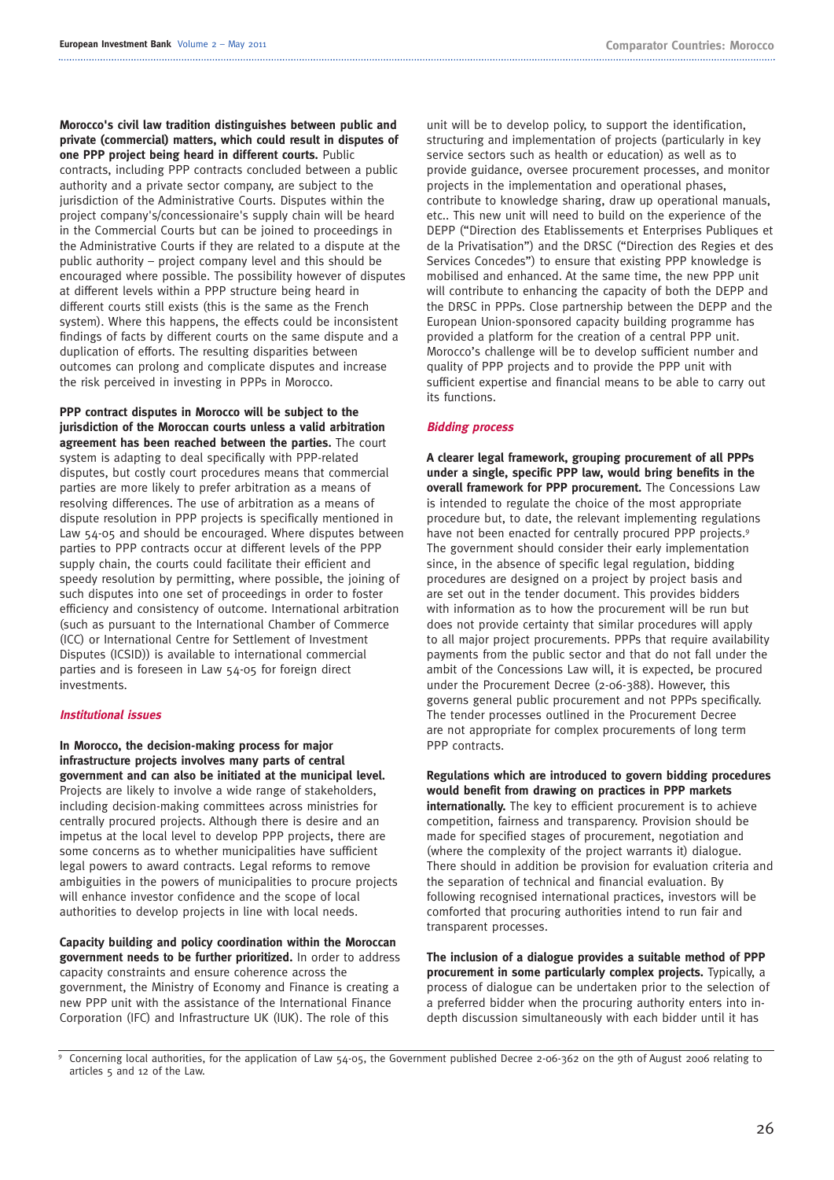**Morocco's civil law tradition distinguishes between public and private (commercial) matters, which could result in disputes of one PPP project being heard in different courts.** Public contracts, including PPP contracts concluded between a public authority and a private sector company, are subject to the jurisdiction of the Administrative Courts. Disputes within the project company's/concessionaire's supply chain will be heard in the Commercial Courts but can be joined to proceedings in the Administrative Courts if they are related to a dispute at the public authority – project company level and this should be encouraged where possible. The possibility however of disputes at different levels within a PPP structure being heard in different courts still exists (this is the same as the French system). Where this happens, the effects could be inconsistent findings of facts by different courts on the same dispute and a duplication of efforts. The resulting disparities between outcomes can prolong and complicate disputes and increase the risk perceived in investing in PPPs in Morocco.

**PPP contract disputes in Morocco will be subject to the jurisdiction of the Moroccan courts unless a valid arbitration agreement has been reached between the parties.** The court system is adapting to deal specifically with PPP-related disputes, but costly court procedures means that commercial parties are more likely to prefer arbitration as a means of resolving differences. The use of arbitration as a means of dispute resolution in PPP projects is specifically mentioned in Law 54-05 and should be encouraged. Where disputes between parties to PPP contracts occur at different levels of the PPP supply chain, the courts could facilitate their efficient and speedy resolution by permitting, where possible, the joining of such disputes into one set of proceedings in order to foster efficiency and consistency of outcome. International arbitration (such as pursuant to the International Chamber of Commerce (ICC) or International Centre for Settlement of Investment Disputes (ICSID)) is available to international commercial parties and is foreseen in Law 54-05 for foreign direct investments.

### *Institutional issues*

**In Morocco, the decision-making process for major infrastructure projects involves many parts of central government and can also be initiated at the municipal level.** Projects are likely to involve a wide range of stakeholders, including decision-making committees across ministries for centrally procured projects. Although there is desire and an impetus at the local level to develop PPP projects, there are some concerns as to whether municipalities have sufficient legal powers to award contracts. Legal reforms to remove ambiguities in the powers of municipalities to procure projects will enhance investor confidence and the scope of local authorities to develop projects in line with local needs.

**Capacity building and policy coordination within the Moroccan government needs to be further prioritized.** In order to address capacity constraints and ensure coherence across the government, the Ministry of Economy and Finance is creating a new PPP unit with the assistance of the International Finance Corporation (IFC) and Infrastructure UK (IUK). The role of this unit will be to develop policy, to support the identification, structuring and implementation of projects (particularly in key service sectors such as health or education) as well as to provide guidance, oversee procurement processes, and monitor projects in the implementation and operational phases, contribute to knowledge sharing, draw up operational manuals, etc.. This new unit will need to build on the experience of the DEPP ("Direction des Etablissements et Enterprises Publiques et de la Privatisation") and the DRSC ("Direction des Regies et des Services Concedes") to ensure that existing PPP knowledge is mobilised and enhanced. At the same time, the new PPP unit will contribute to enhancing the capacity of both the DEPP and the DRSC in PPPs. Close partnership between the DEPP and the European Union-sponsored capacity building programme has provided a platform for the creation of a central PPP unit. Morocco's challenge will be to develop sufficient number and quality of PPP projects and to provide the PPP unit with sufficient expertise and financial means to be able to carry out its functions.

### *Bidding process*

**A clearer legal framework, grouping procurement of all PPPs under a single, specific PPP law, would bring benefits in the overall framework for PPP procurement.** The Concessions Law is intended to regulate the choice of the most appropriate procedure but, to date, the relevant implementing regulations have not been enacted for centrally procured PPP projects.[9] The government should consider their early implementation since, in the absence of specific legal regulation, bidding procedures are designed on a project by project basis and are set out in the tender document. This provides bidders with information as to how the procurement will be run but does not provide certainty that similar procedures will apply to all major project procurements. PPPs that require availability payments from the public sector and that do not fall under the ambit of the Concessions Law will, it is expected, be procured under the Procurement Decree (2-06-388). However, this governs general public procurement and not PPPs specifically. The tender processes outlined in the Procurement Decree are not appropriate for complex procurements of long term PPP contracts.

**Regulations which are introduced to govern bidding procedures would benefit from drawing on practices in PPP markets internationally.** The key to efficient procurement is to achieve competition, fairness and transparency. Provision should be made for specified stages of procurement, negotiation and (where the complexity of the project warrants it) dialogue. There should in addition be provision for evaluation criteria and the separation of technical and financial evaluation. By following recognised international practices, investors will be comforted that procuring authorities intend to run fair and transparent processes.

**The inclusion of a dialogue provides a suitable method of PPP procurement in some particularly complex projects.** Typically, a process of dialogue can be undertaken prior to the selection of a preferred bidder when the procuring authority enters into in-depth discussion simultaneously with each bidder until it has

[9] Concerning local authorities, for the application of Law 54-05, the Government published Decree 2-06-362 on the 9th of August 2006 relating to articles 5 and 12 of the Law.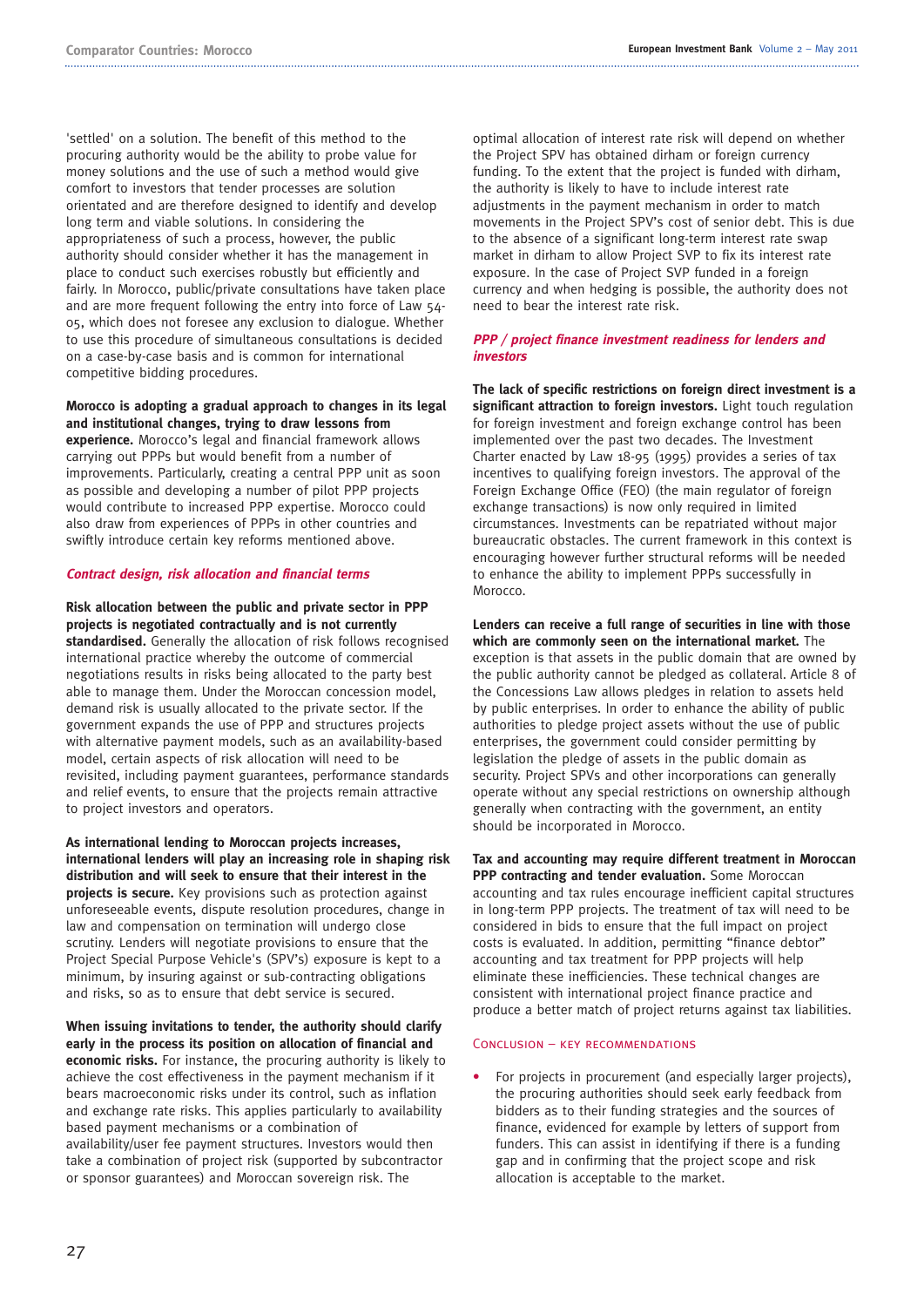'settled' on a solution. The benefit of this method to the procuring authority would be the ability to probe value for money solutions and the use of such a method would give comfort to investors that tender processes are solution orientated and are therefore designed to identify and develop long term and viable solutions. In considering the appropriateness of such a process, however, the public authority should consider whether it has the management in place to conduct such exercises robustly but efficiently and fairly. In Morocco, public/private consultations have taken place and are more frequent following the entry into force of Law 54-05, which does not foresee any exclusion to dialogue. Whether to use this procedure of simultaneous consultations is decided on a case-by-case basis and is common for international competitive bidding procedures.

**Morocco is adopting a gradual approach to changes in its legal and institutional changes, trying to draw lessons from experience.** Morocco's legal and financial framework allows carrying out PPPs but would benefit from a number of improvements. Particularly, creating a central PPP unit as soon as possible and developing a number of pilot PPP projects would contribute to increased PPP expertise. Morocco could also draw from experiences of PPPs in other countries and swiftly introduce certain key reforms mentioned above.

### *Contract design, risk allocation and financial terms*

**Risk allocation between the public and private sector in PPP projects is negotiated contractually and is not currently standardised.** Generally the allocation of risk follows recognised international practice whereby the outcome of commercial negotiations results in risks being allocated to the party best able to manage them. Under the Moroccan concession model, demand risk is usually allocated to the private sector. If the government expands the use of PPP and structures projects with alternative payment models, such as an availability-based model, certain aspects of risk allocation will need to be revisited, including payment guarantees, performance standards and relief events, to ensure that the projects remain attractive to project investors and operators.

**As international lending to Moroccan projects increases, international lenders will play an increasing role in shaping risk distribution and will seek to ensure that their interest in the projects is secure.** Key provisions such as protection against unforeseeable events, dispute resolution procedures, change in law and compensation on termination will undergo close scrutiny. Lenders will negotiate provisions to ensure that the Project Special Purpose Vehicle's (SPV's) exposure is kept to a minimum, by insuring against or sub-contracting obligations and risks, so as to ensure that debt service is secured.

**When issuing invitations to tender, the authority should clarify early in the process its position on allocation of financial and economic risks.** For instance, the procuring authority is likely to achieve the cost effectiveness in the payment mechanism if it bears macroeconomic risks under its control, such as inflation and exchange rate risks. This applies particularly to availability based payment mechanisms or a combination of availability/user fee payment structures. Investors would then take a combination of project risk (supported by subcontractor or sponsor guarantees) and Moroccan sovereign risk. The optimal allocation of interest rate risk will depend on whether the Project SPV has obtained dirham or foreign currency funding. To the extent that the project is funded with dirham, the authority is likely to have to include interest rate adjustments in the payment mechanism in order to match movements in the Project SPV's cost of senior debt. This is due to the absence of a significant long-term interest rate swap market in dirham to allow Project SVP to fix its interest rate exposure. In the case of Project SVP funded in a foreign currency and when hedging is possible, the authority does not need to bear the interest rate risk.

### *PPP / project finance investment readiness for lenders and investors*

**The lack of specific restrictions on foreign direct investment is a significant attraction to foreign investors.** Light touch regulation for foreign investment and foreign exchange control has been implemented over the past two decades. The Investment Charter enacted by Law 18-95 (1995) provides a series of tax incentives to qualifying foreign investors. The approval of the Foreign Exchange Office (FEO) (the main regulator of foreign exchange transactions) is now only required in limited circumstances. Investments can be repatriated without major bureaucratic obstacles. The current framework in this context is encouraging however further structural reforms will be needed to enhance the ability to implement PPPs successfully in Morocco.

**Lenders can receive a full range of securities in line with those which are commonly seen on the international market.** The exception is that assets in the public domain that are owned by the public authority cannot be pledged as collateral. Article 8 of the Concessions Law allows pledges in relation to assets held by public enterprises. In order to enhance the ability of public authorities to pledge project assets without the use of public enterprises, the government could consider permitting by legislation the pledge of assets in the public domain as security. Project SPVs and other incorporations can generally operate without any special restrictions on ownership although generally when contracting with the government, an entity should be incorporated in Morocco.

**Tax and accounting may require different treatment in Moroccan PPP contracting and tender evaluation.** Some Moroccan accounting and tax rules encourage inefficient capital structures in long-term PPP projects. The treatment of tax will need to be considered in bids to ensure that the full impact on project costs is evaluated. In addition, permitting "finance debtor" accounting and tax treatment for PPP projects will help eliminate these inefficiencies. These technical changes are consistent with international project finance practice and produce a better match of project returns against tax liabilities.

## Conclusion – key recommendations

- For projects in procurement (and especially larger projects), the procuring authorities should seek early feedback from bidders as to their funding strategies and the sources of finance, evidenced for example by letters of support from funders. This can assist in identifying if there is a funding gap and in confirming that the project scope and risk allocation is acceptable to the market.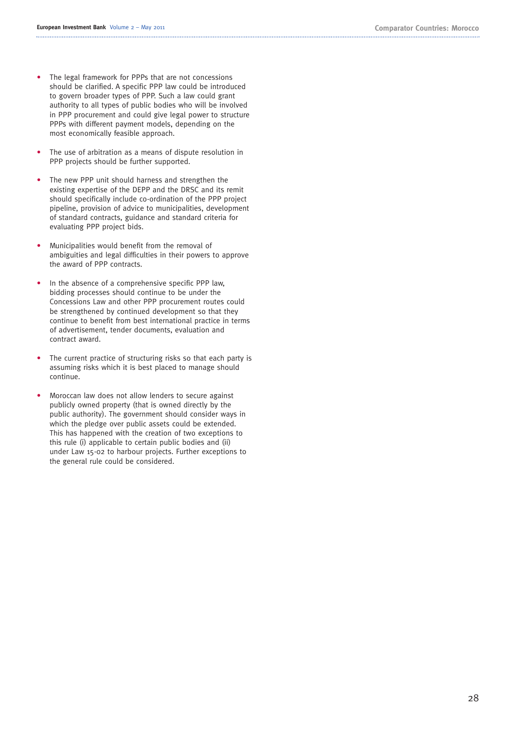- The legal framework for PPPs that are not concessions should be clarified. A specific PPP law could be introduced to govern broader types of PPP. Such a law could grant authority to all types of public bodies who will be involved in PPP procurement and could give legal power to structure PPPs with different payment models, depending on the most economically feasible approach.

- The use of arbitration as a means of dispute resolution in PPP projects should be further supported.

- The new PPP unit should harness and strengthen the existing expertise of the DEPP and the DRSC and its remit should specifically include co-ordination of the PPP project pipeline, provision of advice to municipalities, development of standard contracts, guidance and standard criteria for evaluating PPP project bids.

- Municipalities would benefit from the removal of ambiguities and legal difficulties in their powers to approve the award of PPP contracts.

- In the absence of a comprehensive specific PPP law, bidding processes should continue to be under the Concessions Law and other PPP procurement routes could be strengthened by continued development so that they continue to benefit from best international practice in terms of advertisement, tender documents, evaluation and contract award.

- The current practice of structuring risks so that each party is assuming risks which it is best placed to manage should continue.

- Moroccan law does not allow lenders to secure against publicly owned property (that is owned directly by the public authority). The government should consider ways in which the pledge over public assets could be extended. This has happened with the creation of two exceptions to this rule (i) applicable to certain public bodies and (ii) under Law 15-02 to harbour projects. Further exceptions to the general rule could be considered.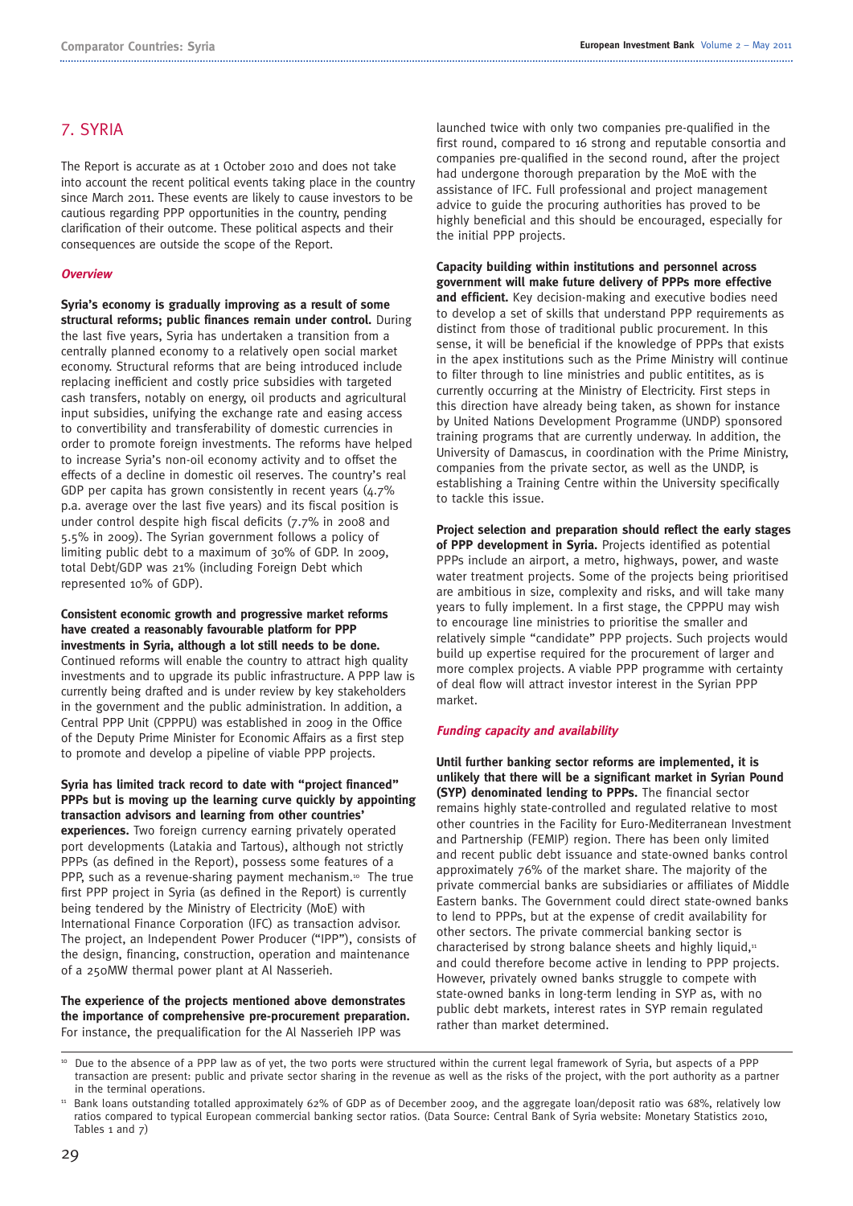# 7. SYRIA

The Report is accurate as at 1 October 2010 and does not take into account the recent political events taking place in the country since March 2011. These events are likely to cause investors to be cautious regarding PPP opportunities in the country, pending clarification of their outcome. These political aspects and their consequences are outside the scope of the Report.

### *Overview*

**Syria's economy is gradually improving as a result of some structural reforms; public finances remain under control.** During the last five years, Syria has undertaken a transition from a centrally planned economy to a relatively open social market economy. Structural reforms that are being introduced include replacing inefficient and costly price subsidies with targeted cash transfers, notably on energy, oil products and agricultural input subsidies, unifying the exchange rate and easing access to convertibility and transferability of domestic currencies in order to promote foreign investments. The reforms have helped to increase Syria's non-oil economy activity and to offset the effects of a decline in domestic oil reserves. The country's real GDP per capita has grown consistently in recent years (4.7% p.a. average over the last five years) and its fiscal position is under control despite high fiscal deficits (7.7% in 2008 and 5.5% in 2009). The Syrian government follows a policy of limiting public debt to a maximum of 30% of GDP. In 2009, total Debt/GDP was 21% (including Foreign Debt which represented 10% of GDP).

**Consistent economic growth and progressive market reforms have created a reasonably favourable platform for PPP investments in Syria, although a lot still needs to be done.** Continued reforms will enable the country to attract high quality investments and to upgrade its public infrastructure. A PPP law is currently being drafted and is under review by key stakeholders in the government and the public administration. In addition, a Central PPP Unit (CPPPU) was established in 2009 in the Office of the Deputy Prime Minister for Economic Affairs as a first step to promote and develop a pipeline of viable PPP projects.

**Syria has limited track record to date with "project financed" PPPs but is moving up the learning curve quickly by appointing transaction advisors and learning from other countries' experiences.** Two foreign currency earning privately operated port developments (Latakia and Tartous), although not strictly PPPs (as defined in the Report), possess some features of a PPP, such as a revenue-sharing payment mechanism.[10] The true first PPP project in Syria (as defined in the Report) is currently being tendered by the Ministry of Electricity (MoE) with International Finance Corporation (IFC) as transaction advisor. The project, an Independent Power Producer ("IPP"), consists of the design, financing, construction, operation and maintenance of a 250MW thermal power plant at Al Nasserieh.

**The experience of the projects mentioned above demonstrates the importance of comprehensive pre-procurement preparation.** For instance, the prequalification for the Al Nasserieh IPP was launched twice with only two companies pre-qualified in the first round, compared to 16 strong and reputable consortia and companies pre-qualified in the second round, after the project had undergone thorough preparation by the MoE with the assistance of IFC. Full professional and project management advice to guide the procuring authorities has proved to be highly beneficial and this should be encouraged, especially for the initial PPP projects.

**Capacity building within institutions and personnel across government will make future delivery of PPPs more effective and efficient.** Key decision-making and executive bodies need to develop a set of skills that understand PPP requirements as distinct from those of traditional public procurement. In this sense, it will be beneficial if the knowledge of PPPs that exists in the apex institutions such as the Prime Ministry will continue to filter through to line ministries and public entitites, as is currently occurring at the Ministry of Electricity. First steps in this direction have already being taken, as shown for instance by United Nations Development Programme (UNDP) sponsored training programs that are currently underway. In addition, the University of Damascus, in coordination with the Prime Ministry, companies from the private sector, as well as the UNDP, is establishing a Training Centre within the University specifically to tackle this issue.

**Project selection and preparation should reflect the early stages of PPP development in Syria.** Projects identified as potential PPPs include an airport, a metro, highways, power, and waste water treatment projects. Some of the projects being prioritised are ambitious in size, complexity and risks, and will take many years to fully implement. In a first stage, the CPPPU may wish to encourage line ministries to prioritise the smaller and relatively simple "candidate" PPP projects. Such projects would build up expertise required for the procurement of larger and more complex projects. A viable PPP programme with certainty of deal flow will attract investor interest in the Syrian PPP market.

### *Funding capacity and availability*

**Until further banking sector reforms are implemented, it is unlikely that there will be a significant market in Syrian Pound (SYP) denominated lending to PPPs.** The financial sector remains highly state-controlled and regulated relative to most other countries in the Facility for Euro-Mediterranean Investment and Partnership (FEMIP) region. There has been only limited and recent public debt issuance and state-owned banks control approximately 76% of the market share. The majority of the private commercial banks are subsidiaries or affiliates of Middle Eastern banks. The Government could direct state-owned banks to lend to PPPs, but at the expense of credit availability for other sectors. The private commercial banking sector is characterised by strong balance sheets and highly liquid,[11] and could therefore become active in lending to PPP projects. However, privately owned banks struggle to compete with state-owned banks in long-term lending in SYP as, with no public debt markets, interest rates in SYP remain regulated rather than market determined.

---

[10] Due to the absence of a PPP law as of yet, the two ports were structured within the current legal framework of Syria, but aspects of a PPP transaction are present: public and private sector sharing in the revenue as well as the risks of the project, with the port authority as a partner in the terminal operations.

[11] Bank loans outstanding totalled approximately 62% of GDP as of December 2009, and the aggregate loan/deposit ratio was 68%, relatively low ratios compared to typical European commercial banking sector ratios. (Data Source: Central Bank of Syria website: Monetary Statistics 2010, Tables 1 and 7)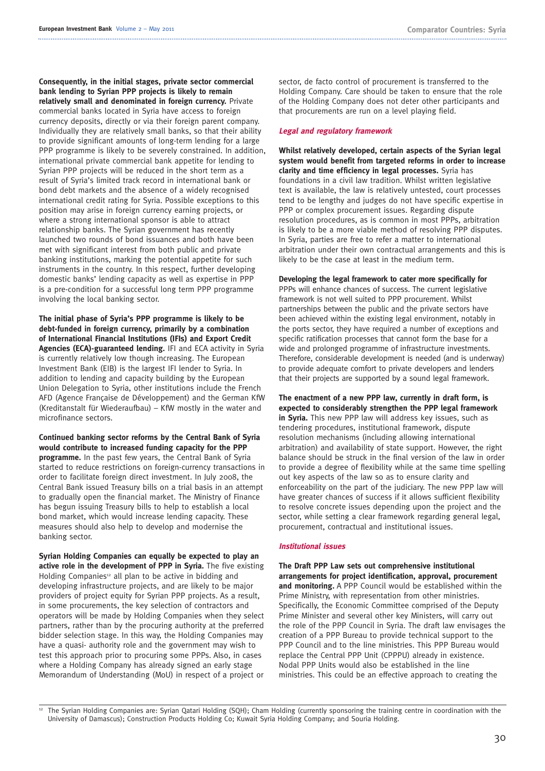**Consequently, in the initial stages, private sector commercial bank lending to Syrian PPP projects is likely to remain relatively small and denominated in foreign currency.** Private commercial banks located in Syria have access to foreign currency deposits, directly or via their foreign parent company. Individually they are relatively small banks, so that their ability to provide significant amounts of long-term lending for a large PPP programme is likely to be severely constrained. In addition, international private commercial bank appetite for lending to Syrian PPP projects will be reduced in the short term as a result of Syria's limited track record in international bank or bond debt markets and the absence of a widely recognised international credit rating for Syria. Possible exceptions to this position may arise in foreign currency earning projects, or where a strong international sponsor is able to attract relationship banks. The Syrian government has recently launched two rounds of bond issuances and both have been met with significant interest from both public and private banking institutions, marking the potential appetite for such instruments in the country. In this respect, further developing domestic banks' lending capacity as well as expertise in PPP is a pre-condition for a successful long term PPP programme involving the local banking sector.

**The initial phase of Syria's PPP programme is likely to be debt-funded in foreign currency, primarily by a combination of International Financial Institutions (IFIs) and Export Credit Agencies (ECA)-guaranteed lending.** IFI and ECA activity in Syria is currently relatively low though increasing. The European Investment Bank (EIB) is the largest IFI lender to Syria. In addition to lending and capacity building by the European Union Delegation to Syria, other institutions include the French AFD (Agence Française de Développement) and the German KfW (Kreditanstalt für Wiederaufbau) – KfW mostly in the water and microfinance sectors.

**Continued banking sector reforms by the Central Bank of Syria would contribute to increased funding capacity for the PPP programme.** In the past few years, the Central Bank of Syria started to reduce restrictions on foreign-currency transactions in order to facilitate foreign direct investment. In July 2008, the Central Bank issued Treasury bills on a trial basis in an attempt to gradually open the financial market. The Ministry of Finance has begun issuing Treasury bills to help to establish a local bond market, which would increase lending capacity. These measures should also help to develop and modernise the banking sector.

**Syrian Holding Companies can equally be expected to play an active role in the development of PPP in Syria.** The five existing Holding Companies[12] all plan to be active in bidding and developing infrastructure projects, and are likely to be major providers of project equity for Syrian PPP projects. As a result, in some procurements, the key selection of contractors and operators will be made by Holding Companies when they select partners, rather than by the procuring authority at the preferred bidder selection stage. In this way, the Holding Companies may have a quasi- authority role and the government may wish to test this approach prior to procuring some PPPs. Also, in cases where a Holding Company has already signed an early stage Memorandum of Understanding (MoU) in respect of a project or sector, de facto control of procurement is transferred to the Holding Company. Care should be taken to ensure that the role of the Holding Company does not deter other participants and that procurements are run on a level playing field.

### *Legal and regulatory framework*

**Whilst relatively developed, certain aspects of the Syrian legal system would benefit from targeted reforms in order to increase clarity and time efficiency in legal processes.** Syria has foundations in a civil law tradition. Whilst written legislative text is available, the law is relatively untested, court processes tend to be lengthy and judges do not have specific expertise in PPP or complex procurement issues. Regarding dispute resolution procedures, as is common in most PPPs, arbitration is likely to be a more viable method of resolving PPP disputes. In Syria, parties are free to refer a matter to international arbitration under their own contractual arrangements and this is likely to be the case at least in the medium term.

**Developing the legal framework to cater more specifically for** PPPs will enhance chances of success. The current legislative framework is not well suited to PPP procurement. Whilst partnerships between the public and the private sectors have been achieved within the existing legal environment, notably in the ports sector, they have required a number of exceptions and specific ratification processes that cannot form the base for a wide and prolonged programme of infrastructure investments. Therefore, considerable development is needed (and is underway) to provide adequate comfort to private developers and lenders that their projects are supported by a sound legal framework.

**The enactment of a new PPP law, currently in draft form, is expected to considerably strengthen the PPP legal framework in Syria.** This new PPP law will address key issues, such as tendering procedures, institutional framework, dispute resolution mechanisms (including allowing international arbitration) and availability of state support. However, the right balance should be struck in the final version of the law in order to provide a degree of flexibility while at the same time spelling out key aspects of the law so as to ensure clarity and enforceability on the part of the judiciary. The new PPP law will have greater chances of success if it allows sufficient flexibility to resolve concrete issues depending upon the project and the sector, while setting a clear framework regarding general legal, procurement, contractual and institutional issues.

### *Institutional issues*

**The Draft PPP Law sets out comprehensive institutional arrangements for project identification, approval, procurement and monitoring.** A PPP Council would be established within the Prime Ministry, with representation from other ministries. Specifically, the Economic Committee comprised of the Deputy Prime Minister and several other key Ministers, will carry out the role of the PPP Council in Syria. The draft law envisages the creation of a PPP Bureau to provide technical support to the PPP Council and to the line ministries. This PPP Bureau would replace the Central PPP Unit (CPPPU) already in existence. Nodal PPP Units would also be established in the line ministries. This could be an effective approach to creating the

[12] The Syrian Holding Companies are: Syrian Qatari Holding (SQH); Cham Holding (currently sponsoring the training centre in coordination with the University of Damascus); Construction Products Holding Co; Kuwait Syria Holding Company; and Souria Holding.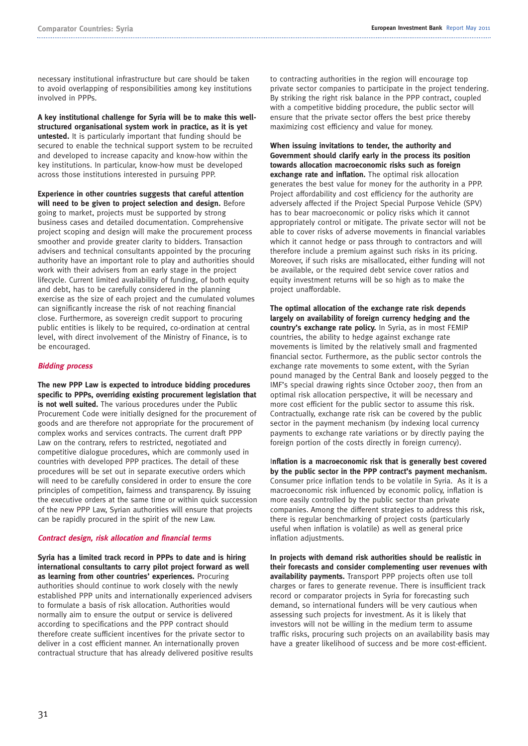necessary institutional infrastructure but care should be taken to avoid overlapping of responsibilities among key institutions involved in PPPs.

**A key institutional challenge for Syria will be to make this well-structured organisational system work in practice, as it is yet untested.** It is particularly important that funding should be secured to enable the technical support system to be recruited and developed to increase capacity and know-how within the key institutions. In particular, know-how must be developed across those institutions interested in pursuing PPP.

**Experience in other countries suggests that careful attention will need to be given to project selection and design.** Before going to market, projects must be supported by strong business cases and detailed documentation. Comprehensive project scoping and design will make the procurement process smoother and provide greater clarity to bidders. Transaction advisers and technical consultants appointed by the procuring authority have an important role to play and authorities should work with their advisers from an early stage in the project lifecycle. Current limited availability of funding, of both equity and debt, has to be carefully considered in the planning exercise as the size of each project and the cumulated volumes can significantly increase the risk of not reaching financial close. Furthermore, as sovereign credit support to procuring public entities is likely to be required, co-ordination at central level, with direct involvement of the Ministry of Finance, is to be encouraged.

### *Bidding process*

**The new PPP Law is expected to introduce bidding procedures specific to PPPs, overriding existing procurement legislation that is not well suited.** The various procedures under the Public Procurement Code were initially designed for the procurement of goods and are therefore not appropriate for the procurement of complex works and services contracts. The current draft PPP Law on the contrary, refers to restricted, negotiated and competitive dialogue procedures, which are commonly used in countries with developed PPP practices. The detail of these procedures will be set out in separate executive orders which will need to be carefully considered in order to ensure the core principles of competition, fairness and transparency. By issuing the executive orders at the same time or within quick succession of the new PPP Law, Syrian authorities will ensure that projects can be rapidly procured in the spirit of the new Law.

### *Contract design, risk allocation and financial terms*

**Syria has a limited track record in PPPs to date and is hiring international consultants to carry pilot project forward as well as learning from other countries' experiences.** Procuring authorities should continue to work closely with the newly established PPP units and internationally experienced advisers to formulate a basis of risk allocation. Authorities would normally aim to ensure the output or service is delivered according to specifications and the PPP contract should therefore create sufficient incentives for the private sector to deliver in a cost efficient manner. An internationally proven contractual structure that has already delivered positive results to contracting authorities in the region will encourage top private sector companies to participate in the project tendering. By striking the right risk balance in the PPP contract, coupled with a competitive bidding procedure, the public sector will ensure that the private sector offers the best price thereby maximizing cost efficiency and value for money.

**When issuing invitations to tender, the authority and Government should clarify early in the process its position towards allocation macroeconomic risks such as foreign exchange rate and inflation.** The optimal risk allocation generates the best value for money for the authority in a PPP. Project affordability and cost efficiency for the authority are adversely affected if the Project Special Purpose Vehicle (SPV) has to bear macroeconomic or policy risks which it cannot appropriately control or mitigate. The private sector will not be able to cover risks of adverse movements in financial variables which it cannot hedge or pass through to contractors and will therefore include a premium against such risks in its pricing. Moreover, if such risks are misallocated, either funding will not be available, or the required debt service cover ratios and equity investment returns will be so high as to make the project unaffordable.

**The optimal allocation of the exchange rate risk depends largely on availability of foreign currency hedging and the country's exchange rate policy.** In Syria, as in most FEMIP countries, the ability to hedge against exchange rate movements is limited by the relatively small and fragmented financial sector. Furthermore, as the public sector controls the exchange rate movements to some extent, with the Syrian pound managed by the Central Bank and loosely pegged to the IMF's special drawing rights since October 2007, then from an optimal risk allocation perspective, it will be necessary and more cost efficient for the public sector to assume this risk. Contractually, exchange rate risk can be covered by the public sector in the payment mechanism (by indexing local currency payments to exchange rate variations or by directly paying the foreign portion of the costs directly in foreign currency).

**Inflation is a macroeconomic risk that is generally best covered by the public sector in the PPP contract's payment mechanism.** Consumer price inflation tends to be volatile in Syria. As it is a macroeconomic risk influenced by economic policy, inflation is more easily controlled by the public sector than private companies. Among the different strategies to address this risk, there is regular benchmarking of project costs (particularly useful when inflation is volatile) as well as general price inflation adjustments.

**In projects with demand risk authorities should be realistic in their forecasts and consider complementing user revenues with availability payments.** Transport PPP projects often use toll charges or fares to generate revenue. There is insufficient track record or comparator projects in Syria for forecasting such demand, so international funders will be very cautious when assessing such projects for investment. As it is likely that investors will not be willing in the medium term to assume traffic risks, procuring such projects on an availability basis may have a greater likelihood of success and be more cost-efficient.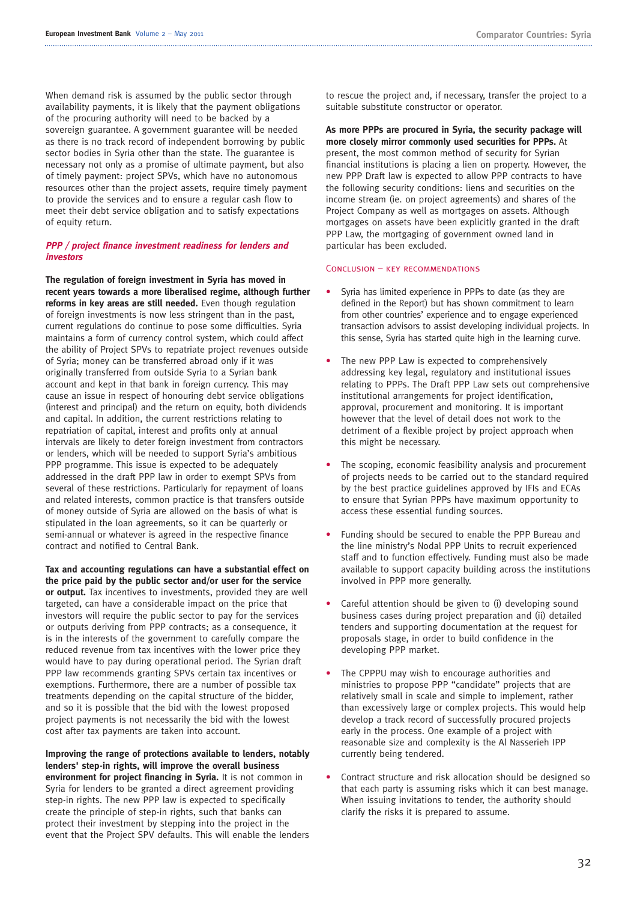When demand risk is assumed by the public sector through availability payments, it is likely that the payment obligations of the procuring authority will need to be backed by a sovereign guarantee. A government guarantee will be needed as there is no track record of independent borrowing by public sector bodies in Syria other than the state. The guarantee is necessary not only as a promise of ultimate payment, but also of timely payment: project SPVs, which have no autonomous resources other than the project assets, require timely payment to provide the services and to ensure a regular cash flow to meet their debt service obligation and to satisfy expectations of equity return.

#### *PPP / project finance investment readiness for lenders and investors*

**The regulation of foreign investment in Syria has moved in recent years towards a more liberalised regime, although further reforms in key areas are still needed.** Even though regulation of foreign investments is now less stringent than in the past, current regulations do continue to pose some difficulties. Syria maintains a form of currency control system, which could affect the ability of Project SPVs to repatriate project revenues outside of Syria; money can be transferred abroad only if it was originally transferred from outside Syria to a Syrian bank account and kept in that bank in foreign currency. This may cause an issue in respect of honouring debt service obligations (interest and principal) and the return on equity, both dividends and capital. In addition, the current restrictions relating to repatriation of capital, interest and profits only at annual intervals are likely to deter foreign investment from contractors or lenders, which will be needed to support Syria's ambitious PPP programme. This issue is expected to be adequately addressed in the draft PPP law in order to exempt SPVs from several of these restrictions. Particularly for repayment of loans and related interests, common practice is that transfers outside of money outside of Syria are allowed on the basis of what is stipulated in the loan agreements, so it can be quarterly or semi-annual or whatever is agreed in the respective finance contract and notified to Central Bank.

**Tax and accounting regulations can have a substantial effect on the price paid by the public sector and/or user for the service or output.** Tax incentives to investments, provided they are well targeted, can have a considerable impact on the price that investors will require the public sector to pay for the services or outputs deriving from PPP contracts; as a consequence, it is in the interests of the government to carefully compare the reduced revenue from tax incentives with the lower price they would have to pay during operational period. The Syrian draft PPP law recommends granting SPVs certain tax incentives or exemptions. Furthermore, there are a number of possible tax treatments depending on the capital structure of the bidder, and so it is possible that the bid with the lowest proposed project payments is not necessarily the bid with the lowest cost after tax payments are taken into account.

**Improving the range of protections available to lenders, notably lenders' step-in rights, will improve the overall business environment for project financing in Syria.** It is not common in Syria for lenders to be granted a direct agreement providing step-in rights. The new PPP law is expected to specifically create the principle of step-in rights, such that banks can protect their investment by stepping into the project in the event that the Project SPV defaults. This will enable the lenders to rescue the project and, if necessary, transfer the project to a suitable substitute constructor or operator.

**As more PPPs are procured in Syria, the security package will more closely mirror commonly used securities for PPPs.** At present, the most common method of security for Syrian financial institutions is placing a lien on property. However, the new PPP Draft law is expected to allow PPP contracts to have the following security conditions: liens and securities on the income stream (ie. on project agreements) and shares of the Project Company as well as mortgages on assets. Although mortgages on assets have been explicitly granted in the draft PPP Law, the mortgaging of government owned land in particular has been excluded.

#### Conclusion – key recommendations

- Syria has limited experience in PPPs to date (as they are defined in the Report) but has shown commitment to learn from other countries' experience and to engage experienced transaction advisors to assist developing individual projects. In this sense, Syria has started quite high in the learning curve.
- The new PPP Law is expected to comprehensively addressing key legal, regulatory and institutional issues relating to PPPs. The Draft PPP Law sets out comprehensive institutional arrangements for project identification, approval, procurement and monitoring. It is important however that the level of detail does not work to the detriment of a flexible project by project approach when this might be necessary.
- The scoping, economic feasibility analysis and procurement of projects needs to be carried out to the standard required by the best practice guidelines approved by IFIs and ECAs to ensure that Syrian PPPs have maximum opportunity to access these essential funding sources.
- Funding should be secured to enable the PPP Bureau and the line ministry's Nodal PPP Units to recruit experienced staff and to function effectively. Funding must also be made available to support capacity building across the institutions involved in PPP more generally.
- Careful attention should be given to (i) developing sound business cases during project preparation and (ii) detailed tenders and supporting documentation at the request for proposals stage, in order to build confidence in the developing PPP market.
- The CPPPU may wish to encourage authorities and ministries to propose PPP "candidate" projects that are relatively small in scale and simple to implement, rather than excessively large or complex projects. This would help develop a track record of successfully procured projects early in the process. One example of a project with reasonable size and complexity is the Al Nasserieh IPP currently being tendered.
- Contract structure and risk allocation should be designed so that each party is assuming risks which it can best manage. When issuing invitations to tender, the authority should clarify the risks it is prepared to assume.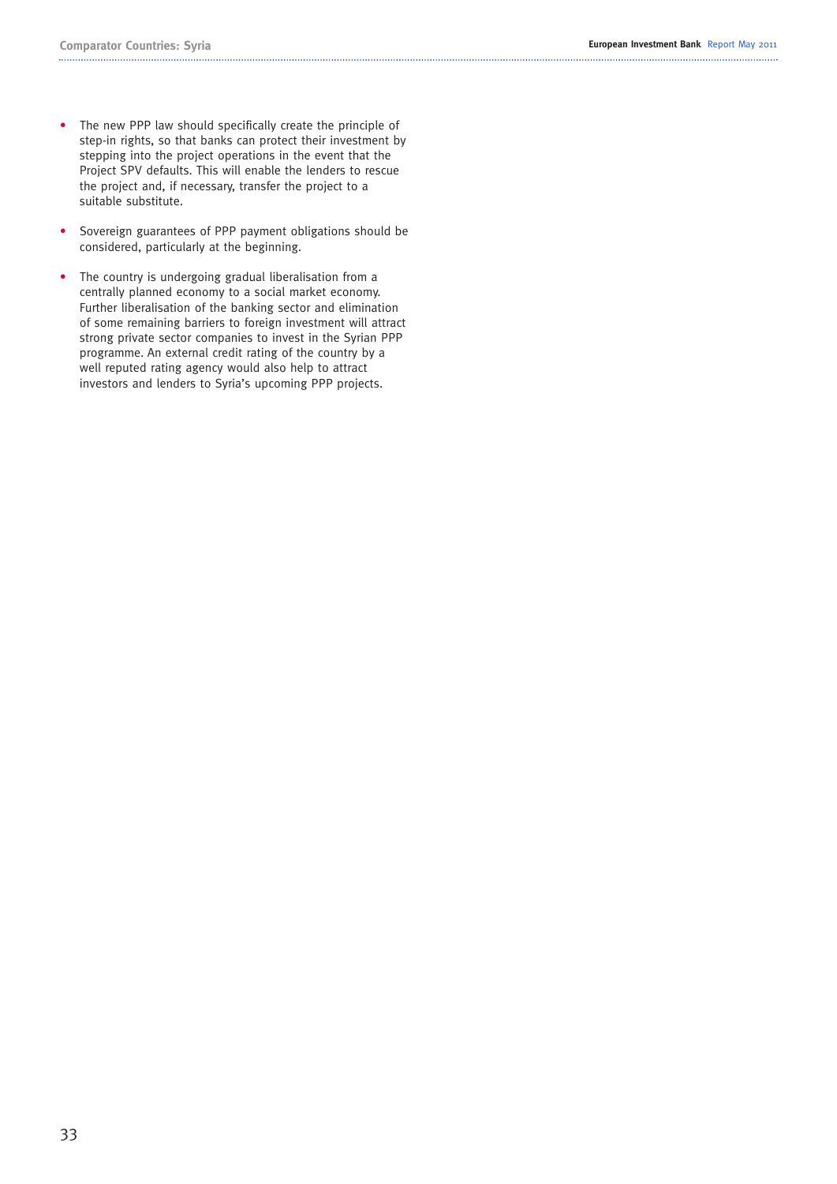- The new PPP law should specifically create the principle of step-in rights, so that banks can protect their investment by stepping into the project operations in the event that the Project SPV defaults. This will enable the lenders to rescue the project and, if necessary, transfer the project to a suitable substitute.

- Sovereign guarantees of PPP payment obligations should be considered, particularly at the beginning.

- The country is undergoing gradual liberalisation from a centrally planned economy to a social market economy. Further liberalisation of the banking sector and elimination of some remaining barriers to foreign investment will attract strong private sector companies to invest in the Syrian PPP programme. An external credit rating of the country by a well reputed rating agency would also help to attract investors and lenders to Syria's upcoming PPP projects.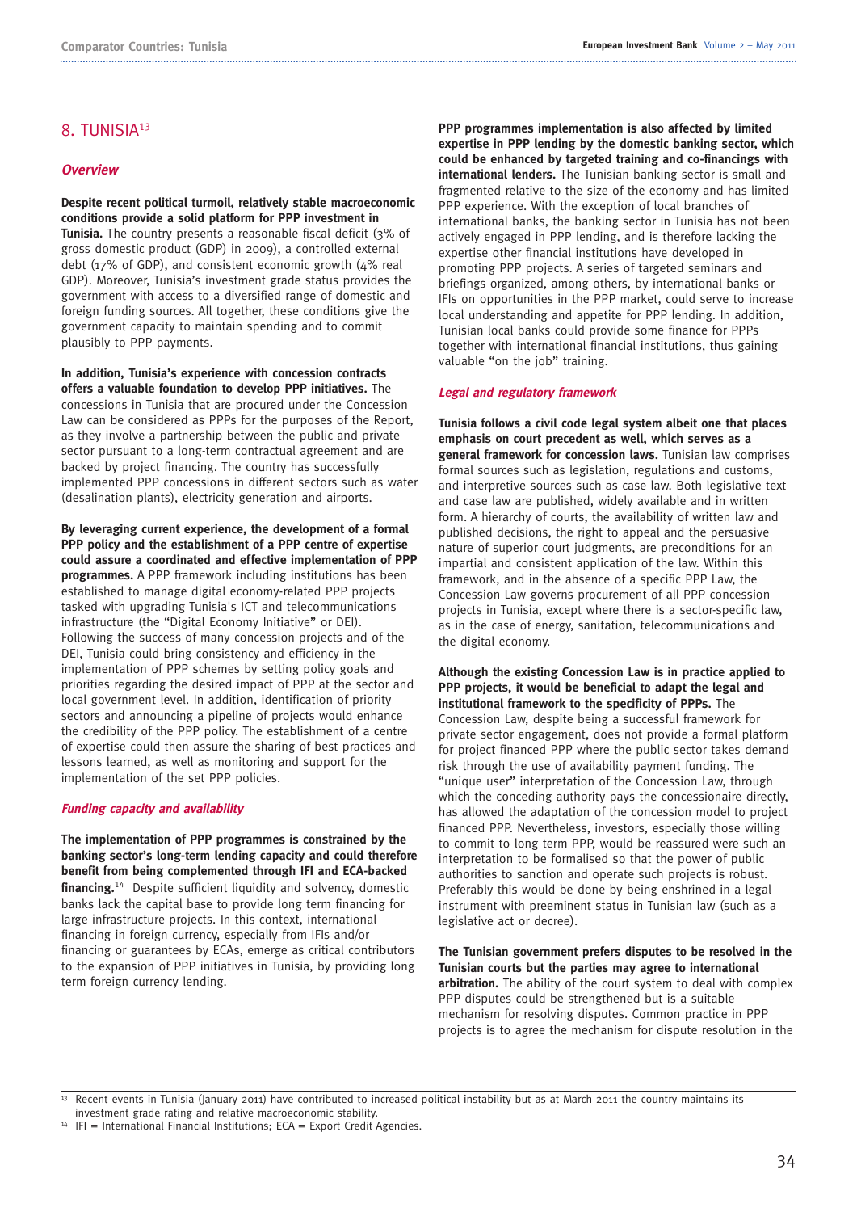## 8. TUNISIA[13]

### *Overview*

**Despite recent political turmoil, relatively stable macroeconomic conditions provide a solid platform for PPP investment in Tunisia.** The country presents a reasonable fiscal deficit (3% of gross domestic product (GDP) in 2009), a controlled external debt (17% of GDP), and consistent economic growth (4% real GDP). Moreover, Tunisia's investment grade status provides the government with access to a diversified range of domestic and foreign funding sources. All together, these conditions give the government capacity to maintain spending and to commit plausibly to PPP payments.

**In addition, Tunisia's experience with concession contracts offers a valuable foundation to develop PPP initiatives.** The concessions in Tunisia that are procured under the Concession Law can be considered as PPPs for the purposes of the Report, as they involve a partnership between the public and private sector pursuant to a long-term contractual agreement and are backed by project financing. The country has successfully implemented PPP concessions in different sectors such as water (desalination plants), electricity generation and airports.

**By leveraging current experience, the development of a formal PPP policy and the establishment of a PPP centre of expertise could assure a coordinated and effective implementation of PPP programmes.** A PPP framework including institutions has been established to manage digital economy-related PPP projects tasked with upgrading Tunisia's ICT and telecommunications infrastructure (the "Digital Economy Initiative" or DEI). Following the success of many concession projects and of the DEI, Tunisia could bring consistency and efficiency in the implementation of PPP schemes by setting policy goals and priorities regarding the desired impact of PPP at the sector and local government level. In addition, identification of priority sectors and announcing a pipeline of projects would enhance the credibility of the PPP policy. The establishment of a centre of expertise could then assure the sharing of best practices and lessons learned, as well as monitoring and support for the implementation of the set PPP policies.

### *Funding capacity and availability*

**The implementation of PPP programmes is constrained by the banking sector's long-term lending capacity and could therefore benefit from being complemented through IFI and ECA-backed financing.**[14] Despite sufficient liquidity and solvency, domestic banks lack the capital base to provide long term financing for large infrastructure projects. In this context, international financing in foreign currency, especially from IFIs and/or financing or guarantees by ECAs, emerge as critical contributors to the expansion of PPP initiatives in Tunisia, by providing long term foreign currency lending.

**PPP programmes implementation is also affected by limited expertise in PPP lending by the domestic banking sector, which could be enhanced by targeted training and co-financings with international lenders.** The Tunisian banking sector is small and fragmented relative to the size of the economy and has limited PPP experience. With the exception of local branches of international banks, the banking sector in Tunisia has not been actively engaged in PPP lending, and is therefore lacking the expertise other financial institutions have developed in promoting PPP projects. A series of targeted seminars and briefings organized, among others, by international banks or IFIs on opportunities in the PPP market, could serve to increase local understanding and appetite for PPP lending. In addition, Tunisian local banks could provide some finance for PPPs together with international financial institutions, thus gaining valuable "on the job" training.

### *Legal and regulatory framework*

**Tunisia follows a civil code legal system albeit one that places emphasis on court precedent as well, which serves as a general framework for concession laws.** Tunisian law comprises formal sources such as legislation, regulations and customs, and interpretive sources such as case law. Both legislative text and case law are published, widely available and in written form. A hierarchy of courts, the availability of written law and published decisions, the right to appeal and the persuasive nature of superior court judgments, are preconditions for an impartial and consistent application of the law. Within this framework, and in the absence of a specific PPP Law, the Concession Law governs procurement of all PPP concession projects in Tunisia, except where there is a sector-specific law, as in the case of energy, sanitation, telecommunications and the digital economy.

**Although the existing Concession Law is in practice applied to PPP projects, it would be beneficial to adapt the legal and institutional framework to the specificity of PPPs.** The Concession Law, despite being a successful framework for private sector engagement, does not provide a formal platform for project financed PPP where the public sector takes demand risk through the use of availability payment funding. The "unique user" interpretation of the Concession Law, through which the conceding authority pays the concessionaire directly, has allowed the adaptation of the concession model to project financed PPP. Nevertheless, investors, especially those willing to commit to long term PPP, would be reassured were such an interpretation to be formalised so that the power of public authorities to sanction and operate such projects is robust. Preferably this would be done by being enshrined in a legal instrument with preeminent status in Tunisian law (such as a legislative act or decree).

**The Tunisian government prefers disputes to be resolved in the Tunisian courts but the parties may agree to international arbitration.** The ability of the court system to deal with complex PPP disputes could be strengthened but is a suitable mechanism for resolving disputes. Common practice in PPP projects is to agree the mechanism for dispute resolution in the

---

[13] Recent events in Tunisia (January 2011) have contributed to increased political instability but as at March 2011 the country maintains its investment grade rating and relative macroeconomic stability.

[14] IFI = International Financial Institutions; ECA = Export Credit Agencies.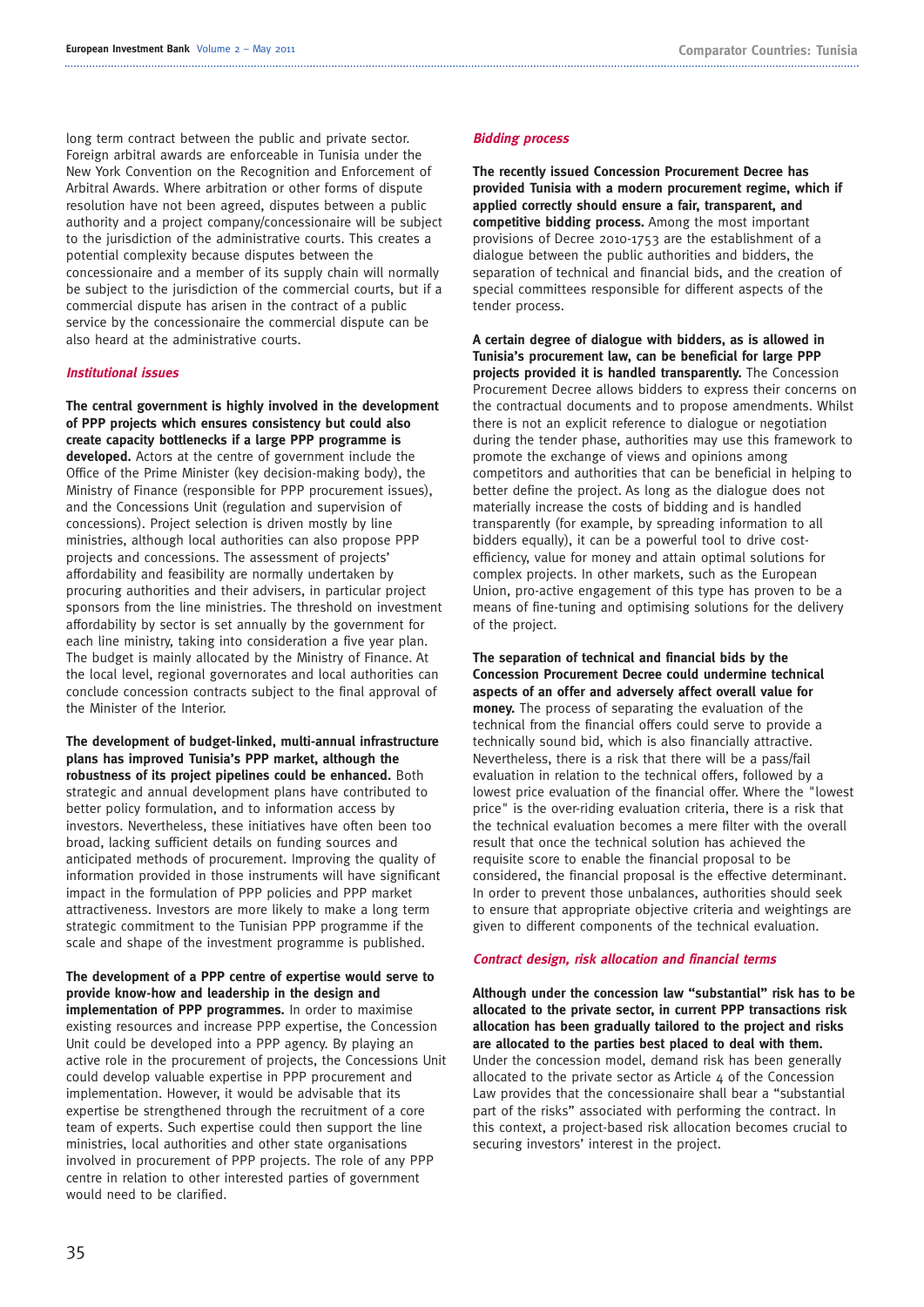long term contract between the public and private sector. Foreign arbitral awards are enforceable in Tunisia under the New York Convention on the Recognition and Enforcement of Arbitral Awards. Where arbitration or other forms of dispute resolution have not been agreed, disputes between a public authority and a project company/concessionaire will be subject to the jurisdiction of the administrative courts. This creates a potential complexity because disputes between the concessionaire and a member of its supply chain will normally be subject to the jurisdiction of the commercial courts, but if a commercial dispute has arisen in the contract of a public service by the concessionaire the commercial dispute can be also heard at the administrative courts.

### *Institutional issues*

**The central government is highly involved in the development of PPP projects which ensures consistency but could also create capacity bottlenecks if a large PPP programme is developed.** Actors at the centre of government include the Office of the Prime Minister (key decision-making body), the Ministry of Finance (responsible for PPP procurement issues), and the Concessions Unit (regulation and supervision of concessions). Project selection is driven mostly by line ministries, although local authorities can also propose PPP projects and concessions. The assessment of projects' affordability and feasibility are normally undertaken by procuring authorities and their advisers, in particular project sponsors from the line ministries. The threshold on investment affordability by sector is set annually by the government for each line ministry, taking into consideration a five year plan. The budget is mainly allocated by the Ministry of Finance. At the local level, regional governorates and local authorities can conclude concession contracts subject to the final approval of the Minister of the Interior.

**The development of budget-linked, multi-annual infrastructure plans has improved Tunisia's PPP market, although the robustness of its project pipelines could be enhanced.** Both strategic and annual development plans have contributed to better policy formulation, and to information access by investors. Nevertheless, these initiatives have often been too broad, lacking sufficient details on funding sources and anticipated methods of procurement. Improving the quality of information provided in those instruments will have significant impact in the formulation of PPP policies and PPP market attractiveness. Investors are more likely to make a long term strategic commitment to the Tunisian PPP programme if the scale and shape of the investment programme is published.

**The development of a PPP centre of expertise would serve to provide know-how and leadership in the design and implementation of PPP programmes.** In order to maximise existing resources and increase PPP expertise, the Concession Unit could be developed into a PPP agency. By playing an active role in the procurement of projects, the Concessions Unit could develop valuable expertise in PPP procurement and implementation. However, it would be advisable that its expertise be strengthened through the recruitment of a core team of experts. Such expertise could then support the line ministries, local authorities and other state organisations involved in procurement of PPP projects. The role of any PPP centre in relation to other interested parties of government would need to be clarified.

### *Bidding process*

**The recently issued Concession Procurement Decree has provided Tunisia with a modern procurement regime, which if applied correctly should ensure a fair, transparent, and competitive bidding process.** Among the most important provisions of Decree 2010-1753 are the establishment of a dialogue between the public authorities and bidders, the separation of technical and financial bids, and the creation of special committees responsible for different aspects of the tender process.

**A certain degree of dialogue with bidders, as is allowed in Tunisia's procurement law, can be beneficial for large PPP projects provided it is handled transparently.** The Concession Procurement Decree allows bidders to express their concerns on the contractual documents and to propose amendments. Whilst there is not an explicit reference to dialogue or negotiation during the tender phase, authorities may use this framework to promote the exchange of views and opinions among competitors and authorities that can be beneficial in helping to better define the project. As long as the dialogue does not materially increase the costs of bidding and is handled transparently (for example, by spreading information to all bidders equally), it can be a powerful tool to drive cost-efficiency, value for money and attain optimal solutions for complex projects. In other markets, such as the European Union, pro-active engagement of this type has proven to be a means of fine-tuning and optimising solutions for the delivery of the project.

**The separation of technical and financial bids by the Concession Procurement Decree could undermine technical aspects of an offer and adversely affect overall value for money.** The process of separating the evaluation of the technical from the financial offers could serve to provide a technically sound bid, which is also financially attractive. Nevertheless, there is a risk that there will be a pass/fail evaluation in relation to the technical offers, followed by a lowest price evaluation of the financial offer. Where the "lowest price" is the over-riding evaluation criteria, there is a risk that the technical evaluation becomes a mere filter with the overall result that once the technical solution has achieved the requisite score to enable the financial proposal to be considered, the financial proposal is the effective determinant. In order to prevent those unbalances, authorities should seek to ensure that appropriate objective criteria and weightings are given to different components of the technical evaluation.

### *Contract design, risk allocation and financial terms*

**Although under the concession law "substantial" risk has to be allocated to the private sector, in current PPP transactions risk allocation has been gradually tailored to the project and risks are allocated to the parties best placed to deal with them.** Under the concession model, demand risk has been generally allocated to the private sector as Article 4 of the Concession Law provides that the concessionaire shall bear a "substantial part of the risks" associated with performing the contract. In this context, a project-based risk allocation becomes crucial to securing investors' interest in the project.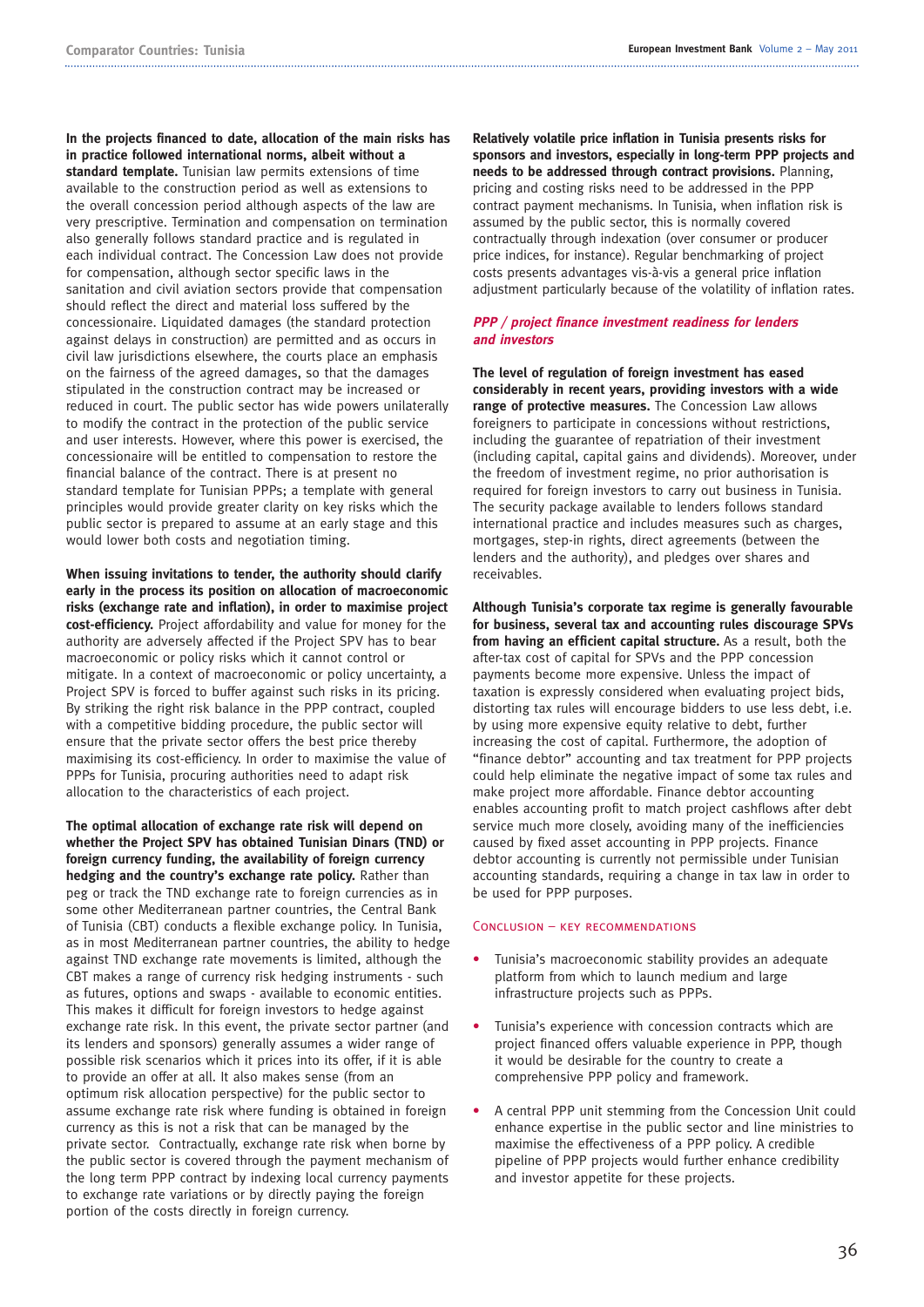**In the projects financed to date, allocation of the main risks has in practice followed international norms, albeit without a standard template.** Tunisian law permits extensions of time available to the construction period as well as extensions to the overall concession period although aspects of the law are very prescriptive. Termination and compensation on termination also generally follows standard practice and is regulated in each individual contract. The Concession Law does not provide for compensation, although sector specific laws in the sanitation and civil aviation sectors provide that compensation should reflect the direct and material loss suffered by the concessionaire. Liquidated damages (the standard protection against delays in construction) are permitted and as occurs in civil law jurisdictions elsewhere, the courts place an emphasis on the fairness of the agreed damages, so that the damages stipulated in the construction contract may be increased or reduced in court. The public sector has wide powers unilaterally to modify the contract in the protection of the public service and user interests. However, where this power is exercised, the concessionaire will be entitled to compensation to restore the financial balance of the contract. There is at present no standard template for Tunisian PPPs; a template with general principles would provide greater clarity on key risks which the public sector is prepared to assume at an early stage and this would lower both costs and negotiation timing.

**When issuing invitations to tender, the authority should clarify early in the process its position on allocation of macroeconomic risks (exchange rate and inflation), in order to maximise project cost-efficiency.** Project affordability and value for money for the authority are adversely affected if the Project SPV has to bear macroeconomic or policy risks which it cannot control or mitigate. In a context of macroeconomic or policy uncertainty, a Project SPV is forced to buffer against such risks in its pricing. By striking the right risk balance in the PPP contract, coupled with a competitive bidding procedure, the public sector will ensure that the private sector offers the best price thereby maximising its cost-efficiency. In order to maximise the value of PPPs for Tunisia, procuring authorities need to adapt risk allocation to the characteristics of each project.

**The optimal allocation of exchange rate risk will depend on whether the Project SPV has obtained Tunisian Dinars (TND) or foreign currency funding, the availability of foreign currency hedging and the country's exchange rate policy.** Rather than peg or track the TND exchange rate to foreign currencies as in some other Mediterranean partner countries, the Central Bank of Tunisia (CBT) conducts a flexible exchange policy. In Tunisia, as in most Mediterranean partner countries, the ability to hedge against TND exchange rate movements is limited, although the CBT makes a range of currency risk hedging instruments - such as futures, options and swaps - available to economic entities. This makes it difficult for foreign investors to hedge against exchange rate risk. In this event, the private sector partner (and its lenders and sponsors) generally assumes a wider range of possible risk scenarios which it prices into its offer, if it is able to provide an offer at all. It also makes sense (from an optimum risk allocation perspective) for the public sector to assume exchange rate risk where funding is obtained in foreign currency as this is not a risk that can be managed by the private sector. Contractually, exchange rate risk when borne by the public sector is covered through the payment mechanism of the long term PPP contract by indexing local currency payments to exchange rate variations or by directly paying the foreign portion of the costs directly in foreign currency.

**Relatively volatile price inflation in Tunisia presents risks for sponsors and investors, especially in long-term PPP projects and needs to be addressed through contract provisions.** Planning, pricing and costing risks need to be addressed in the PPP contract payment mechanisms. In Tunisia, when inflation risk is assumed by the public sector, this is normally covered contractually through indexation (over consumer or producer price indices, for instance). Regular benchmarking of project costs presents advantages vis-à-vis a general price inflation adjustment particularly because of the volatility of inflation rates.

### *PPP / project finance investment readiness for lenders and investors*

**The level of regulation of foreign investment has eased considerably in recent years, providing investors with a wide range of protective measures.** The Concession Law allows foreigners to participate in concessions without restrictions, including the guarantee of repatriation of their investment (including capital, capital gains and dividends). Moreover, under the freedom of investment regime, no prior authorisation is required for foreign investors to carry out business in Tunisia. The security package available to lenders follows standard international practice and includes measures such as charges, mortgages, step-in rights, direct agreements (between the lenders and the authority), and pledges over shares and receivables.

**Although Tunisia's corporate tax regime is generally favourable for business, several tax and accounting rules discourage SPVs from having an efficient capital structure.** As a result, both the after-tax cost of capital for SPVs and the PPP concession payments become more expensive. Unless the impact of taxation is expressly considered when evaluating project bids, distorting tax rules will encourage bidders to use less debt, i.e. by using more expensive equity relative to debt, further increasing the cost of capital. Furthermore, the adoption of "finance debtor" accounting and tax treatment for PPP projects could help eliminate the negative impact of some tax rules and make project more affordable. Finance debtor accounting enables accounting profit to match project cashflows after debt service much more closely, avoiding many of the inefficiencies caused by fixed asset accounting in PPP projects. Finance debtor accounting is currently not permissible under Tunisian accounting standards, requiring a change in tax law in order to be used for PPP purposes.

### Conclusion – key recommendations

- Tunisia's macroeconomic stability provides an adequate platform from which to launch medium and large infrastructure projects such as PPPs.
- Tunisia's experience with concession contracts which are project financed offers valuable experience in PPP, though it would be desirable for the country to create a comprehensive PPP policy and framework.
- A central PPP unit stemming from the Concession Unit could enhance expertise in the public sector and line ministries to maximise the effectiveness of a PPP policy. A credible pipeline of PPP projects would further enhance credibility and investor appetite for these projects.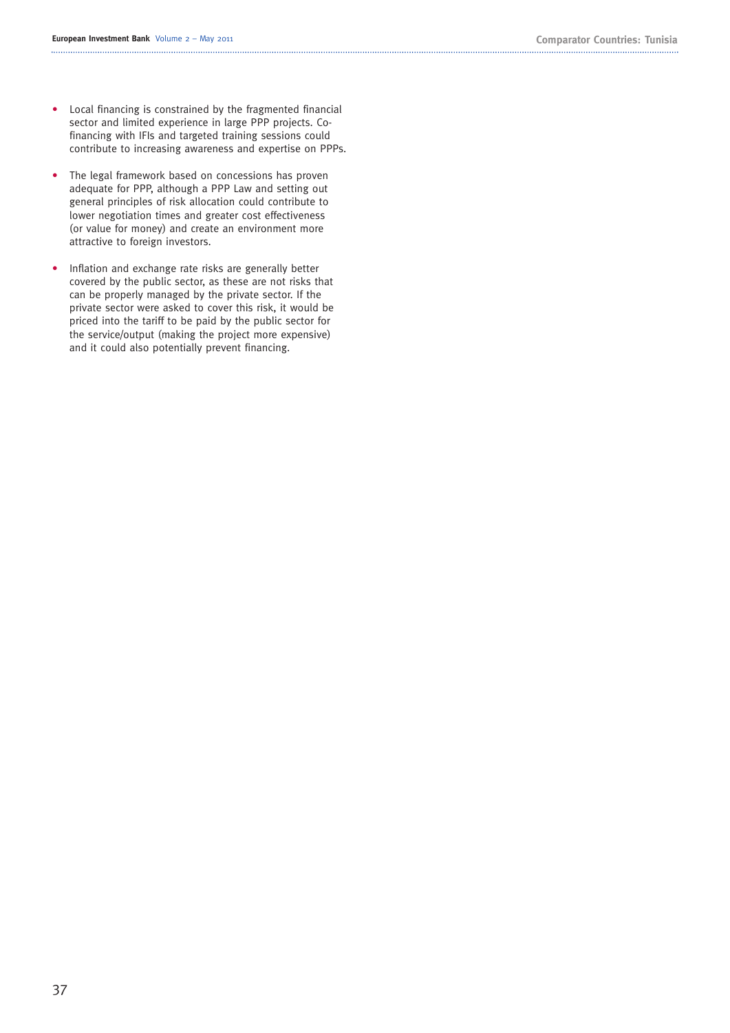- Local financing is constrained by the fragmented financial sector and limited experience in large PPP projects. Co-financing with IFIs and targeted training sessions could contribute to increasing awareness and expertise on PPPs.

- The legal framework based on concessions has proven adequate for PPP, although a PPP Law and setting out general principles of risk allocation could contribute to lower negotiation times and greater cost effectiveness (or value for money) and create an environment more attractive to foreign investors.

- Inflation and exchange rate risks are generally better covered by the public sector, as these are not risks that can be properly managed by the private sector. If the private sector were asked to cover this risk, it would be priced into the tariff to be paid by the public sector for the service/output (making the project more expensive) and it could also potentially prevent financing.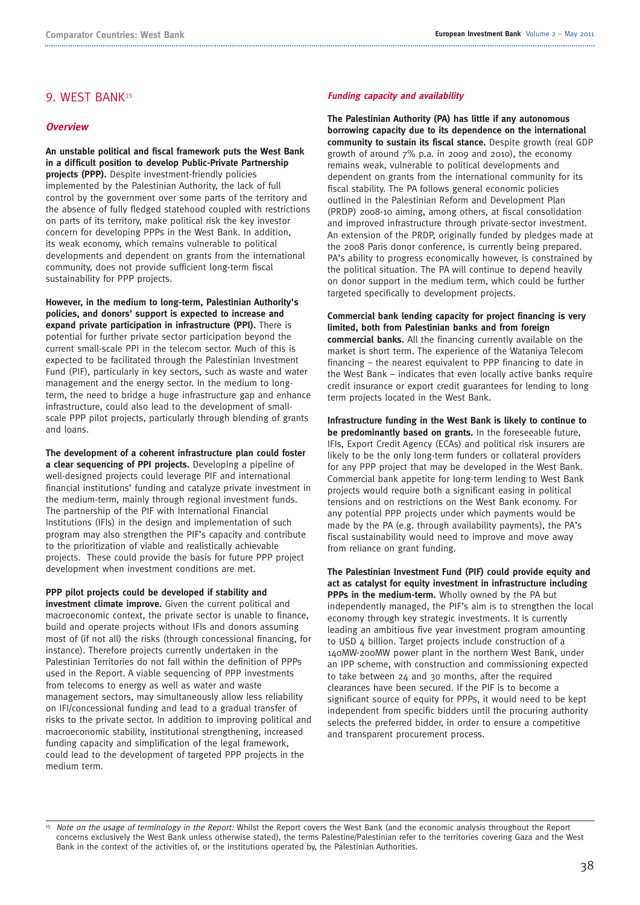## 9. WEST BANK[15]

### *Overview*

**An unstable political and fiscal framework puts the West Bank in a difficult position to develop Public-Private Partnership projects (PPP).** Despite investment-friendly policies implemented by the Palestinian Authority, the lack of full control by the government over some parts of the territory and the absence of fully fledged statehood coupled with restrictions on parts of its territory, make political risk the key investor concern for developing PPPs in the West Bank. In addition, its weak economy, which remains vulnerable to political developments and dependent on grants from the international community, does not provide sufficient long-term fiscal sustainability for PPP projects.

**However, in the medium to long-term, Palestinian Authority's policies, and donors' support is expected to increase and expand private participation in infrastructure (PPI).** There is potential for further private sector participation beyond the current small-scale PPI in the telecom sector. Much of this is expected to be facilitated through the Palestinian Investment Fund (PIF), particularly in key sectors, such as waste and water management and the energy sector. In the medium to long-term, the need to bridge a huge infrastructure gap and enhance infrastructure, could also lead to the development of small-scale PPP pilot projects, particularly through blending of grants and loans.

**The development of a coherent infrastructure plan could foster a clear sequencing of PPI projects.** Developing a pipeline of well-designed projects could leverage PIF and international financial institutions' funding and catalyze private investment in the medium-term, mainly through regional investment funds. The partnership of the PIF with International Financial Institutions (IFIs) in the design and implementation of such program may also strengthen the PIF's capacity and contribute to the prioritization of viable and realistically achievable projects. These could provide the basis for future PPP project development when investment conditions are met.

**PPP pilot projects could be developed if stability and investment climate improve.** Given the current political and macroeconomic context, the private sector is unable to finance, build and operate projects without IFIs and donors assuming most of (if not all) the risks (through concessional financing, for instance). Therefore projects currently undertaken in the Palestinian Territories do not fall within the definition of PPPs used in the Report. A viable sequencing of PPP investments from telecoms to energy as well as water and waste management sectors, may simultaneously allow less reliability on IFI/concessional funding and lead to a gradual transfer of risks to the private sector. In addition to improving political and macroeconomic stability, institutional strengthening, increased funding capacity and simplification of the legal framework, could lead to the development of targeted PPP projects in the medium term.

### *Funding capacity and availability*

**The Palestinian Authority (PA) has little if any autonomous borrowing capacity due to its dependence on the international community to sustain its fiscal stance.** Despite growth (real GDP growth of around 7% p.a. in 2009 and 2010), the economy remains weak, vulnerable to political developments and dependent on grants from the international community for its fiscal stability. The PA follows general economic policies outlined in the Palestinian Reform and Development Plan (PRDP) 2008-10 aiming, among others, at fiscal consolidation and improved infrastructure through private-sector investment. An extension of the PRDP, originally funded by pledges made at the 2008 Paris donor conference, is currently being prepared. PA's ability to progress economically however, is constrained by the political situation. The PA will continue to depend heavily on donor support in the medium term, which could be further targeted specifically to development projects.

**Commercial bank lending capacity for project financing is very limited, both from Palestinian banks and from foreign commercial banks.** All the financing currently available on the market is short term. The experience of the Wataniya Telecom financing – the nearest equivalent to PPP financing to date in the West Bank – indicates that even locally active banks require credit insurance or export credit guarantees for lending to long term projects located in the West Bank.

**Infrastructure funding in the West Bank is likely to continue to be predominantly based on grants.** In the foreseeable future, IFIs, Export Credit Agency (ECAs) and political risk insurers are likely to be the only long-term funders or collateral providers for any PPP project that may be developed in the West Bank. Commercial bank appetite for long-term lending to West Bank projects would require both a significant easing in political tensions and on restrictions on the West Bank economy. For any potential PPP projects under which payments would be made by the PA (e.g. through availability payments), the PA's fiscal sustainability would need to improve and move away from reliance on grant funding.

**The Palestinian Investment Fund (PIF) could provide equity and act as catalyst for equity investment in infrastructure including PPPs in the medium-term.** Wholly owned by the PA but independently managed, the PIF's aim is to strengthen the local economy through key strategic investments. It is currently leading an ambitious five year investment program amounting to USD 4 billion. Target projects include construction of a 140MW-200MW power plant in the northern West Bank, under an IPP scheme, with construction and commissioning expected to take between 24 and 30 months, after the required clearances have been secured. If the PIF is to become a significant source of equity for PPPs, it would need to be kept independent from specific bidders until the procuring authority selects the preferred bidder, in order to ensure a competitive and transparent procurement process.

[15] *Note on the usage of terminology in the Report:* Whilst the Report covers the West Bank (and the economic analysis throughout the Report concerns exclusively the West Bank unless otherwise stated), the terms Palestine/Palestinian refer to the territories covering Gaza and the West Bank in the context of the activities of, or the institutions operated by, the Palestinian Authorities.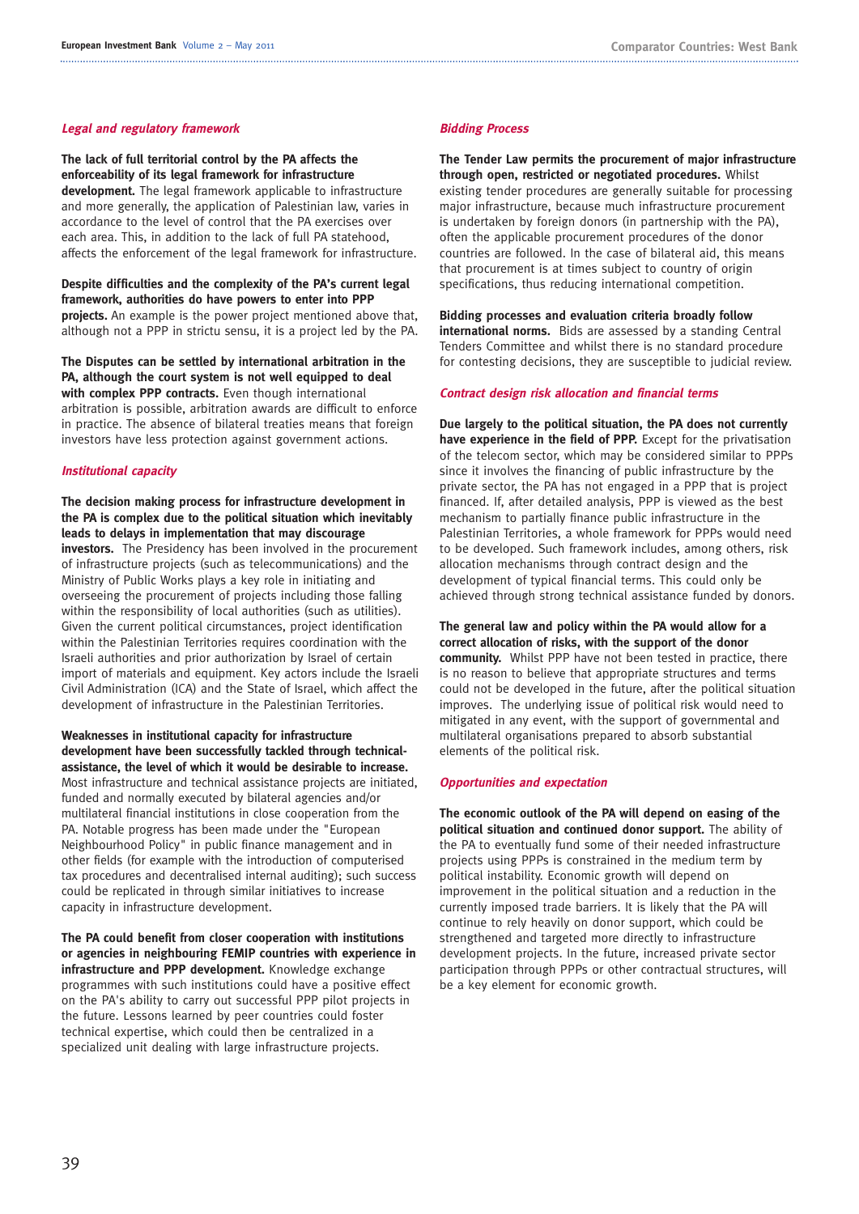### *Legal and regulatory framework*

**The lack of full territorial control by the PA affects the enforceability of its legal framework for infrastructure development.** The legal framework applicable to infrastructure and more generally, the application of Palestinian law, varies in accordance to the level of control that the PA exercises over each area. This, in addition to the lack of full PA statehood, affects the enforcement of the legal framework for infrastructure.

**Despite difficulties and the complexity of the PA's current legal framework, authorities do have powers to enter into PPP projects.** An example is the power project mentioned above that, although not a PPP in strictu sensu, it is a project led by the PA.

**The Disputes can be settled by international arbitration in the PA, although the court system is not well equipped to deal with complex PPP contracts.** Even though international arbitration is possible, arbitration awards are difficult to enforce in practice. The absence of bilateral treaties means that foreign investors have less protection against government actions.

### *Institutional capacity*

**The decision making process for infrastructure development in the PA is complex due to the political situation which inevitably leads to delays in implementation that may discourage investors.** The Presidency has been involved in the procurement of infrastructure projects (such as telecommunications) and the Ministry of Public Works plays a key role in initiating and overseeing the procurement of projects including those falling within the responsibility of local authorities (such as utilities). Given the current political circumstances, project identification within the Palestinian Territories requires coordination with the Israeli authorities and prior authorization by Israel of certain import of materials and equipment. Key actors include the Israeli Civil Administration (ICA) and the State of Israel, which affect the development of infrastructure in the Palestinian Territories.

**Weaknesses in institutional capacity for infrastructure development have been successfully tackled through technical-assistance, the level of which it would be desirable to increase.** Most infrastructure and technical assistance projects are initiated, funded and normally executed by bilateral agencies and/or multilateral financial institutions in close cooperation from the PA. Notable progress has been made under the "European Neighbourhood Policy" in public finance management and in other fields (for example with the introduction of computerised tax procedures and decentralised internal auditing); such success could be replicated in through similar initiatives to increase capacity in infrastructure development.

**The PA could benefit from closer cooperation with institutions or agencies in neighbouring FEMIP countries with experience in infrastructure and PPP development.** Knowledge exchange programmes with such institutions could have a positive effect on the PA's ability to carry out successful PPP pilot projects in the future. Lessons learned by peer countries could foster technical expertise, which could then be centralized in a specialized unit dealing with large infrastructure projects.

### *Bidding Process*

**The Tender Law permits the procurement of major infrastructure through open, restricted or negotiated procedures.** Whilst existing tender procedures are generally suitable for processing major infrastructure, because much infrastructure procurement is undertaken by foreign donors (in partnership with the PA), often the applicable procurement procedures of the donor countries are followed. In the case of bilateral aid, this means that procurement is at times subject to country of origin specifications, thus reducing international competition.

**Bidding processes and evaluation criteria broadly follow international norms.** Bids are assessed by a standing Central Tenders Committee and whilst there is no standard procedure for contesting decisions, they are susceptible to judicial review.

### *Contract design risk allocation and financial terms*

**Due largely to the political situation, the PA does not currently have experience in the field of PPP.** Except for the privatisation of the telecom sector, which may be considered similar to PPPs since it involves the financing of public infrastructure by the private sector, the PA has not engaged in a PPP that is project financed. If, after detailed analysis, PPP is viewed as the best mechanism to partially finance public infrastructure in the Palestinian Territories, a whole framework for PPPs would need to be developed. Such framework includes, among others, risk allocation mechanisms through contract design and the development of typical financial terms. This could only be achieved through strong technical assistance funded by donors.

**The general law and policy within the PA would allow for a correct allocation of risks, with the support of the donor community.** Whilst PPP have not been tested in practice, there is no reason to believe that appropriate structures and terms could not be developed in the future, after the political situation improves. The underlying issue of political risk would need to be mitigated in any event, with the support of governmental and multilateral organisations prepared to absorb substantial elements of the political risk.

### *Opportunities and expectation*

**The economic outlook of the PA will depend on easing of the political situation and continued donor support.** The ability of the PA to eventually fund some of their needed infrastructure projects using PPPs is constrained in the medium term by political instability. Economic growth will depend on improvement in the political situation and a reduction in the currently imposed trade barriers. It is likely that the PA will continue to rely heavily on donor support, which could be strengthened and targeted more directly to infrastructure development projects. In the future, increased private sector participation through PPPs or other contractual structures, will be a key element for economic growth.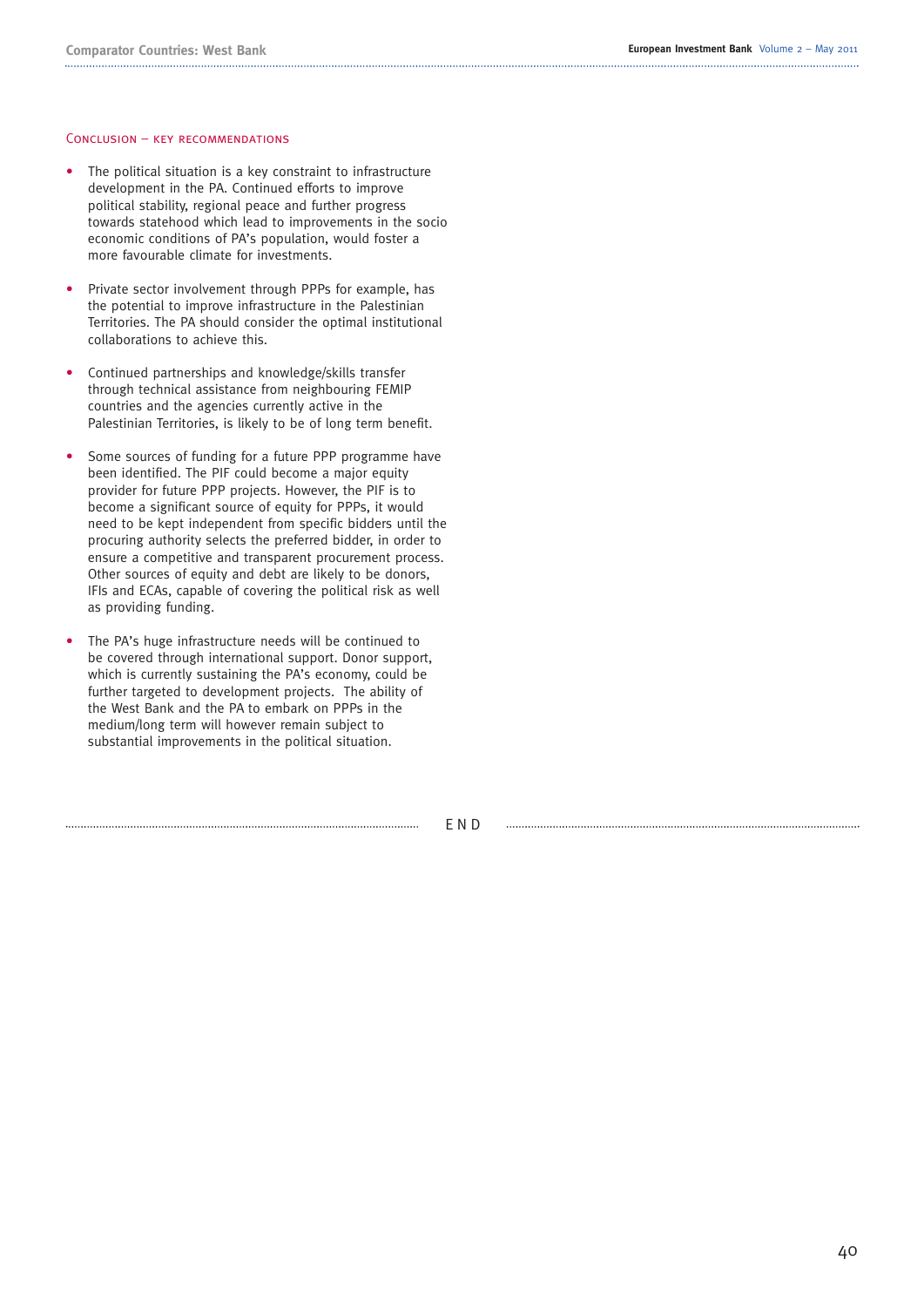## Conclusion – key recommendations

- The political situation is a key constraint to infrastructure development in the PA. Continued efforts to improve political stability, regional peace and further progress towards statehood which lead to improvements in the socio economic conditions of PA's population, would foster a more favourable climate for investments.

- Private sector involvement through PPPs for example, has the potential to improve infrastructure in the Palestinian Territories. The PA should consider the optimal institutional collaborations to achieve this.

- Continued partnerships and knowledge/skills transfer through technical assistance from neighbouring FEMIP countries and the agencies currently active in the Palestinian Territories, is likely to be of long term benefit.

- Some sources of funding for a future PPP programme have been identified. The PIF could become a major equity provider for future PPP projects. However, the PIF is to become a significant source of equity for PPPs, it would need to be kept independent from specific bidders until the procuring authority selects the preferred bidder, in order to ensure a competitive and transparent procurement process. Other sources of equity and debt are likely to be donors, IFIs and ECAs, capable of covering the political risk as well as providing funding.

- The PA's huge infrastructure needs will be continued to be covered through international support. Donor support, which is currently sustaining the PA's economy, could be further targeted to development projects. The ability of the West Bank and the PA to embark on PPPs in the medium/long term will however remain subject to substantial improvements in the political situation.

END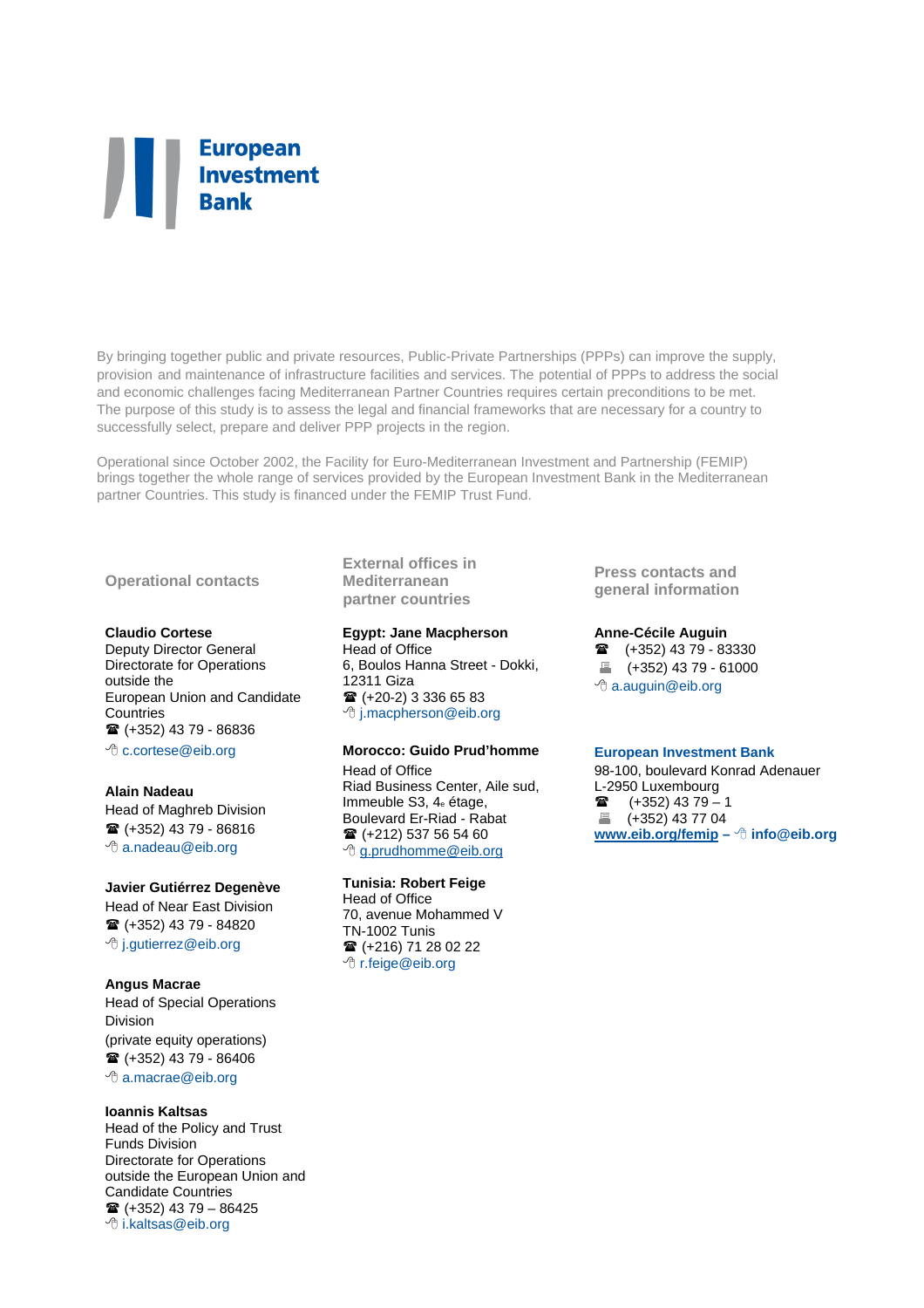**European Investment Bank**

By bringing together public and private resources, Public-Private Partnerships (PPPs) can improve the supply, provision and maintenance of infrastructure facilities and services. The potential of PPPs to address the social and economic challenges facing Mediterranean Partner Countries requires certain preconditions to be met. The purpose of this study is to assess the legal and financial frameworks that are necessary for a country to successfully select, prepare and deliver PPP projects in the region.

Operational since October 2002, the Facility for Euro-Mediterranean Investment and Partnership (FEMIP) brings together the whole range of services provided by the European Investment Bank in the Mediterranean partner Countries. This study is financed under the FEMIP Trust Fund.

### Operational contacts

**Claudio Cortese**
Deputy Director General
Directorate for Operations outside the European Union and Candidate Countries
☎ (+352) 43 79 - 86836
c.cortese@eib.org

**Alain Nadeau**
Head of Maghreb Division
☎ (+352) 43 79 - 86816
a.nadeau@eib.org

**Javier Gutiérrez Degenève**
Head of Near East Division
☎ (+352) 43 79 - 84820
j.gutierrez@eib.org

**Angus Macrae**
Head of Special Operations Division
(private equity operations)
☎ (+352) 43 79 - 86406
a.macrae@eib.org

**Ioannis Kaltsas**
Head of the Policy and Trust Funds Division
Directorate for Operations outside the European Union and Candidate Countries
☎ (+352) 43 79 – 86425
i.kaltsas@eib.org

### External offices in Mediterranean partner countries

**Egypt: Jane Macpherson**
Head of Office
6, Boulos Hanna Street - Dokki, 12311 Giza
☎ (+20-2) 3 336 65 83
j.macpherson@eib.org

**Morocco: Guido Prud'homme**
Head of Office
Riad Business Center, Aile sud, Immeuble S3, 4e étage, Boulevard Er-Riad - Rabat
☎ (+212) 537 56 54 60
g.prudhomme@eib.org

**Tunisia: Robert Feige**
Head of Office
70, avenue Mohammed V
TN-1002 Tunis
☎ (+216) 71 28 02 22
r.feige@eib.org

### Press contacts and general information

**Anne-Cécile Auguin**
☎ (+352) 43 79 - 83330
Fax (+352) 43 79 - 61000
a.auguin@eib.org

**European Investment Bank**
98-100, boulevard Konrad Adenauer
L-2950 Luxembourg
☎ (+352) 43 79 – 1
Fax (+352) 43 77 04
**www.eib.org/femip** – **info@eib.org**